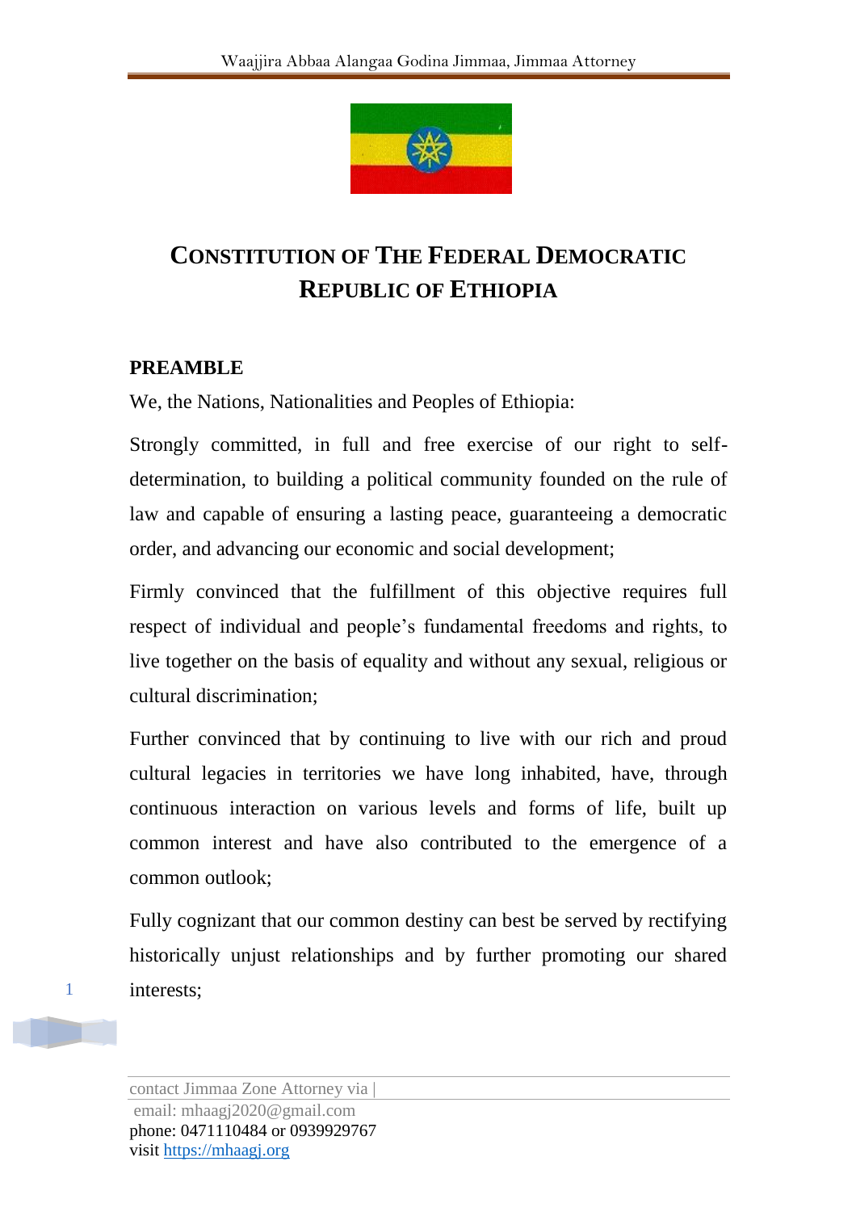# CONSTITUTION OF THE FEDERAL DEMOCRATIC REPUBLIC OF ETHIOPIA

## PREAMBLE

We, the Nations, Nationalities and Peoples of Ethiopia:

Strongly committed, in full and free exercise of our right to self-determination, to building a political community founded on the rule of law and capable of ensuring a lasting peace, guaranteeing a democratic order, and advancing our economic and social development;

Firmly convinced that the fulfillment of this objective requires full respect of individual and people's fundamental freedoms and rights, to live together on the basis of equality and without any sexual, religious or cultural discrimination;

Further convinced that by continuing to live with our rich and proud cultural legacies in territories we have long inhabited, have, through continuous interaction on various levels and forms of life, built up common interest and have also contributed to the emergence of a common outlook;

Fully cognizant that our common destiny can best be served by rectifying historically unjust relationships and by further promoting our shared interests;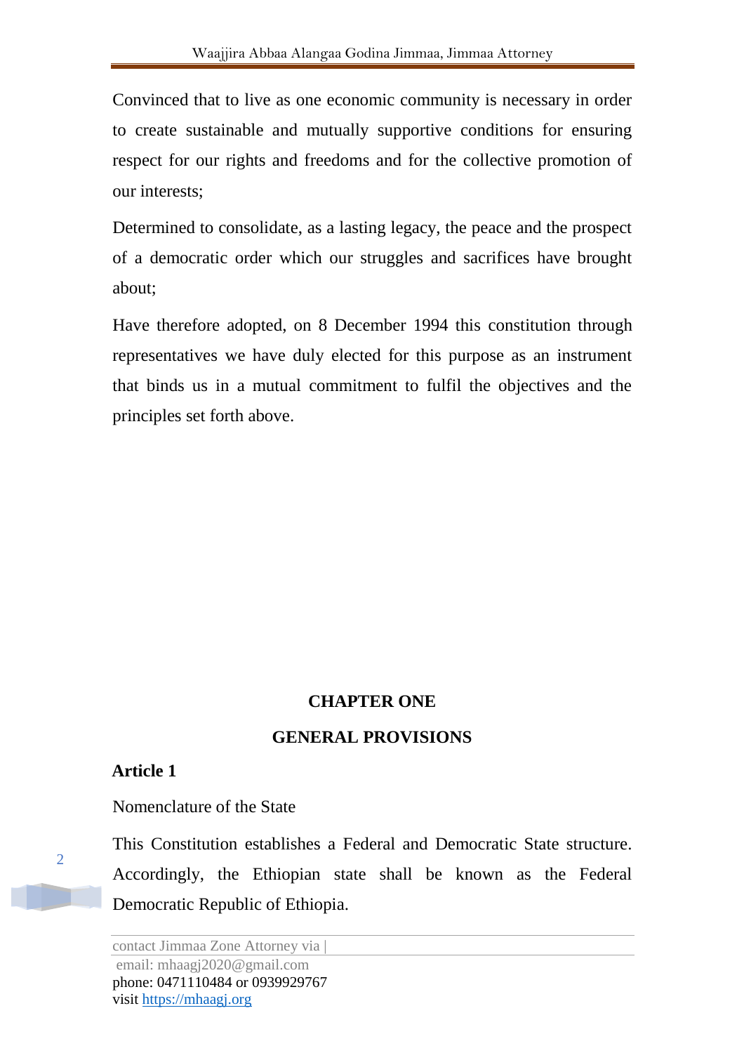Convinced that to live as one economic community is necessary in order to create sustainable and mutually supportive conditions for ensuring respect for our rights and freedoms and for the collective promotion of our interests;

Determined to consolidate, as a lasting legacy, the peace and the prospect of a democratic order which our struggles and sacrifices have brought about;

Have therefore adopted, on 8 December 1994 this constitution through representatives we have duly elected for this purpose as an instrument that binds us in a mutual commitment to fulfil the objectives and the principles set forth above.

## CHAPTER ONE

## GENERAL PROVISIONS

### Article 1

Nomenclature of the State

This Constitution establishes a Federal and Democratic State structure. Accordingly, the Ethiopian state shall be known as the Federal Democratic Republic of Ethiopia.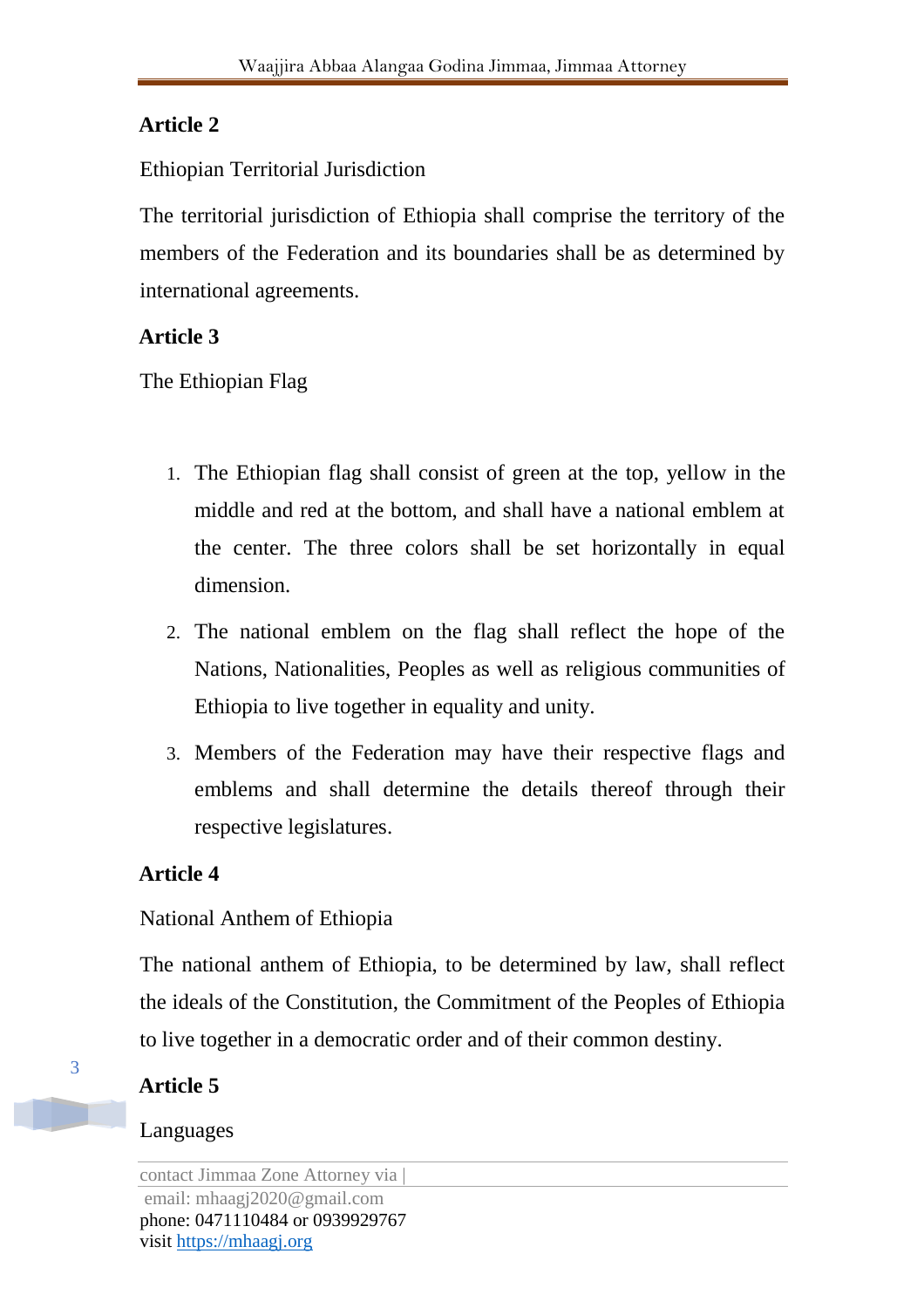**Article 2**

Ethiopian Territorial Jurisdiction

The territorial jurisdiction of Ethiopia shall comprise the territory of the members of the Federation and its boundaries shall be as determined by international agreements.

**Article 3**

The Ethiopian Flag

1. The Ethiopian flag shall consist of green at the top, yellow in the middle and red at the bottom, and shall have a national emblem at the center. The three colors shall be set horizontally in equal dimension.
2. The national emblem on the flag shall reflect the hope of the Nations, Nationalities, Peoples as well as religious communities of Ethiopia to live together in equality and unity.
3. Members of the Federation may have their respective flags and emblems and shall determine the details thereof through their respective legislatures.

**Article 4**

National Anthem of Ethiopia

The national anthem of Ethiopia, to be determined by law, shall reflect the ideals of the Constitution, the Commitment of the Peoples of Ethiopia to live together in a democratic order and of their common destiny.

**Article 5**

Languages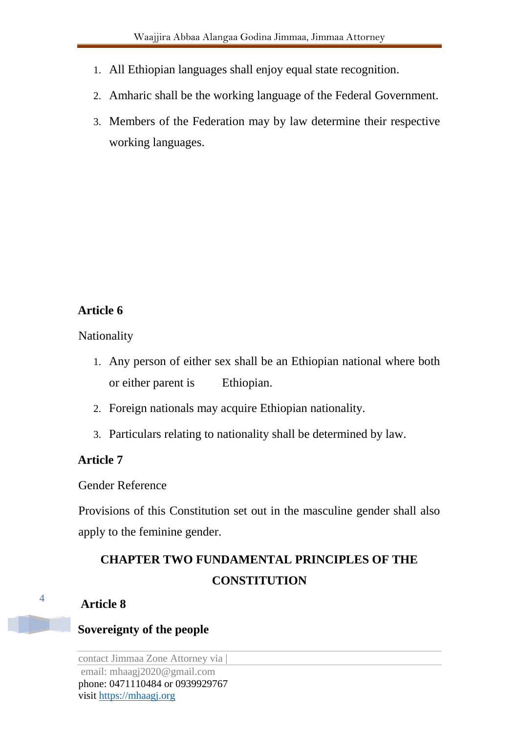1. All Ethiopian languages shall enjoy equal state recognition.
2. Amharic shall be the working language of the Federal Government.
3. Members of the Federation may by law determine their respective working languages.

**Article 6**

Nationality

1. Any person of either sex shall be an Ethiopian national where both or either parent is Ethiopian.
2. Foreign nationals may acquire Ethiopian nationality.
3. Particulars relating to nationality shall be determined by law.

**Article 7**

Gender Reference

Provisions of this Constitution set out in the masculine gender shall also apply to the feminine gender.

## CHAPTER TWO FUNDAMENTAL PRINCIPLES OF THE CONSTITUTION

**Article 8**

**Sovereignty of the people**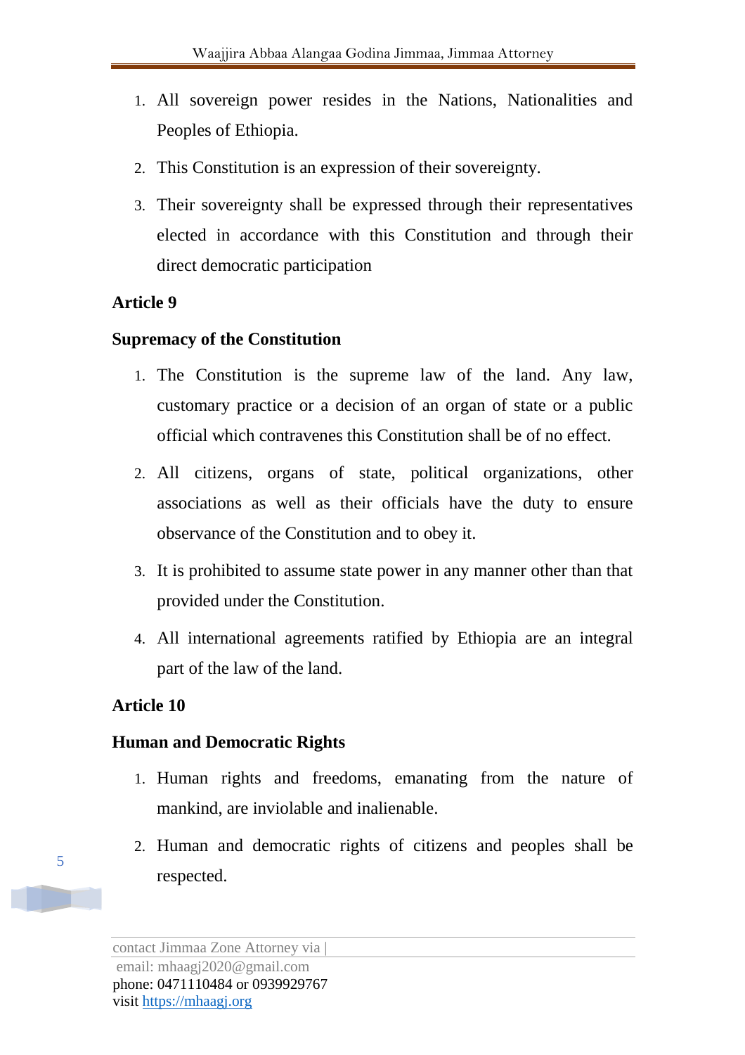1. All sovereign power resides in the Nations, Nationalities and Peoples of Ethiopia.
2. This Constitution is an expression of their sovereignty.
3. Their sovereignty shall be expressed through their representatives elected in accordance with this Constitution and through their direct democratic participation

**Article 9**

**Supremacy of the Constitution**

1. The Constitution is the supreme law of the land. Any law, customary practice or a decision of an organ of state or a public official which contravenes this Constitution shall be of no effect.
2. All citizens, organs of state, political organizations, other associations as well as their officials have the duty to ensure observance of the Constitution and to obey it.
3. It is prohibited to assume state power in any manner other than that provided under the Constitution.
4. All international agreements ratified by Ethiopia are an integral part of the law of the land.

**Article 10**

**Human and Democratic Rights**

1. Human rights and freedoms, emanating from the nature of mankind, are inviolable and inalienable.
2. Human and democratic rights of citizens and peoples shall be respected.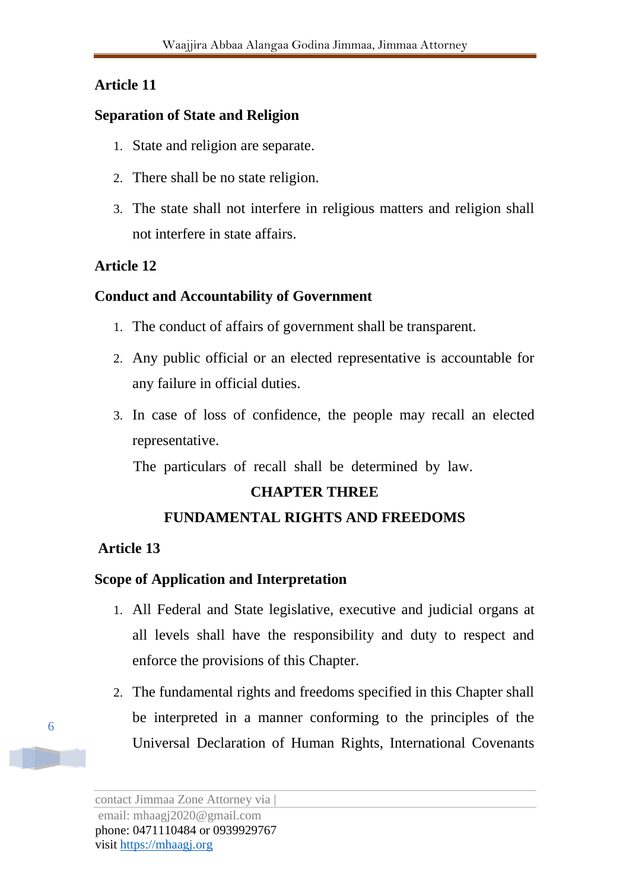**Article 11**

**Separation of State and Religion**

1. State and religion are separate.
2. There shall be no state religion.
3. The state shall not interfere in religious matters and religion shall not interfere in state affairs.

**Article 12**

**Conduct and Accountability of Government**

1. The conduct of affairs of government shall be transparent.
2. Any public official or an elected representative is accountable for any failure in official duties.
3. In case of loss of confidence, the people may recall an elected representative.

   The particulars of recall shall be determined by law.

## CHAPTER THREE

## FUNDAMENTAL RIGHTS AND FREEDOMS

**Article 13**

**Scope of Application and Interpretation**

1. All Federal and State legislative, executive and judicial organs at all levels shall have the responsibility and duty to respect and enforce the provisions of this Chapter.
2. The fundamental rights and freedoms specified in this Chapter shall be interpreted in a manner conforming to the principles of the Universal Declaration of Human Rights, International Covenants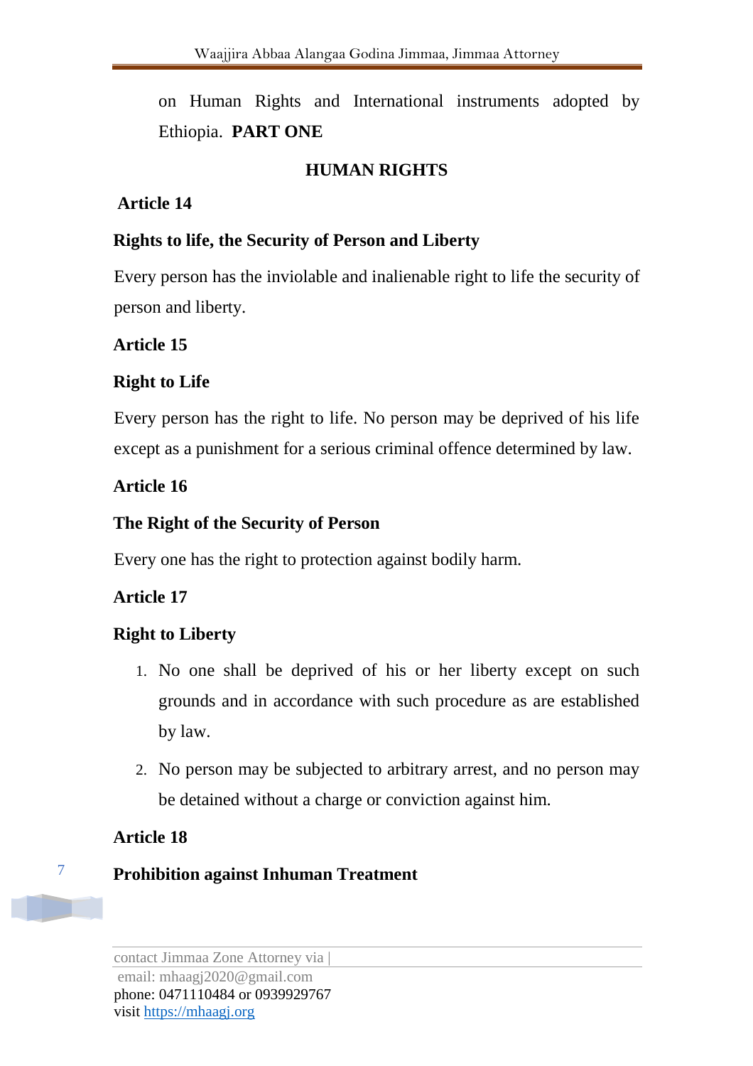on Human Rights and International instruments adopted by Ethiopia. **PART ONE**

## HUMAN RIGHTS

### Article 14

### Rights to life, the Security of Person and Liberty

Every person has the inviolable and inalienable right to life the security of person and liberty.

### Article 15

### Right to Life

Every person has the right to life. No person may be deprived of his life except as a punishment for a serious criminal offence determined by law.

### Article 16

### The Right of the Security of Person

Every one has the right to protection against bodily harm.

### Article 17

### Right to Liberty

1. No one shall be deprived of his or her liberty except on such grounds and in accordance with such procedure as are established by law.
2. No person may be subjected to arbitrary arrest, and no person may be detained without a charge or conviction against him.

### Article 18

### Prohibition against Inhuman Treatment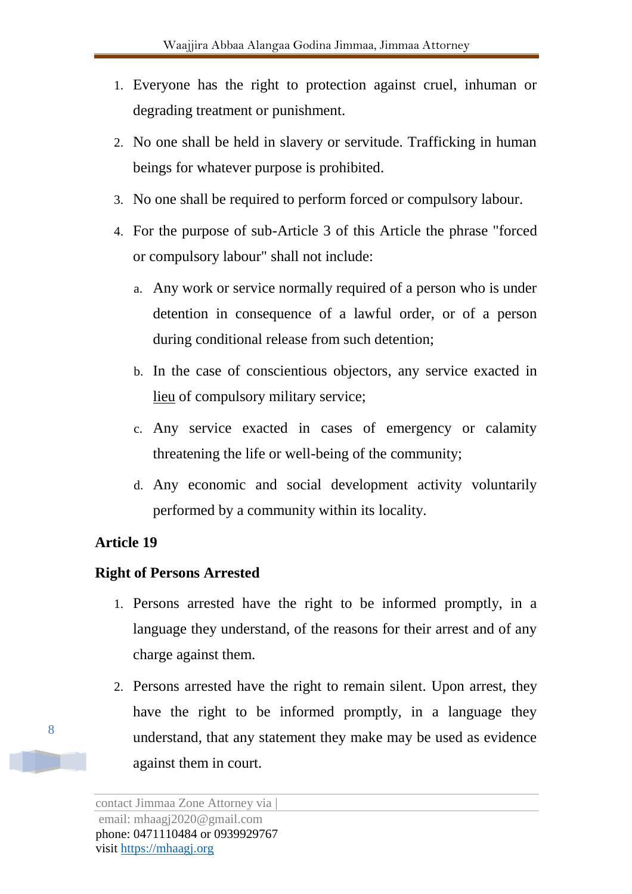1. Everyone has the right to protection against cruel, inhuman or degrading treatment or punishment.
2. No one shall be held in slavery or servitude. Trafficking in human beings for whatever purpose is prohibited.
3. No one shall be required to perform forced or compulsory labour.
4. For the purpose of sub-Article 3 of this Article the phrase "forced or compulsory labour" shall not include:
   a. Any work or service normally required of a person who is under detention in consequence of a lawful order, or of a person during conditional release from such detention;
   b. In the case of conscientious objectors, any service exacted in lieu of compulsory military service;
   c. Any service exacted in cases of emergency or calamity threatening the life or well-being of the community;
   d. Any economic and social development activity voluntarily performed by a community within its locality.

**Article 19**

**Right of Persons Arrested**

1. Persons arrested have the right to be informed promptly, in a language they understand, of the reasons for their arrest and of any charge against them.
2. Persons arrested have the right to remain silent. Upon arrest, they have the right to be informed promptly, in a language they understand, that any statement they make may be used as evidence against them in court.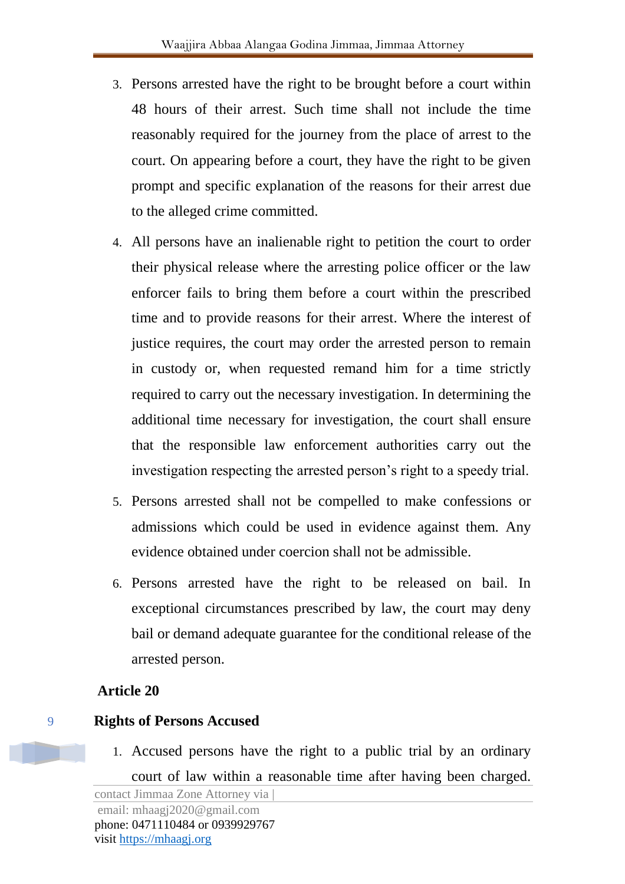3. Persons arrested have the right to be brought before a court within 48 hours of their arrest. Such time shall not include the time reasonably required for the journey from the place of arrest to the court. On appearing before a court, they have the right to be given prompt and specific explanation of the reasons for their arrest due to the alleged crime committed.
4. All persons have an inalienable right to petition the court to order their physical release where the arresting police officer or the law enforcer fails to bring them before a court within the prescribed time and to provide reasons for their arrest. Where the interest of justice requires, the court may order the arrested person to remain in custody or, when requested remand him for a time strictly required to carry out the necessary investigation. In determining the additional time necessary for investigation, the court shall ensure that the responsible law enforcement authorities carry out the investigation respecting the arrested person's right to a speedy trial.
5. Persons arrested shall not be compelled to make confessions or admissions which could be used in evidence against them. Any evidence obtained under coercion shall not be admissible.
6. Persons arrested have the right to be released on bail. In exceptional circumstances prescribed by law, the court may deny bail or demand adequate guarantee for the conditional release of the arrested person.

**Article 20**

**Rights of Persons Accused**

1. Accused persons have the right to a public trial by an ordinary court of law within a reasonable time after having been charged.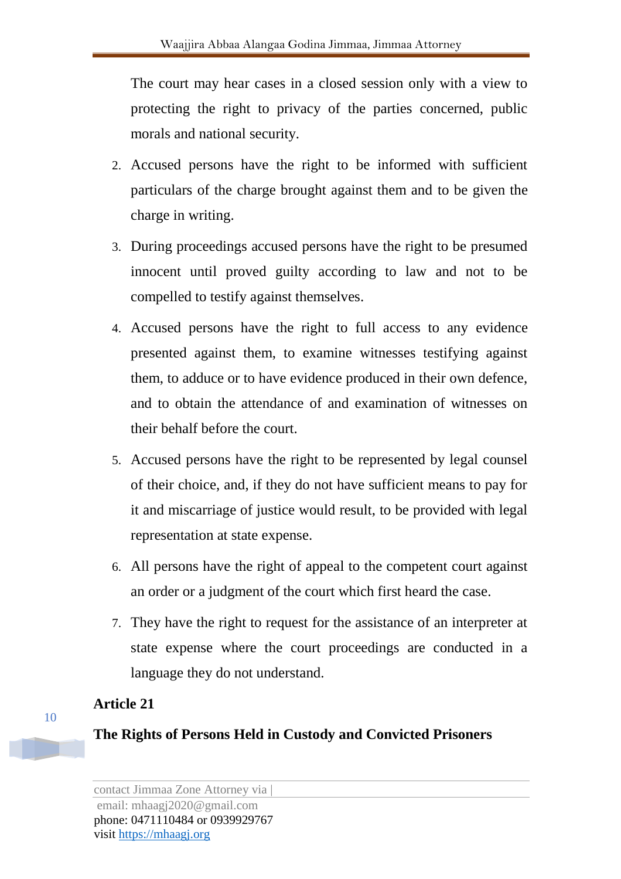The court may hear cases in a closed session only with a view to protecting the right to privacy of the parties concerned, public morals and national security.

2. Accused persons have the right to be informed with sufficient particulars of the charge brought against them and to be given the charge in writing.
3. During proceedings accused persons have the right to be presumed innocent until proved guilty according to law and not to be compelled to testify against themselves.
4. Accused persons have the right to full access to any evidence presented against them, to examine witnesses testifying against them, to adduce or to have evidence produced in their own defence, and to obtain the attendance of and examination of witnesses on their behalf before the court.
5. Accused persons have the right to be represented by legal counsel of their choice, and, if they do not have sufficient means to pay for it and miscarriage of justice would result, to be provided with legal representation at state expense.
6. All persons have the right of appeal to the competent court against an order or a judgment of the court which first heard the case.
7. They have the right to request for the assistance of an interpreter at state expense where the court proceedings are conducted in a language they do not understand.

**Article 21**

**The Rights of Persons Held in Custody and Convicted Prisoners**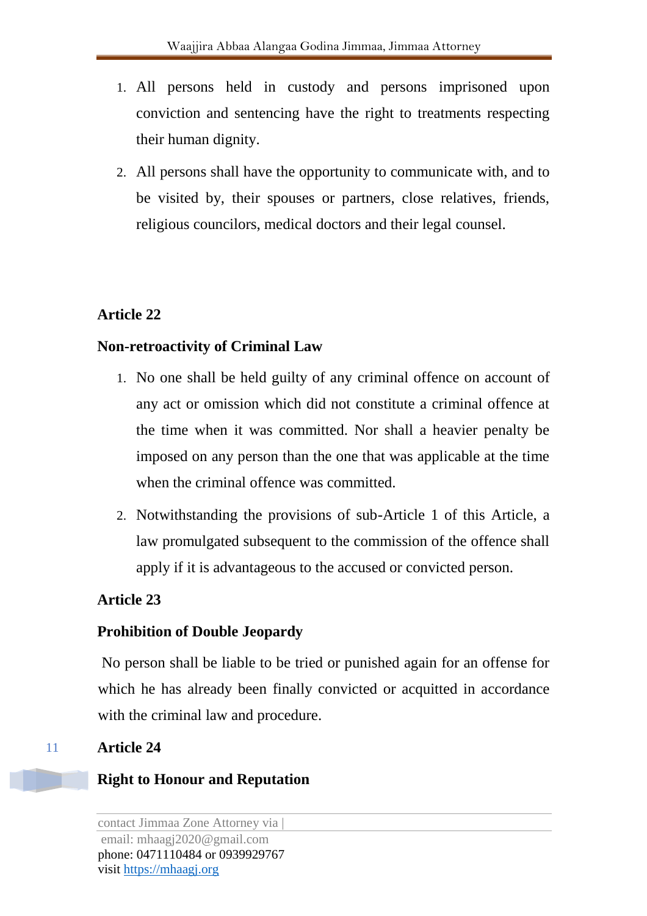1. All persons held in custody and persons imprisoned upon conviction and sentencing have the right to treatments respecting their human dignity.
2. All persons shall have the opportunity to communicate with, and to be visited by, their spouses or partners, close relatives, friends, religious councilors, medical doctors and their legal counsel.

**Article 22**

**Non-retroactivity of Criminal Law**

1. No one shall be held guilty of any criminal offence on account of any act or omission which did not constitute a criminal offence at the time when it was committed. Nor shall a heavier penalty be imposed on any person than the one that was applicable at the time when the criminal offence was committed.
2. Notwithstanding the provisions of sub-Article 1 of this Article, a law promulgated subsequent to the commission of the offence shall apply if it is advantageous to the accused or convicted person.

**Article 23**

**Prohibition of Double Jeopardy**

No person shall be liable to be tried or punished again for an offense for which he has already been finally convicted or acquitted in accordance with the criminal law and procedure.

**Article 24**

**Right to Honour and Reputation**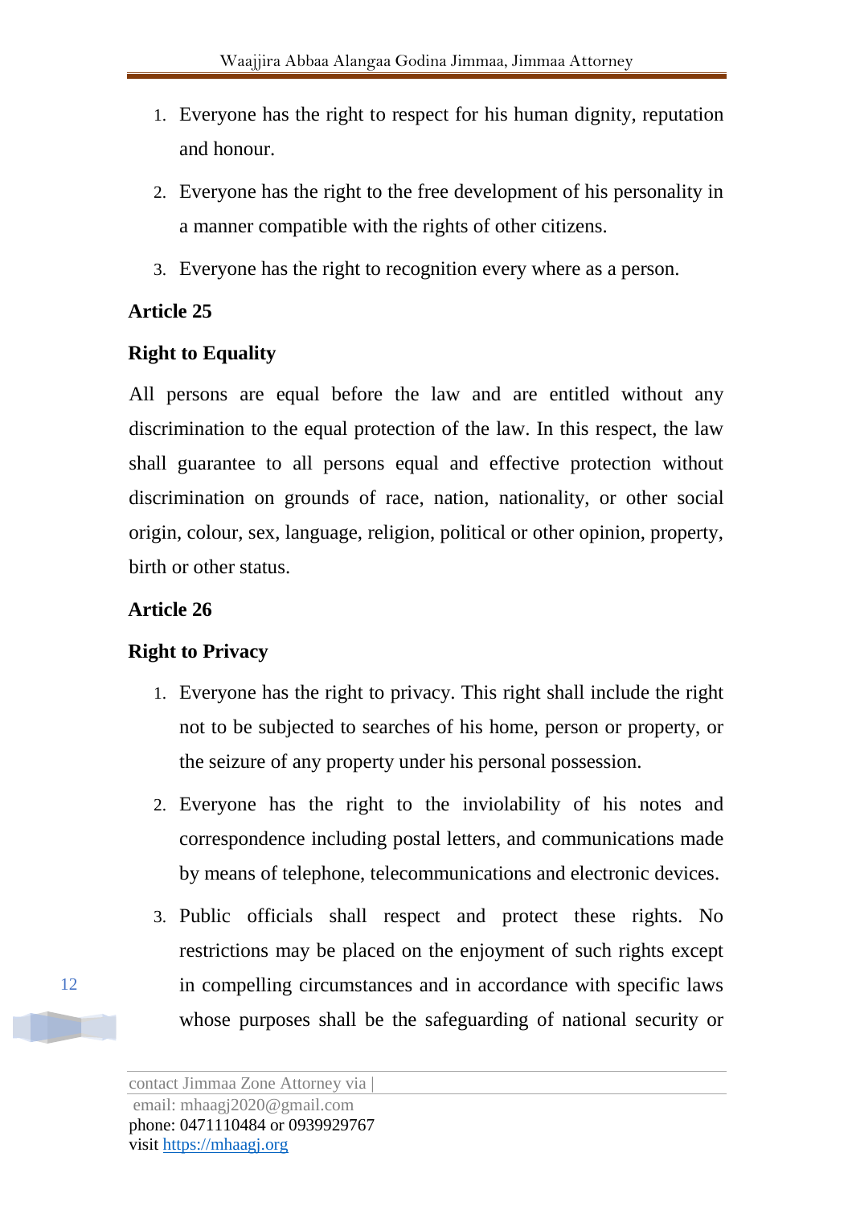1. Everyone has the right to respect for his human dignity, reputation and honour.
2. Everyone has the right to the free development of his personality in a manner compatible with the rights of other citizens.
3. Everyone has the right to recognition every where as a person.

**Article 25**

**Right to Equality**

All persons are equal before the law and are entitled without any discrimination to the equal protection of the law. In this respect, the law shall guarantee to all persons equal and effective protection without discrimination on grounds of race, nation, nationality, or other social origin, colour, sex, language, religion, political or other opinion, property, birth or other status.

**Article 26**

**Right to Privacy**

1. Everyone has the right to privacy. This right shall include the right not to be subjected to searches of his home, person or property, or the seizure of any property under his personal possession.
2. Everyone has the right to the inviolability of his notes and correspondence including postal letters, and communications made by means of telephone, telecommunications and electronic devices.
3. Public officials shall respect and protect these rights. No restrictions may be placed on the enjoyment of such rights except in compelling circumstances and in accordance with specific laws whose purposes shall be the safeguarding of national security or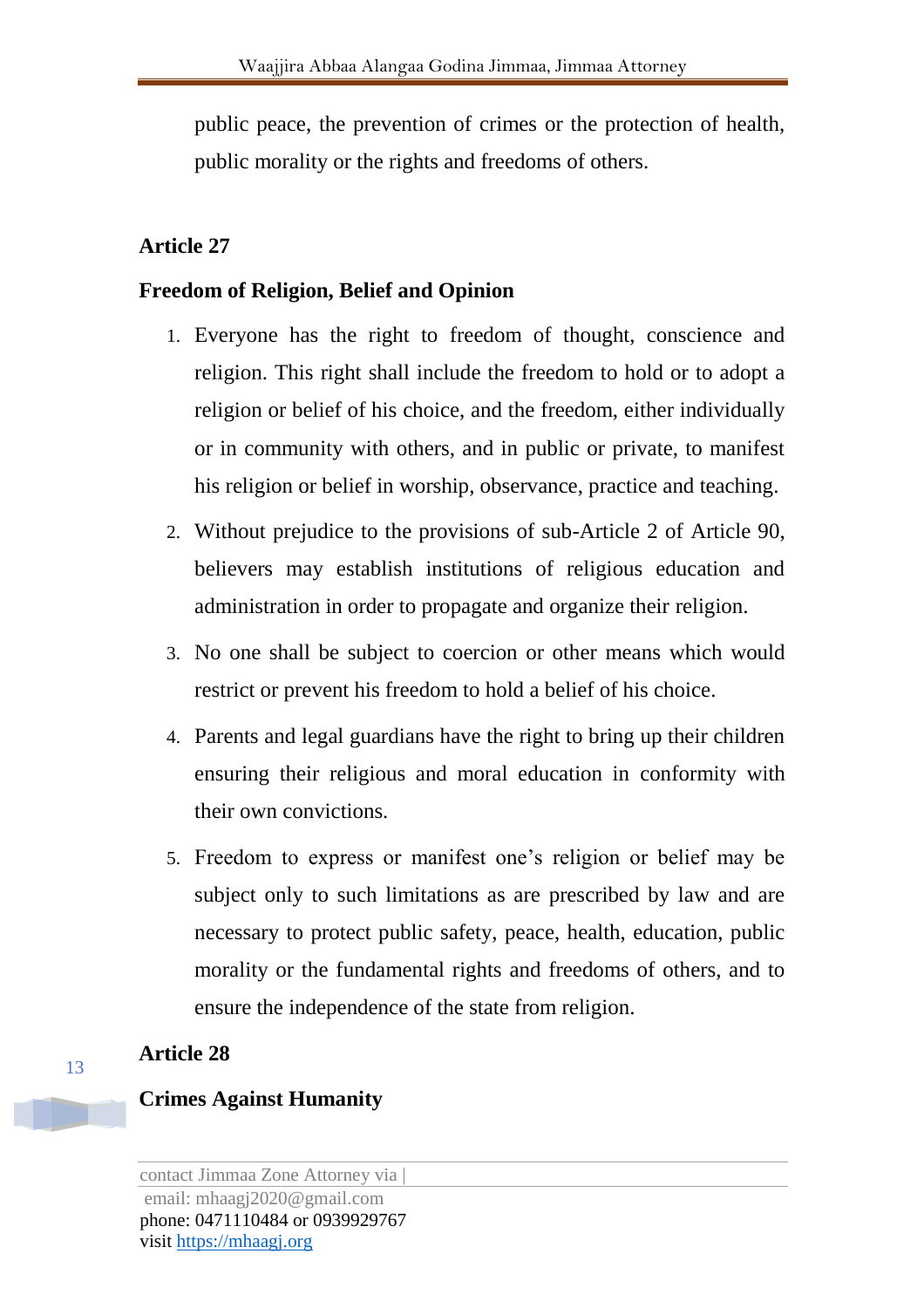public peace, the prevention of crimes or the protection of health, public morality or the rights and freedoms of others.

**Article 27**

**Freedom of Religion, Belief and Opinion**

1. Everyone has the right to freedom of thought, conscience and religion. This right shall include the freedom to hold or to adopt a religion or belief of his choice, and the freedom, either individually or in community with others, and in public or private, to manifest his religion or belief in worship, observance, practice and teaching.
2. Without prejudice to the provisions of sub-Article 2 of Article 90, believers may establish institutions of religious education and administration in order to propagate and organize their religion.
3. No one shall be subject to coercion or other means which would restrict or prevent his freedom to hold a belief of his choice.
4. Parents and legal guardians have the right to bring up their children ensuring their religious and moral education in conformity with their own convictions.
5. Freedom to express or manifest one's religion or belief may be subject only to such limitations as are prescribed by law and are necessary to protect public safety, peace, health, education, public morality or the fundamental rights and freedoms of others, and to ensure the independence of the state from religion.

**Article 28**

**Crimes Against Humanity**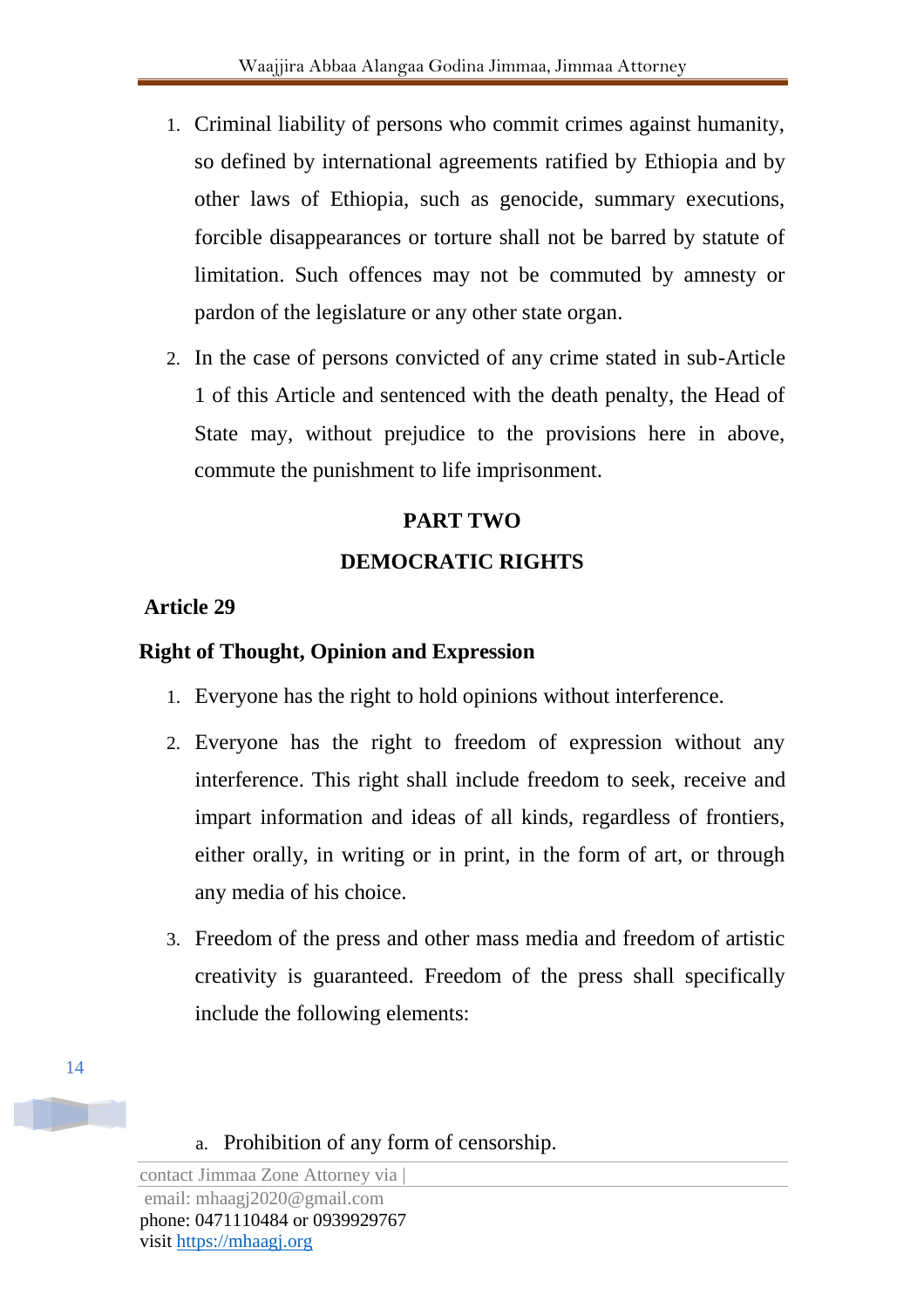1. Criminal liability of persons who commit crimes against humanity, so defined by international agreements ratified by Ethiopia and by other laws of Ethiopia, such as genocide, summary executions, forcible disappearances or torture shall not be barred by statute of limitation. Such offences may not be commuted by amnesty or pardon of the legislature or any other state organ.
2. In the case of persons convicted of any crime stated in sub-Article 1 of this Article and sentenced with the death penalty, the Head of State may, without prejudice to the provisions here in above, commute the punishment to life imprisonment.

## PART TWO

## DEMOCRATIC RIGHTS

### Article 29

### Right of Thought, Opinion and Expression

1. Everyone has the right to hold opinions without interference.
2. Everyone has the right to freedom of expression without any interference. This right shall include freedom to seek, receive and impart information and ideas of all kinds, regardless of frontiers, either orally, in writing or in print, in the form of art, or through any media of his choice.
3. Freedom of the press and other mass media and freedom of artistic creativity is guaranteed. Freedom of the press shall specifically include the following elements:

   a. Prohibition of any form of censorship.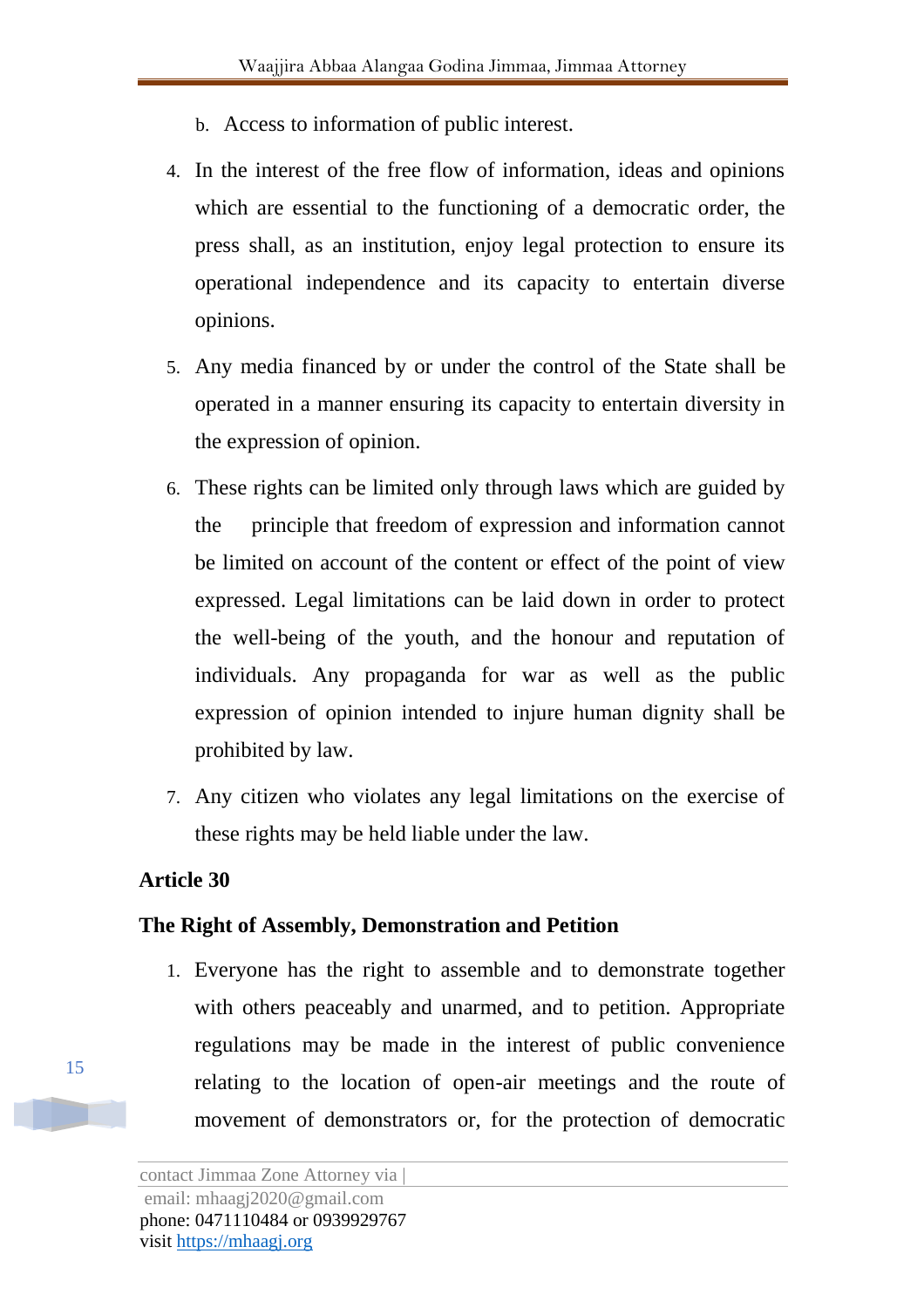b. Access to information of public interest.

4. In the interest of the free flow of information, ideas and opinions which are essential to the functioning of a democratic order, the press shall, as an institution, enjoy legal protection to ensure its operational independence and its capacity to entertain diverse opinions.
5. Any media financed by or under the control of the State shall be operated in a manner ensuring its capacity to entertain diversity in the expression of opinion.
6. These rights can be limited only through laws which are guided by the principle that freedom of expression and information cannot be limited on account of the content or effect of the point of view expressed. Legal limitations can be laid down in order to protect the well-being of the youth, and the honour and reputation of individuals. Any propaganda for war as well as the public expression of opinion intended to injure human dignity shall be prohibited by law.
7. Any citizen who violates any legal limitations on the exercise of these rights may be held liable under the law.

**Article 30**

**The Right of Assembly, Demonstration and Petition**

1. Everyone has the right to assemble and to demonstrate together with others peaceably and unarmed, and to petition. Appropriate regulations may be made in the interest of public convenience relating to the location of open-air meetings and the route of movement of demonstrators or, for the protection of democratic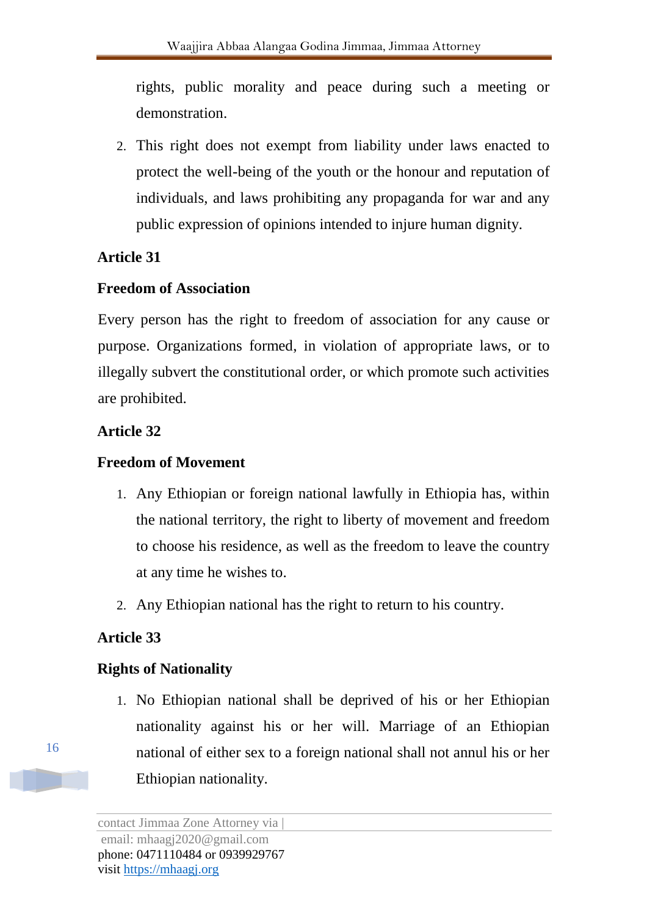rights, public morality and peace during such a meeting or demonstration.

2. This right does not exempt from liability under laws enacted to protect the well-being of the youth or the honour and reputation of individuals, and laws prohibiting any propaganda for war and any public expression of opinions intended to injure human dignity.

**Article 31**

**Freedom of Association**

Every person has the right to freedom of association for any cause or purpose. Organizations formed, in violation of appropriate laws, or to illegally subvert the constitutional order, or which promote such activities are prohibited.

**Article 32**

**Freedom of Movement**

1. Any Ethiopian or foreign national lawfully in Ethiopia has, within the national territory, the right to liberty of movement and freedom to choose his residence, as well as the freedom to leave the country at any time he wishes to.
2. Any Ethiopian national has the right to return to his country.

**Article 33**

**Rights of Nationality**

1. No Ethiopian national shall be deprived of his or her Ethiopian nationality against his or her will. Marriage of an Ethiopian national of either sex to a foreign national shall not annul his or her Ethiopian nationality.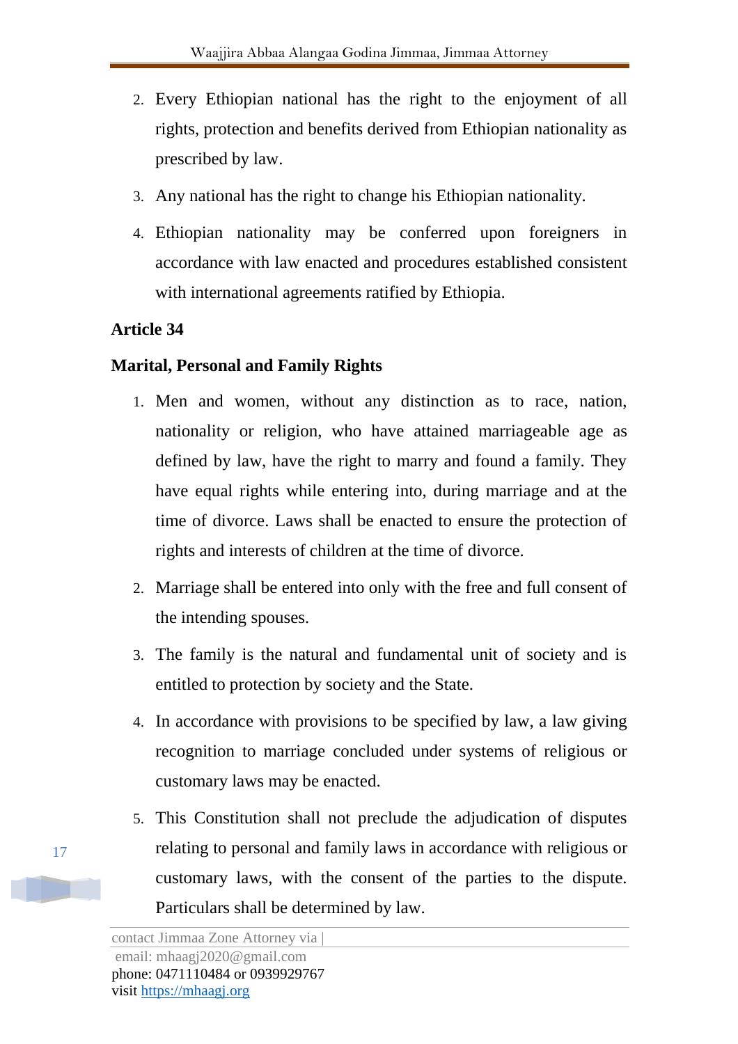2. Every Ethiopian national has the right to the enjoyment of all rights, protection and benefits derived from Ethiopian nationality as prescribed by law.
3. Any national has the right to change his Ethiopian nationality.
4. Ethiopian nationality may be conferred upon foreigners in accordance with law enacted and procedures established consistent with international agreements ratified by Ethiopia.

**Article 34**

**Marital, Personal and Family Rights**

1. Men and women, without any distinction as to race, nation, nationality or religion, who have attained marriageable age as defined by law, have the right to marry and found a family. They have equal rights while entering into, during marriage and at the time of divorce. Laws shall be enacted to ensure the protection of rights and interests of children at the time of divorce.
2. Marriage shall be entered into only with the free and full consent of the intending spouses.
3. The family is the natural and fundamental unit of society and is entitled to protection by society and the State.
4. In accordance with provisions to be specified by law, a law giving recognition to marriage concluded under systems of religious or customary laws may be enacted.
5. This Constitution shall not preclude the adjudication of disputes relating to personal and family laws in accordance with religious or customary laws, with the consent of the parties to the dispute. Particulars shall be determined by law.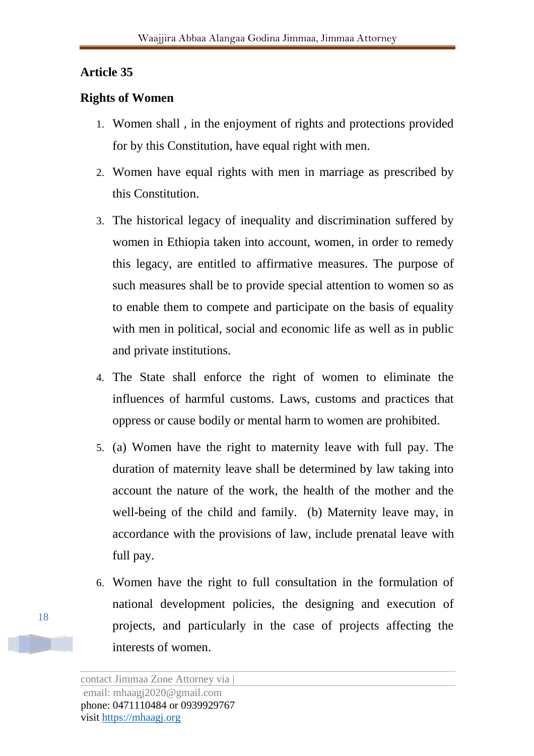**Article 35**

**Rights of Women**

1. Women shall , in the enjoyment of rights and protections provided for by this Constitution, have equal right with men.
2. Women have equal rights with men in marriage as prescribed by this Constitution.
3. The historical legacy of inequality and discrimination suffered by women in Ethiopia taken into account, women, in order to remedy this legacy, are entitled to affirmative measures. The purpose of such measures shall be to provide special attention to women so as to enable them to compete and participate on the basis of equality with men in political, social and economic life as well as in public and private institutions.
4. The State shall enforce the right of women to eliminate the influences of harmful customs. Laws, customs and practices that oppress or cause bodily or mental harm to women are prohibited.
5. (a) Women have the right to maternity leave with full pay. The duration of maternity leave shall be determined by law taking into account the nature of the work, the health of the mother and the well-being of the child and family. (b) Maternity leave may, in accordance with the provisions of law, include prenatal leave with full pay.
6. Women have the right to full consultation in the formulation of national development policies, the designing and execution of projects, and particularly in the case of projects affecting the interests of women.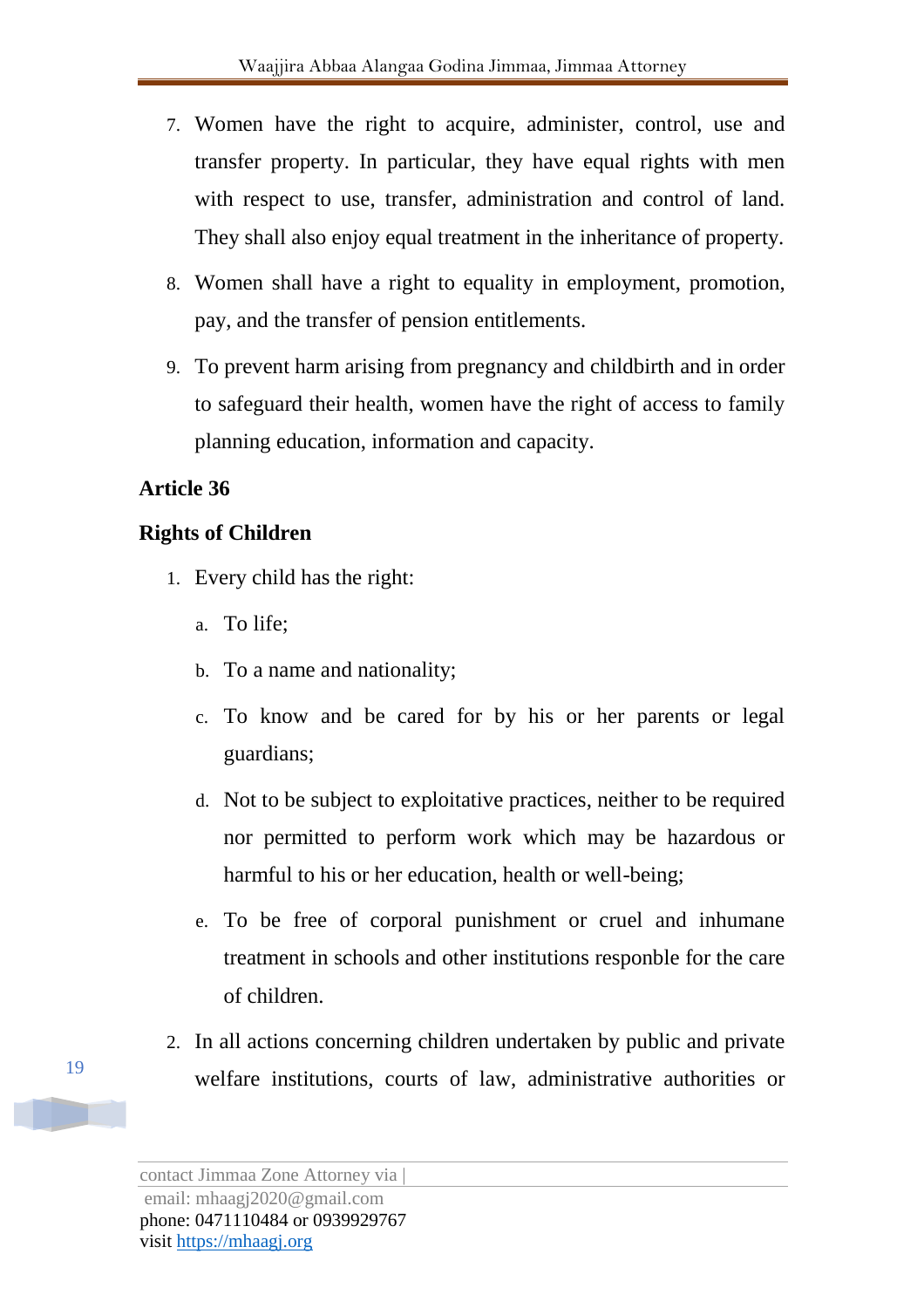7. Women have the right to acquire, administer, control, use and transfer property. In particular, they have equal rights with men with respect to use, transfer, administration and control of land. They shall also enjoy equal treatment in the inheritance of property.
8. Women shall have a right to equality in employment, promotion, pay, and the transfer of pension entitlements.
9. To prevent harm arising from pregnancy and childbirth and in order to safeguard their health, women have the right of access to family planning education, information and capacity.

**Article 36**

**Rights of Children**

1. Every child has the right:
   a. To life;
   b. To a name and nationality;
   c. To know and be cared for by his or her parents or legal guardians;
   d. Not to be subject to exploitative practices, neither to be required nor permitted to perform work which may be hazardous or harmful to his or her education, health or well-being;
   e. To be free of corporal punishment or cruel and inhumane treatment in schools and other institutions responble for the care of children.
2. In all actions concerning children undertaken by public and private welfare institutions, courts of law, administrative authorities or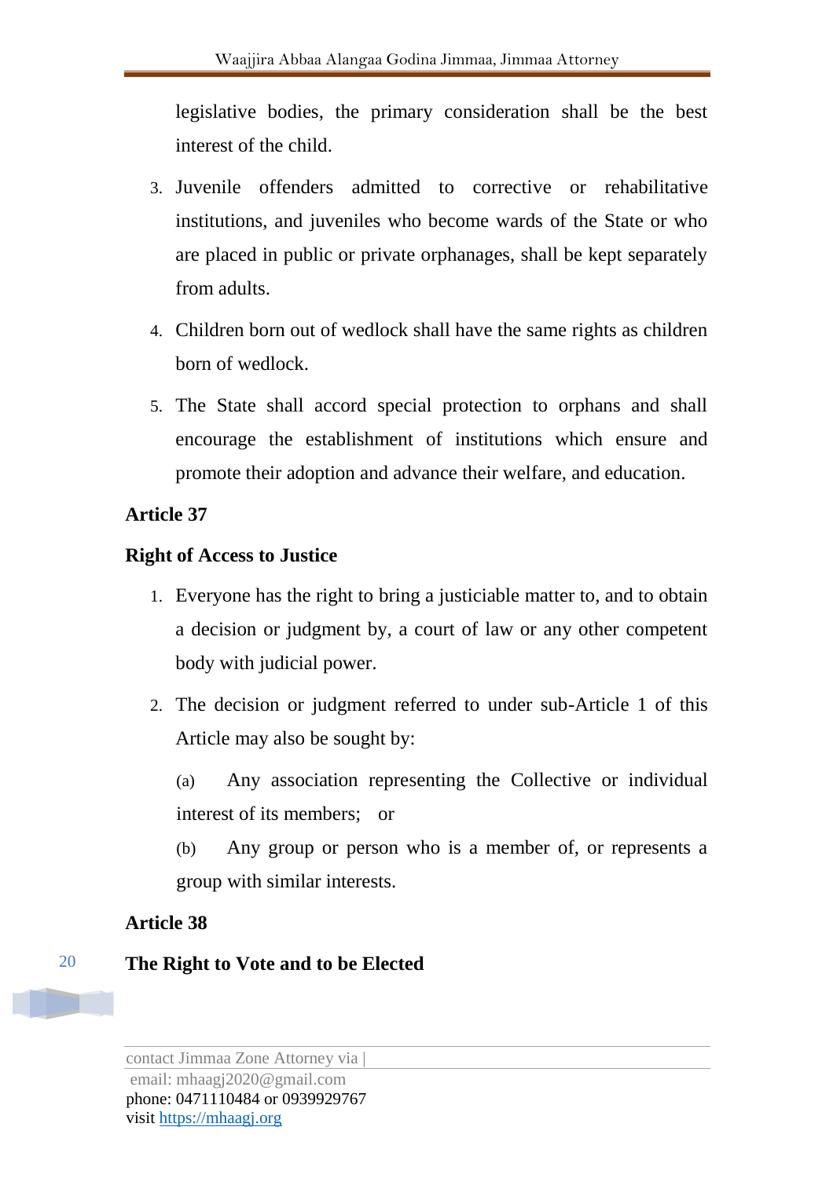legislative bodies, the primary consideration shall be the best interest of the child.

3. Juvenile offenders admitted to corrective or rehabilitative institutions, and juveniles who become wards of the State or who are placed in public or private orphanages, shall be kept separately from adults.
4. Children born out of wedlock shall have the same rights as children born of wedlock.
5. The State shall accord special protection to orphans and shall encourage the establishment of institutions which ensure and promote their adoption and advance their welfare, and education.

**Article 37**

**Right of Access to Justice**

1. Everyone has the right to bring a justiciable matter to, and to obtain a decision or judgment by, a court of law or any other competent body with judicial power.
2. The decision or judgment referred to under sub-Article 1 of this Article may also be sought by:

   (a) Any association representing the Collective or individual interest of its members; or

   (b) Any group or person who is a member of, or represents a group with similar interests.

**Article 38**

**The Right to Vote and to be Elected**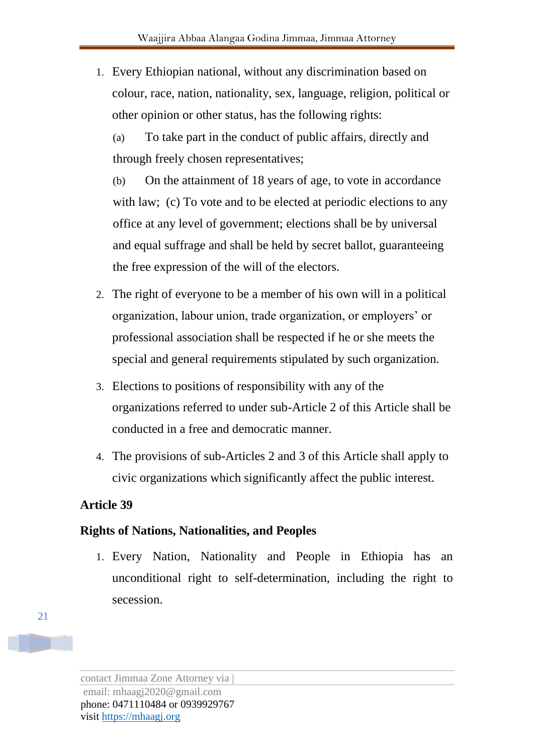1. Every Ethiopian national, without any discrimination based on colour, race, nation, nationality, sex, language, religion, political or other opinion or other status, has the following rights:

   (a) To take part in the conduct of public affairs, directly and through freely chosen representatives;

   (b) On the attainment of 18 years of age, to vote in accordance with law; (c) To vote and to be elected at periodic elections to any office at any level of government; elections shall be by universal and equal suffrage and shall be held by secret ballot, guaranteeing the free expression of the will of the electors.

2. The right of everyone to be a member of his own will in a political organization, labour union, trade organization, or employers' or professional association shall be respected if he or she meets the special and general requirements stipulated by such organization.

3. Elections to positions of responsibility with any of the organizations referred to under sub-Article 2 of this Article shall be conducted in a free and democratic manner.

4. The provisions of sub-Articles 2 and 3 of this Article shall apply to civic organizations which significantly affect the public interest.

**Article 39**

**Rights of Nations, Nationalities, and Peoples**

1. Every Nation, Nationality and People in Ethiopia has an unconditional right to self-determination, including the right to secession.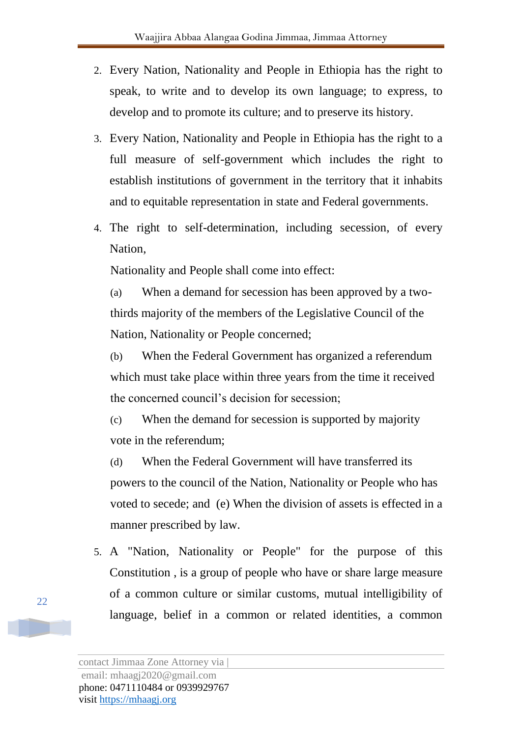2. Every Nation, Nationality and People in Ethiopia has the right to speak, to write and to develop its own language; to express, to develop and to promote its culture; and to preserve its history.

3. Every Nation, Nationality and People in Ethiopia has the right to a full measure of self-government which includes the right to establish institutions of government in the territory that it inhabits and to equitable representation in state and Federal governments.

4. The right to self-determination, including secession, of every Nation,

   Nationality and People shall come into effect:

   (a) When a demand for secession has been approved by a two-thirds majority of the members of the Legislative Council of the Nation, Nationality or People concerned;

   (b) When the Federal Government has organized a referendum which must take place within three years from the time it received the concerned council's decision for secession;

   (c) When the demand for secession is supported by majority vote in the referendum;

   (d) When the Federal Government will have transferred its powers to the council of the Nation, Nationality or People who has voted to secede; and (e) When the division of assets is effected in a manner prescribed by law.

5. A "Nation, Nationality or People" for the purpose of this Constitution , is a group of people who have or share large measure of a common culture or similar customs, mutual intelligibility of language, belief in a common or related identities, a common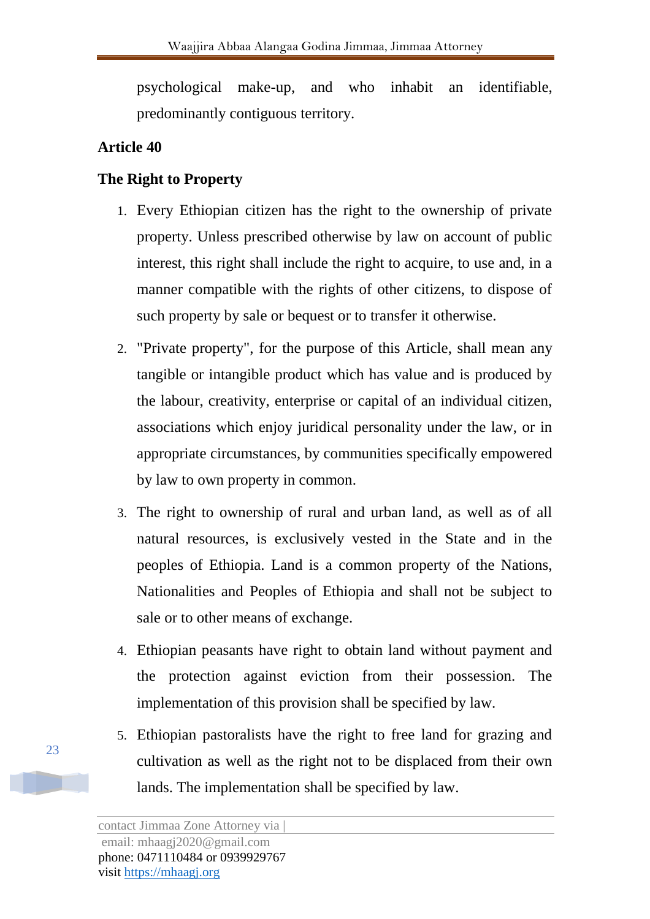psychological make-up, and who inhabit an identifiable, predominantly contiguous territory.

**Article 40**

**The Right to Property**

1. Every Ethiopian citizen has the right to the ownership of private property. Unless prescribed otherwise by law on account of public interest, this right shall include the right to acquire, to use and, in a manner compatible with the rights of other citizens, to dispose of such property by sale or bequest or to transfer it otherwise.
2. "Private property", for the purpose of this Article, shall mean any tangible or intangible product which has value and is produced by the labour, creativity, enterprise or capital of an individual citizen, associations which enjoy juridical personality under the law, or in appropriate circumstances, by communities specifically empowered by law to own property in common.
3. The right to ownership of rural and urban land, as well as of all natural resources, is exclusively vested in the State and in the peoples of Ethiopia. Land is a common property of the Nations, Nationalities and Peoples of Ethiopia and shall not be subject to sale or to other means of exchange.
4. Ethiopian peasants have right to obtain land without payment and the protection against eviction from their possession. The implementation of this provision shall be specified by law.
5. Ethiopian pastoralists have the right to free land for grazing and cultivation as well as the right not to be displaced from their own lands. The implementation shall be specified by law.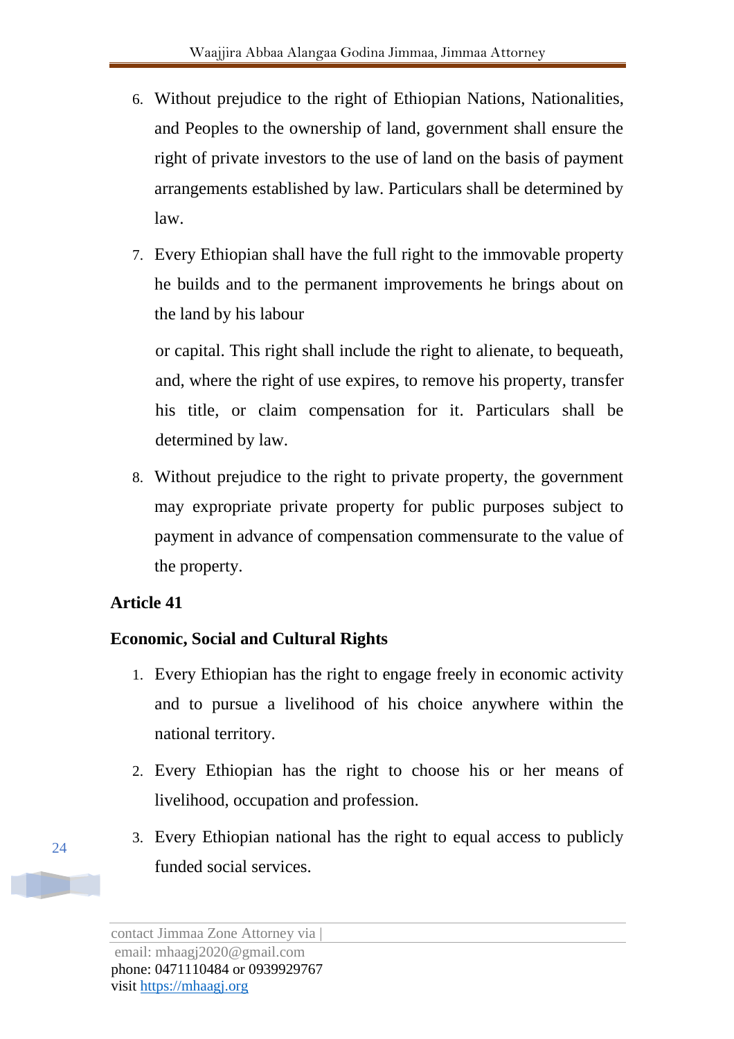6. Without prejudice to the right of Ethiopian Nations, Nationalities, and Peoples to the ownership of land, government shall ensure the right of private investors to the use of land on the basis of payment arrangements established by law. Particulars shall be determined by law.
7. Every Ethiopian shall have the full right to the immovable property he builds and to the permanent improvements he brings about on the land by his labour or capital. This right shall include the right to alienate, to bequeath, and, where the right of use expires, to remove his property, transfer his title, or claim compensation for it. Particulars shall be determined by law.
8. Without prejudice to the right to private property, the government may expropriate private property for public purposes subject to payment in advance of compensation commensurate to the value of the property.

**Article 41**

**Economic, Social and Cultural Rights**

1. Every Ethiopian has the right to engage freely in economic activity and to pursue a livelihood of his choice anywhere within the national territory.
2. Every Ethiopian has the right to choose his or her means of livelihood, occupation and profession.
3. Every Ethiopian national has the right to equal access to publicly funded social services.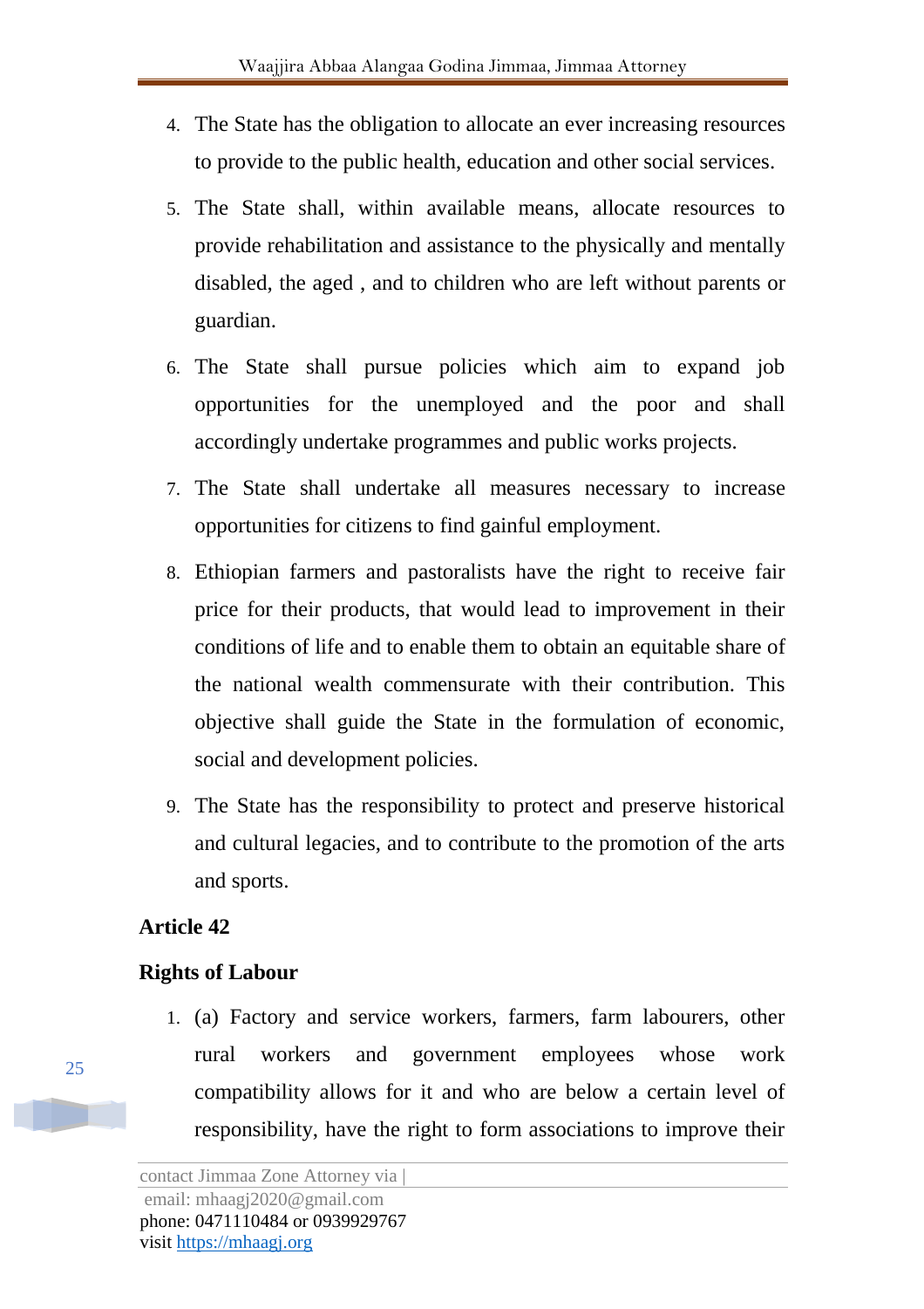4. The State has the obligation to allocate an ever increasing resources to provide to the public health, education and other social services.
5. The State shall, within available means, allocate resources to provide rehabilitation and assistance to the physically and mentally disabled, the aged , and to children who are left without parents or guardian.
6. The State shall pursue policies which aim to expand job opportunities for the unemployed and the poor and shall accordingly undertake programmes and public works projects.
7. The State shall undertake all measures necessary to increase opportunities for citizens to find gainful employment.
8. Ethiopian farmers and pastoralists have the right to receive fair price for their products, that would lead to improvement in their conditions of life and to enable them to obtain an equitable share of the national wealth commensurate with their contribution. This objective shall guide the State in the formulation of economic, social and development policies.
9. The State has the responsibility to protect and preserve historical and cultural legacies, and to contribute to the promotion of the arts and sports.

**Article 42**

**Rights of Labour**

1. (a) Factory and service workers, farmers, farm labourers, other rural workers and government employees whose work compatibility allows for it and who are below a certain level of responsibility, have the right to form associations to improve their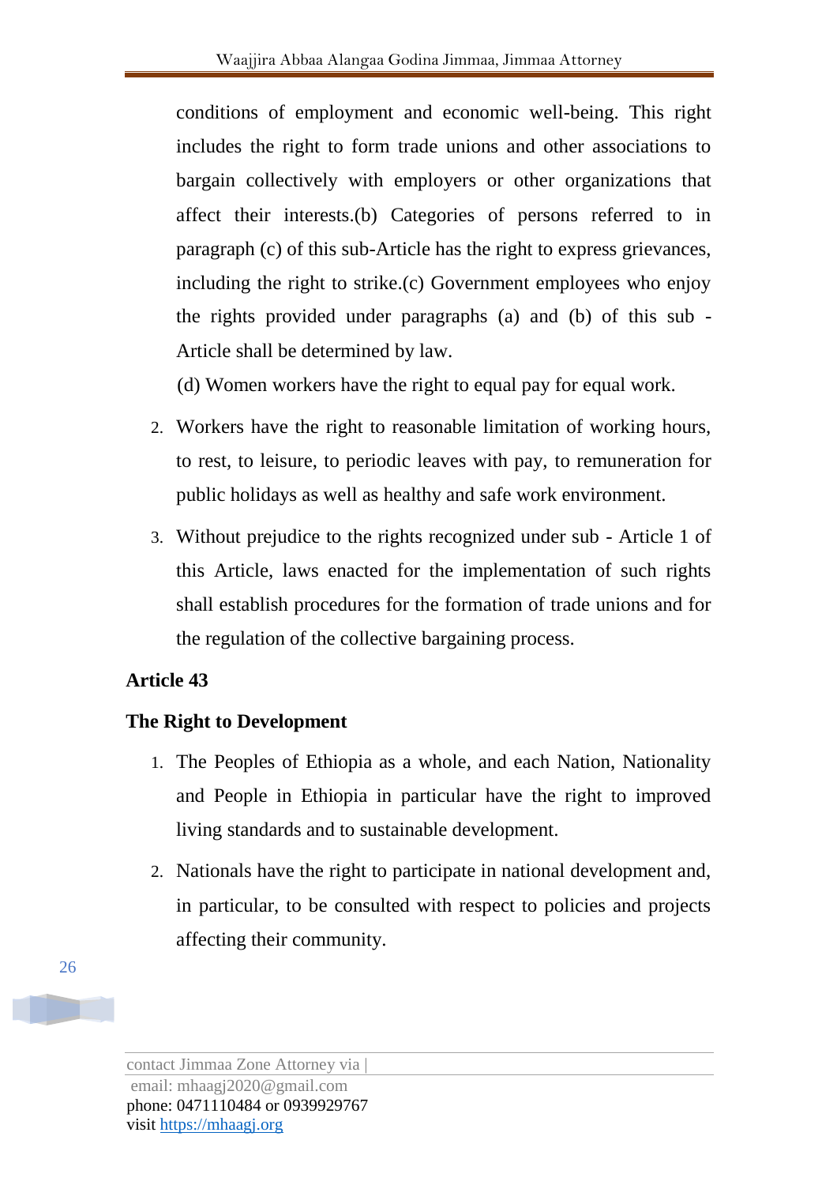conditions of employment and economic well-being. This right includes the right to form trade unions and other associations to bargain collectively with employers or other organizations that affect their interests.(b) Categories of persons referred to in paragraph (c) of this sub-Article has the right to express grievances, including the right to strike.(c) Government employees who enjoy the rights provided under paragraphs (a) and (b) of this sub - Article shall be determined by law.

(d) Women workers have the right to equal pay for equal work.

2. Workers have the right to reasonable limitation of working hours, to rest, to leisure, to periodic leaves with pay, to remuneration for public holidays as well as healthy and safe work environment.
3. Without prejudice to the rights recognized under sub - Article 1 of this Article, laws enacted for the implementation of such rights shall establish procedures for the formation of trade unions and for the regulation of the collective bargaining process.

**Article 43**

**The Right to Development**

1. The Peoples of Ethiopia as a whole, and each Nation, Nationality and People in Ethiopia in particular have the right to improved living standards and to sustainable development.
2. Nationals have the right to participate in national development and, in particular, to be consulted with respect to policies and projects affecting their community.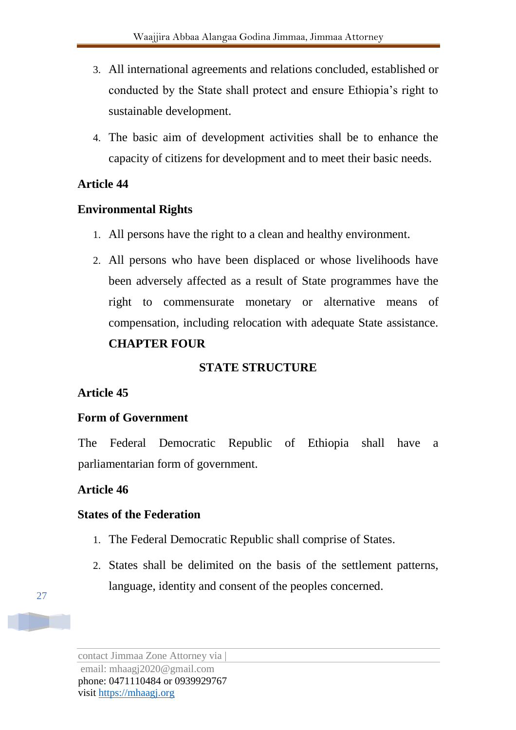3. All international agreements and relations concluded, established or conducted by the State shall protect and ensure Ethiopia's right to sustainable development.
4. The basic aim of development activities shall be to enhance the capacity of citizens for development and to meet their basic needs.

**Article 44**

**Environmental Rights**

1. All persons have the right to a clean and healthy environment.
2. All persons who have been displaced or whose livelihoods have been adversely affected as a result of State programmes have the right to commensurate monetary or alternative means of compensation, including relocation with adequate State assistance.

## CHAPTER FOUR

## STATE STRUCTURE

**Article 45**

**Form of Government**

The Federal Democratic Republic of Ethiopia shall have a parliamentarian form of government.

**Article 46**

**States of the Federation**

1. The Federal Democratic Republic shall comprise of States.
2. States shall be delimited on the basis of the settlement patterns, language, identity and consent of the peoples concerned.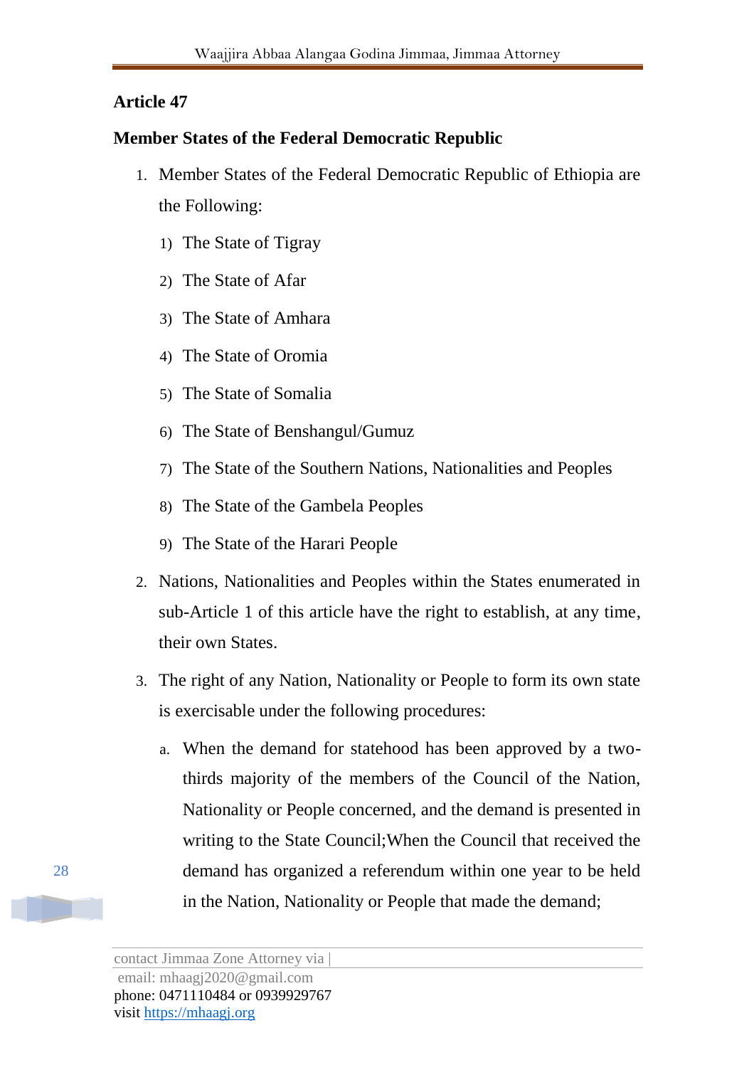## Article 47

### Member States of the Federal Democratic Republic

1. Member States of the Federal Democratic Republic of Ethiopia are the Following:
   1) The State of Tigray
   2) The State of Afar
   3) The State of Amhara
   4) The State of Oromia
   5) The State of Somalia
   6) The State of Benshangul/Gumuz
   7) The State of the Southern Nations, Nationalities and Peoples
   8) The State of the Gambela Peoples
   9) The State of the Harari People
2. Nations, Nationalities and Peoples within the States enumerated in sub-Article 1 of this article have the right to establish, at any time, their own States.
3. The right of any Nation, Nationality or People to form its own state is exercisable under the following procedures:
   a. When the demand for statehood has been approved by a two-thirds majority of the members of the Council of the Nation, Nationality or People concerned, and the demand is presented in writing to the State Council;When the Council that received the demand has organized a referendum within one year to be held in the Nation, Nationality or People that made the demand;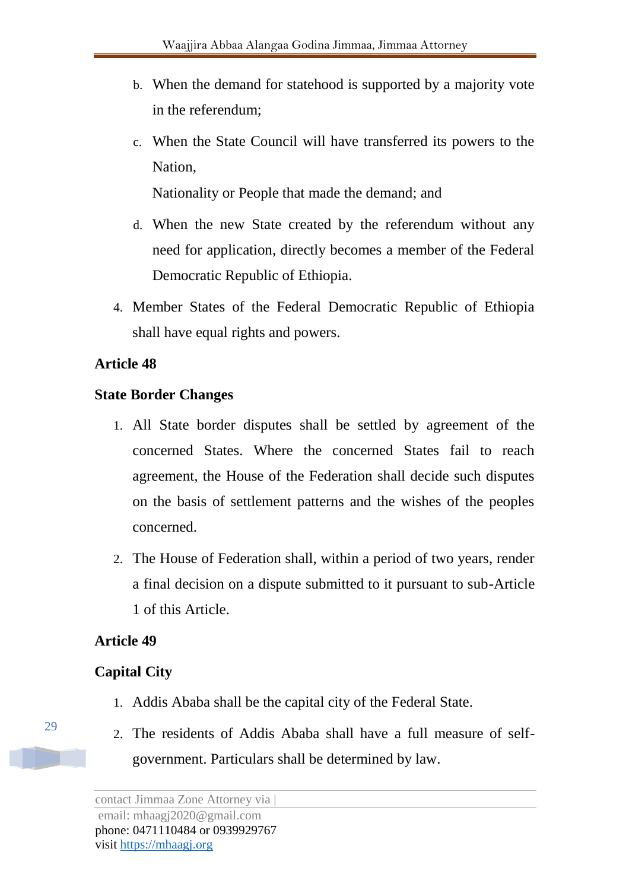b. When the demand for statehood is supported by a majority vote in the referendum;

c. When the State Council will have transferred its powers to the Nation,

   Nationality or People that made the demand; and

d. When the new State created by the referendum without any need for application, directly becomes a member of the Federal Democratic Republic of Ethiopia.

4. Member States of the Federal Democratic Republic of Ethiopia shall have equal rights and powers.

**Article 48**

**State Border Changes**

1. All State border disputes shall be settled by agreement of the concerned States. Where the concerned States fail to reach agreement, the House of the Federation shall decide such disputes on the basis of settlement patterns and the wishes of the peoples concerned.
2. The House of Federation shall, within a period of two years, render a final decision on a dispute submitted to it pursuant to sub-Article 1 of this Article.

**Article 49**

**Capital City**

1. Addis Ababa shall be the capital city of the Federal State.
2. The residents of Addis Ababa shall have a full measure of self-government. Particulars shall be determined by law.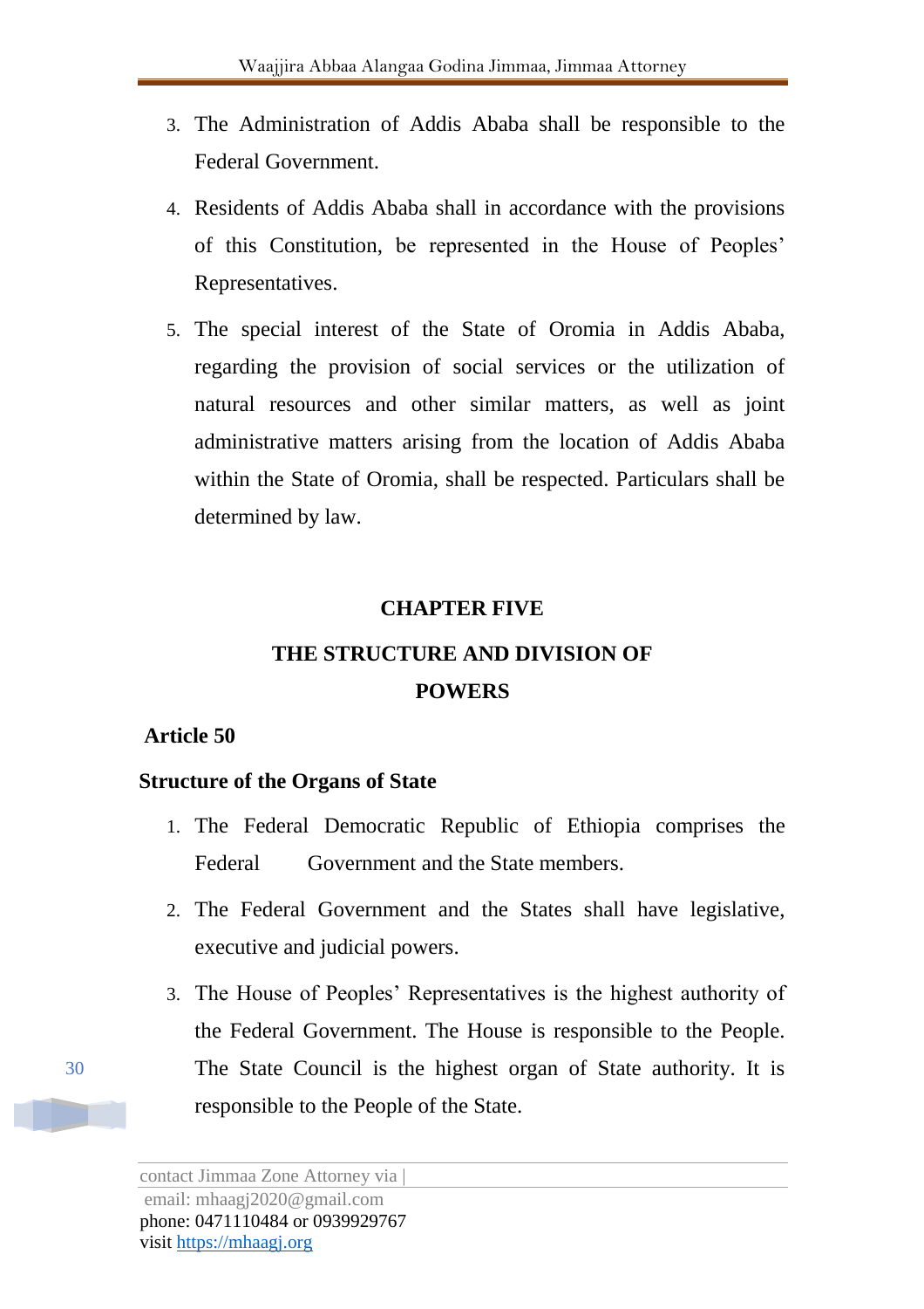3. The Administration of Addis Ababa shall be responsible to the Federal Government.
4. Residents of Addis Ababa shall in accordance with the provisions of this Constitution, be represented in the House of Peoples' Representatives.
5. The special interest of the State of Oromia in Addis Ababa, regarding the provision of social services or the utilization of natural resources and other similar matters, as well as joint administrative matters arising from the location of Addis Ababa within the State of Oromia, shall be respected. Particulars shall be determined by law.

## CHAPTER FIVE

## THE STRUCTURE AND DIVISION OF POWERS

### Article 50

### Structure of the Organs of State

1. The Federal Democratic Republic of Ethiopia comprises the Federal Government and the State members.
2. The Federal Government and the States shall have legislative, executive and judicial powers.
3. The House of Peoples' Representatives is the highest authority of the Federal Government. The House is responsible to the People. The State Council is the highest organ of State authority. It is responsible to the People of the State.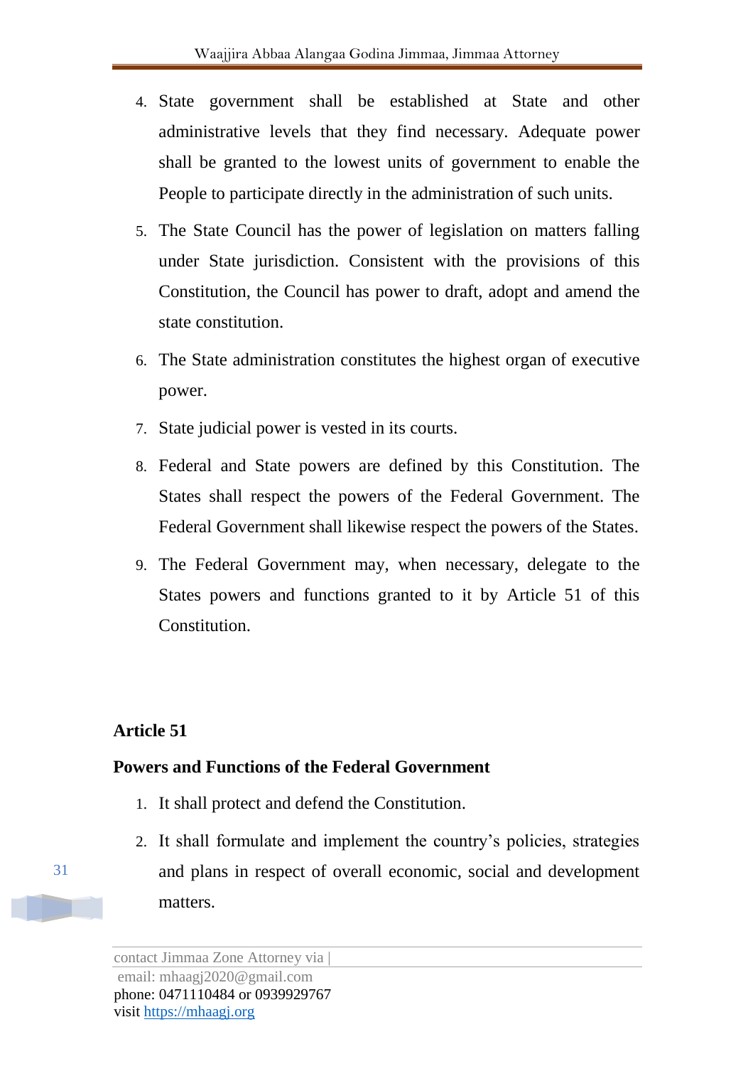4. State government shall be established at State and other administrative levels that they find necessary. Adequate power shall be granted to the lowest units of government to enable the People to participate directly in the administration of such units.
5. The State Council has the power of legislation on matters falling under State jurisdiction. Consistent with the provisions of this Constitution, the Council has power to draft, adopt and amend the state constitution.
6. The State administration constitutes the highest organ of executive power.
7. State judicial power is vested in its courts.
8. Federal and State powers are defined by this Constitution. The States shall respect the powers of the Federal Government. The Federal Government shall likewise respect the powers of the States.
9. The Federal Government may, when necessary, delegate to the States powers and functions granted to it by Article 51 of this Constitution.

**Article 51**

**Powers and Functions of the Federal Government**

1. It shall protect and defend the Constitution.
2. It shall formulate and implement the country's policies, strategies and plans in respect of overall economic, social and development matters.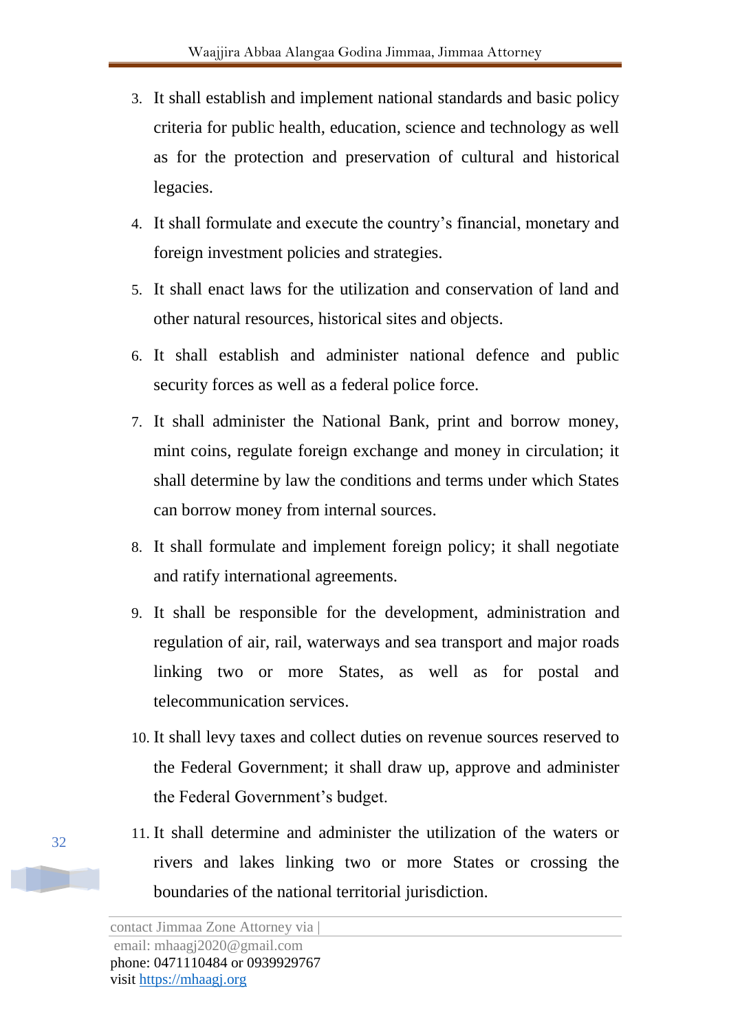3. It shall establish and implement national standards and basic policy criteria for public health, education, science and technology as well as for the protection and preservation of cultural and historical legacies.
4. It shall formulate and execute the country's financial, monetary and foreign investment policies and strategies.
5. It shall enact laws for the utilization and conservation of land and other natural resources, historical sites and objects.
6. It shall establish and administer national defence and public security forces as well as a federal police force.
7. It shall administer the National Bank, print and borrow money, mint coins, regulate foreign exchange and money in circulation; it shall determine by law the conditions and terms under which States can borrow money from internal sources.
8. It shall formulate and implement foreign policy; it shall negotiate and ratify international agreements.
9. It shall be responsible for the development, administration and regulation of air, rail, waterways and sea transport and major roads linking two or more States, as well as for postal and telecommunication services.
10. It shall levy taxes and collect duties on revenue sources reserved to the Federal Government; it shall draw up, approve and administer the Federal Government's budget.
11. It shall determine and administer the utilization of the waters or rivers and lakes linking two or more States or crossing the boundaries of the national territorial jurisdiction.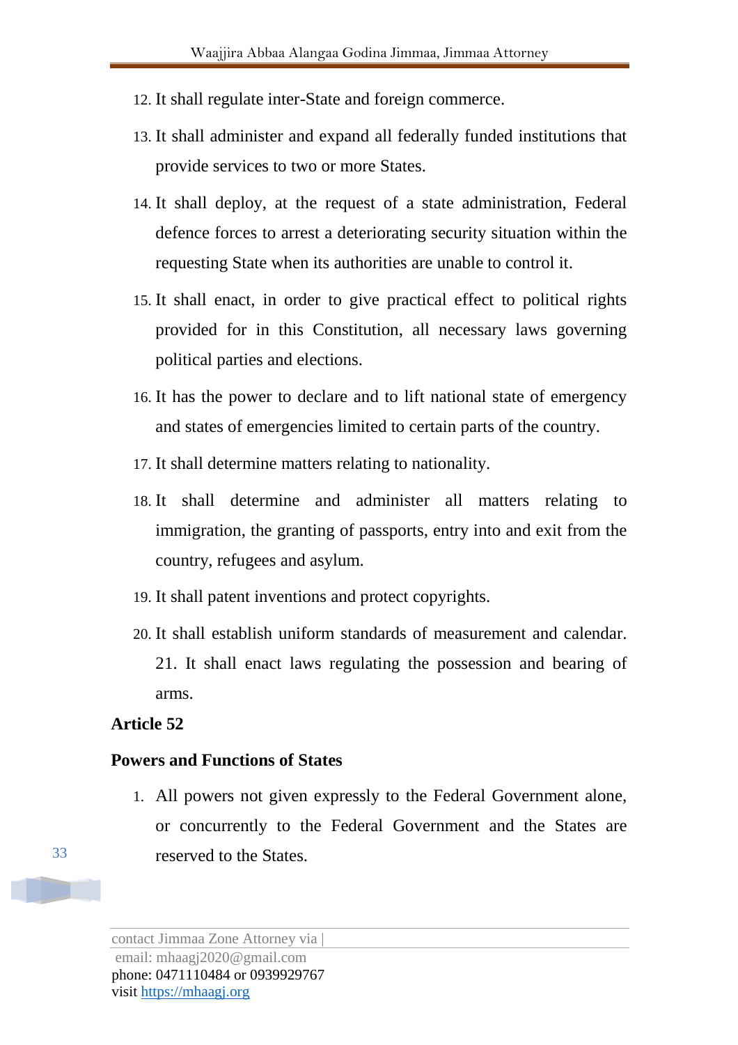12. It shall regulate inter-State and foreign commerce.
13. It shall administer and expand all federally funded institutions that provide services to two or more States.
14. It shall deploy, at the request of a state administration, Federal defence forces to arrest a deteriorating security situation within the requesting State when its authorities are unable to control it.
15. It shall enact, in order to give practical effect to political rights provided for in this Constitution, all necessary laws governing political parties and elections.
16. It has the power to declare and to lift national state of emergency and states of emergencies limited to certain parts of the country.
17. It shall determine matters relating to nationality.
18. It shall determine and administer all matters relating to immigration, the granting of passports, entry into and exit from the country, refugees and asylum.
19. It shall patent inventions and protect copyrights.
20. It shall establish uniform standards of measurement and calendar.
21. It shall enact laws regulating the possession and bearing of arms.

**Article 52**

**Powers and Functions of States**

1. All powers not given expressly to the Federal Government alone, or concurrently to the Federal Government and the States are reserved to the States.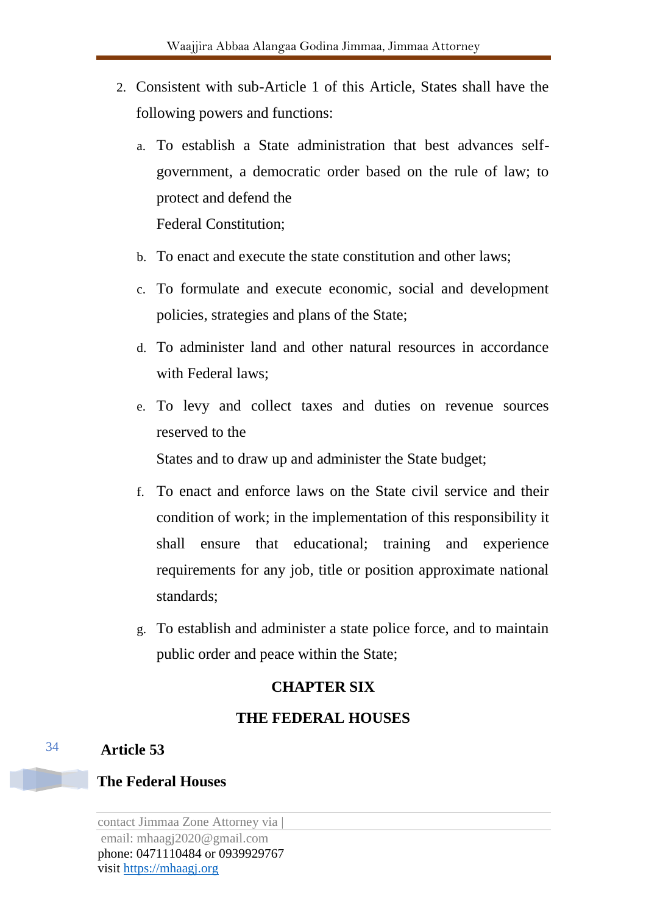2. Consistent with sub-Article 1 of this Article, States shall have the following powers and functions:

   a. To establish a State administration that best advances self-government, a democratic order based on the rule of law; to protect and defend the Federal Constitution;

   b. To enact and execute the state constitution and other laws;

   c. To formulate and execute economic, social and development policies, strategies and plans of the State;

   d. To administer land and other natural resources in accordance with Federal laws;

   e. To levy and collect taxes and duties on revenue sources reserved to the States and to draw up and administer the State budget;

   f. To enact and enforce laws on the State civil service and their condition of work; in the implementation of this responsibility it shall ensure that educational; training and experience requirements for any job, title or position approximate national standards;

   g. To establish and administer a state police force, and to maintain public order and peace within the State;

## CHAPTER SIX

## THE FEDERAL HOUSES

### Article 53

### The Federal Houses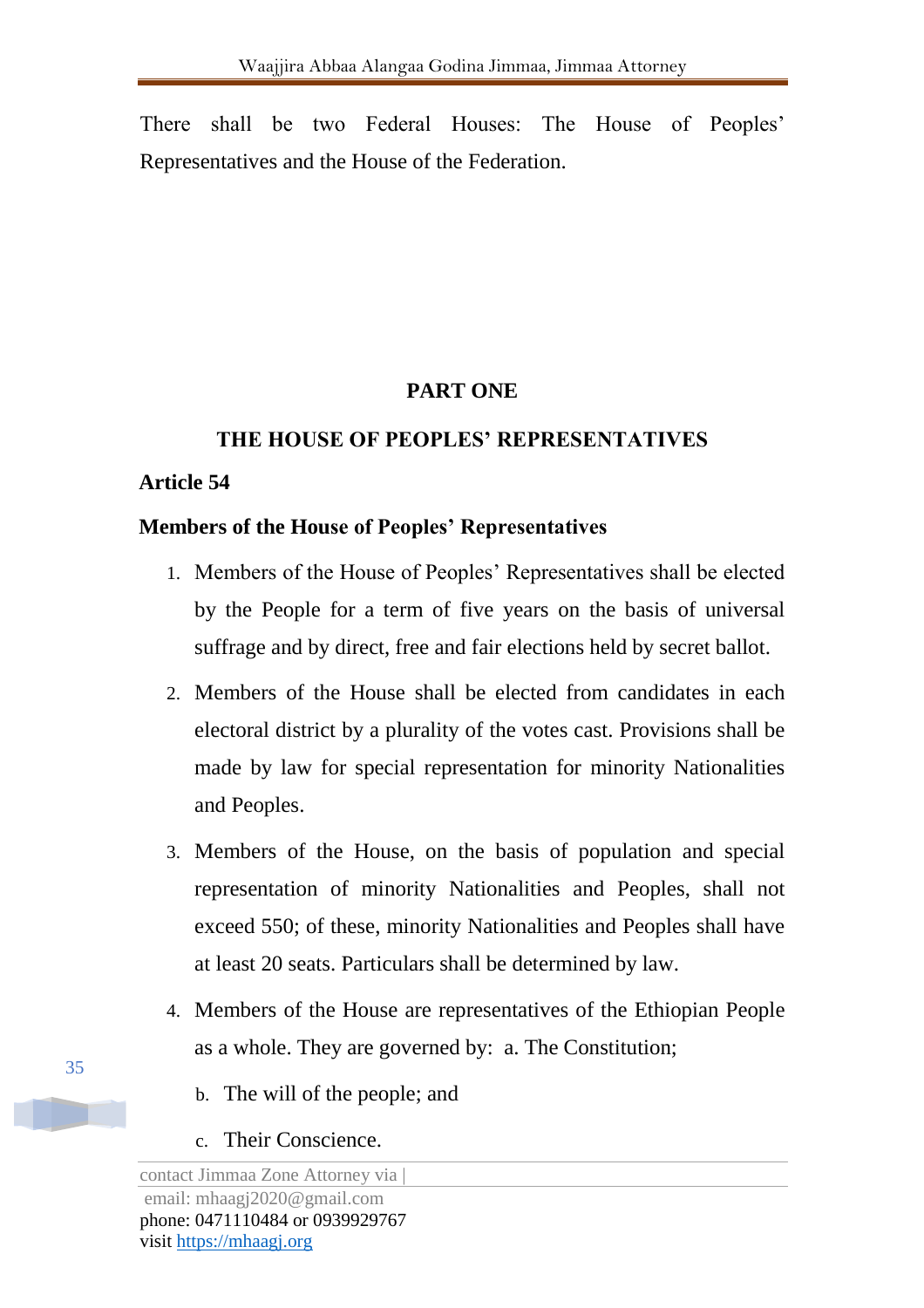There shall be two Federal Houses: The House of Peoples' Representatives and the House of the Federation.

## PART ONE

## THE HOUSE OF PEOPLES' REPRESENTATIVES

### Article 54

### Members of the House of Peoples' Representatives

1. Members of the House of Peoples' Representatives shall be elected by the People for a term of five years on the basis of universal suffrage and by direct, free and fair elections held by secret ballot.
2. Members of the House shall be elected from candidates in each electoral district by a plurality of the votes cast. Provisions shall be made by law for special representation for minority Nationalities and Peoples.
3. Members of the House, on the basis of population and special representation of minority Nationalities and Peoples, shall not exceed 550; of these, minority Nationalities and Peoples shall have at least 20 seats. Particulars shall be determined by law.
4. Members of the House are representatives of the Ethiopian People as a whole. They are governed by:
   a. The Constitution;
   b. The will of the people; and
   c. Their Conscience.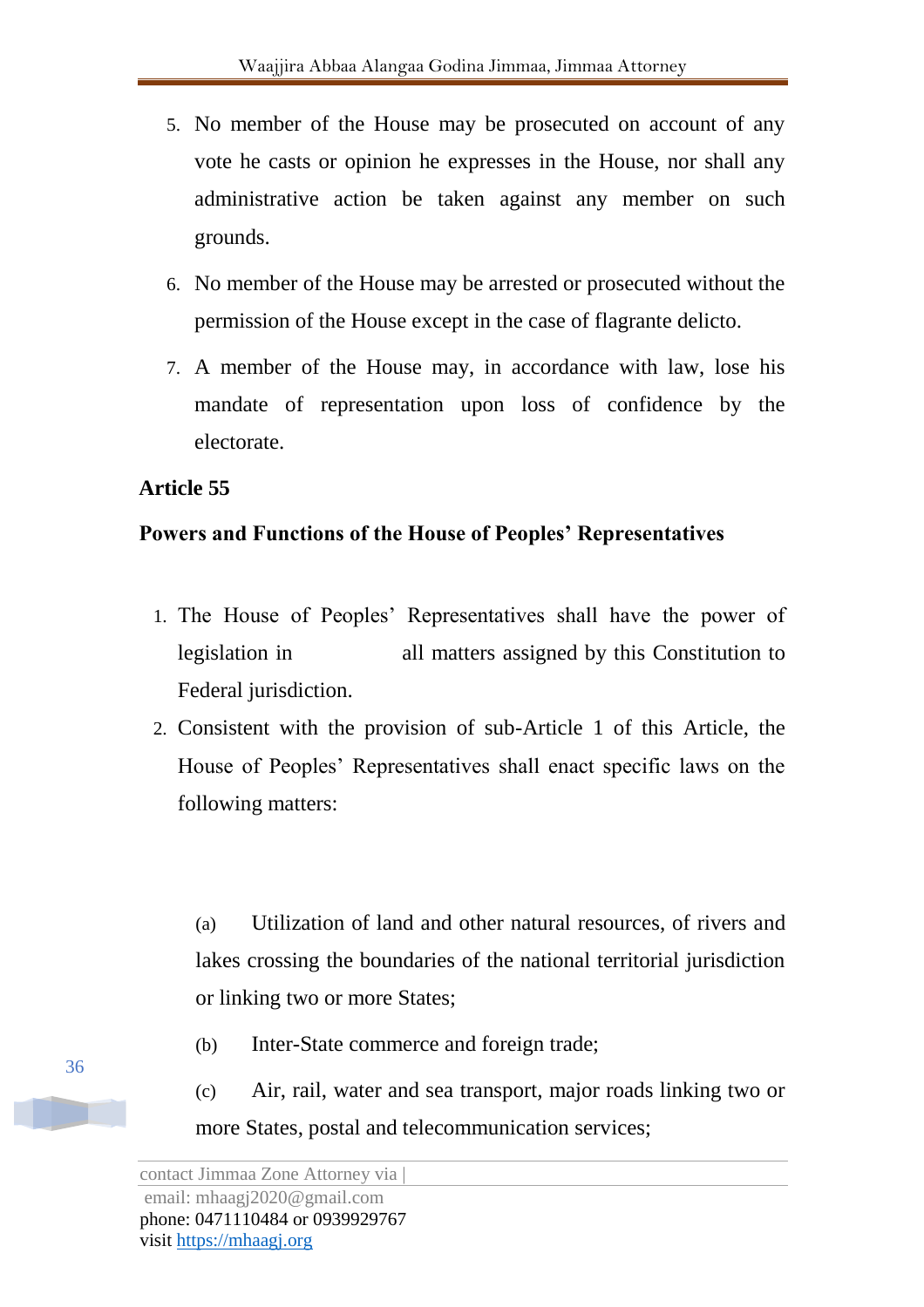5. No member of the House may be prosecuted on account of any vote he casts or opinion he expresses in the House, nor shall any administrative action be taken against any member on such grounds.

6. No member of the House may be arrested or prosecuted without the permission of the House except in the case of flagrante delicto.

7. A member of the House may, in accordance with law, lose his mandate of representation upon loss of confidence by the electorate.

**Article 55**

**Powers and Functions of the House of Peoples' Representatives**

1. The House of Peoples' Representatives shall have the power of legislation in all matters assigned by this Constitution to Federal jurisdiction.
2. Consistent with the provision of sub-Article 1 of this Article, the House of Peoples' Representatives shall enact specific laws on the following matters:

(a) Utilization of land and other natural resources, of rivers and lakes crossing the boundaries of the national territorial jurisdiction or linking two or more States;

(b) Inter-State commerce and foreign trade;

(c) Air, rail, water and sea transport, major roads linking two or more States, postal and telecommunication services;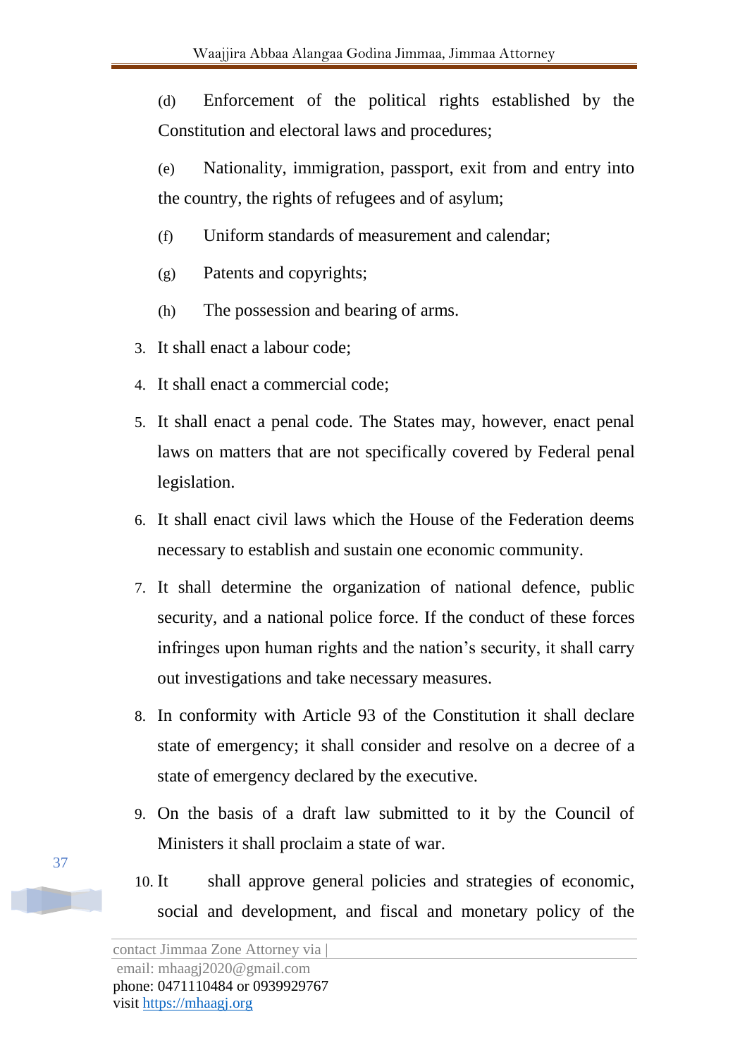(d) Enforcement of the political rights established by the Constitution and electoral laws and procedures;

(e) Nationality, immigration, passport, exit from and entry into the country, the rights of refugees and of asylum;

(f) Uniform standards of measurement and calendar;

(g) Patents and copyrights;

(h) The possession and bearing of arms.

3. It shall enact a labour code;
4. It shall enact a commercial code;
5. It shall enact a penal code. The States may, however, enact penal laws on matters that are not specifically covered by Federal penal legislation.
6. It shall enact civil laws which the House of the Federation deems necessary to establish and sustain one economic community.
7. It shall determine the organization of national defence, public security, and a national police force. If the conduct of these forces infringes upon human rights and the nation's security, it shall carry out investigations and take necessary measures.
8. In conformity with Article 93 of the Constitution it shall declare state of emergency; it shall consider and resolve on a decree of a state of emergency declared by the executive.
9. On the basis of a draft law submitted to it by the Council of Ministers it shall proclaim a state of war.
10. It shall approve general policies and strategies of economic, social and development, and fiscal and monetary policy of the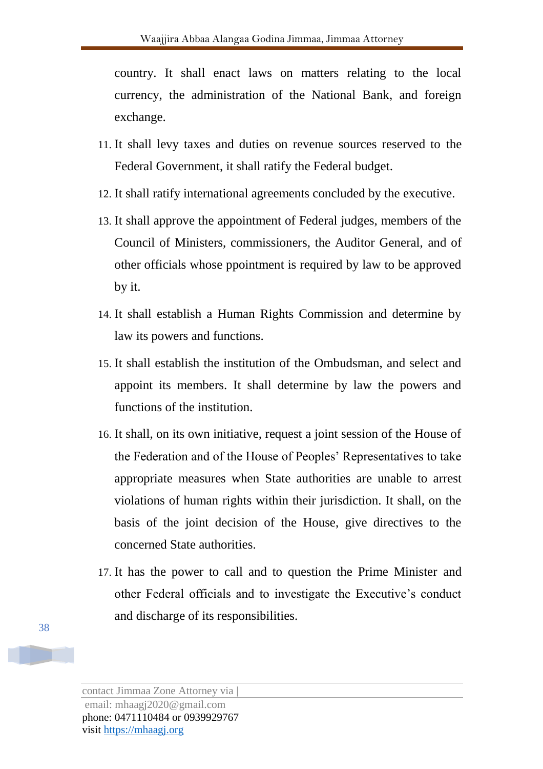country. It shall enact laws on matters relating to the local currency, the administration of the National Bank, and foreign exchange.

11. It shall levy taxes and duties on revenue sources reserved to the Federal Government, it shall ratify the Federal budget.
12. It shall ratify international agreements concluded by the executive.
13. It shall approve the appointment of Federal judges, members of the Council of Ministers, commissioners, the Auditor General, and of other officials whose ppointment is required by law to be approved by it.
14. It shall establish a Human Rights Commission and determine by law its powers and functions.
15. It shall establish the institution of the Ombudsman, and select and appoint its members. It shall determine by law the powers and functions of the institution.
16. It shall, on its own initiative, request a joint session of the House of the Federation and of the House of Peoples' Representatives to take appropriate measures when State authorities are unable to arrest violations of human rights within their jurisdiction. It shall, on the basis of the joint decision of the House, give directives to the concerned State authorities.
17. It has the power to call and to question the Prime Minister and other Federal officials and to investigate the Executive's conduct and discharge of its responsibilities.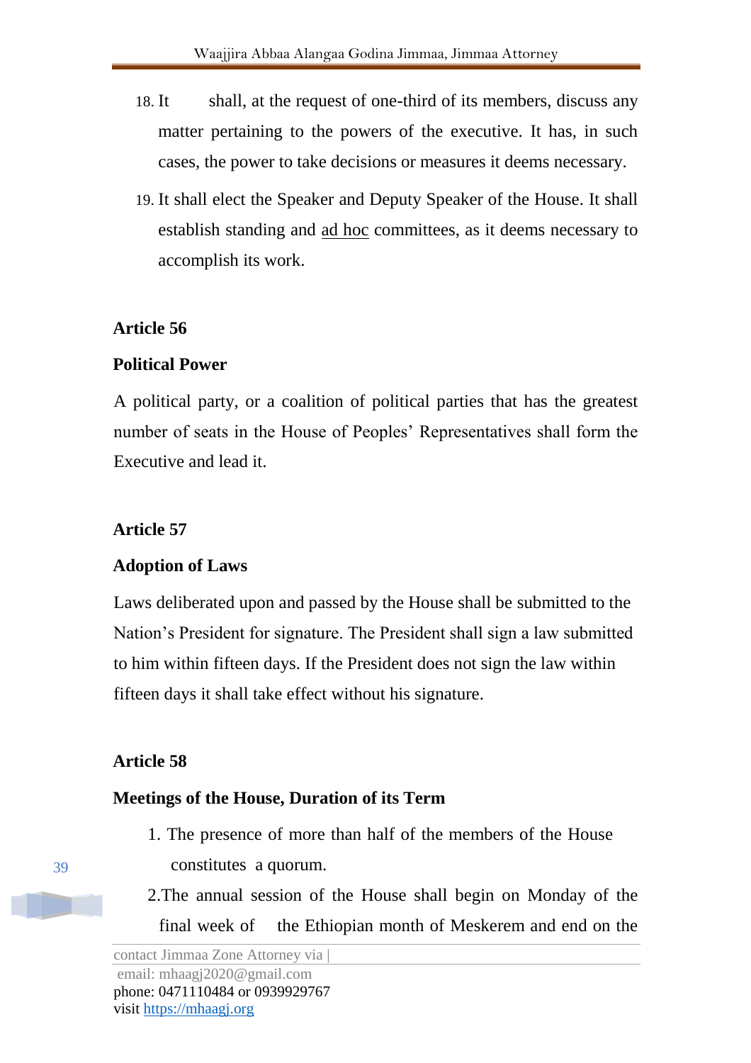18. It shall, at the request of one-third of its members, discuss any matter pertaining to the powers of the executive. It has, in such cases, the power to take decisions or measures it deems necessary.
19. It shall elect the Speaker and Deputy Speaker of the House. It shall establish standing and ad hoc committees, as it deems necessary to accomplish its work.

**Article 56**

**Political Power**

A political party, or a coalition of political parties that has the greatest number of seats in the House of Peoples' Representatives shall form the Executive and lead it.

**Article 57**

**Adoption of Laws**

Laws deliberated upon and passed by the House shall be submitted to the Nation's President for signature. The President shall sign a law submitted to him within fifteen days. If the President does not sign the law within fifteen days it shall take effect without his signature.

**Article 58**

**Meetings of the House, Duration of its Term**

1. The presence of more than half of the members of the House constitutes a quorum.
2. The annual session of the House shall begin on Monday of the final week of the Ethiopian month of Meskerem and end on the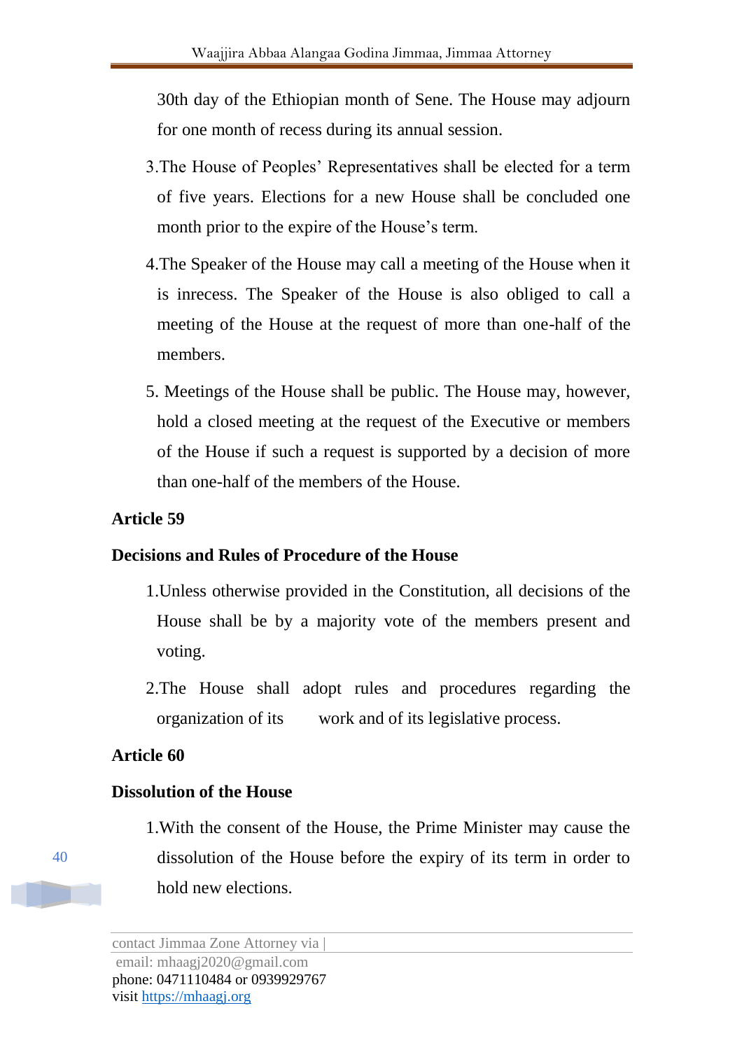30th day of the Ethiopian month of Sene. The House may adjourn for one month of recess during its annual session.

3.The House of Peoples' Representatives shall be elected for a term of five years. Elections for a new House shall be concluded one month prior to the expire of the House's term.

4.The Speaker of the House may call a meeting of the House when it is inrecess. The Speaker of the House is also obliged to call a meeting of the House at the request of more than one-half of the members.

5. Meetings of the House shall be public. The House may, however, hold a closed meeting at the request of the Executive or members of the House if such a request is supported by a decision of more than one-half of the members of the House.

**Article 59**

**Decisions and Rules of Procedure of the House**

1.Unless otherwise provided in the Constitution, all decisions of the House shall be by a majority vote of the members present and voting.

2.The House shall adopt rules and procedures regarding the organization of its work and of its legislative process.

**Article 60**

**Dissolution of the House**

1.With the consent of the House, the Prime Minister may cause the dissolution of the House before the expiry of its term in order to hold new elections.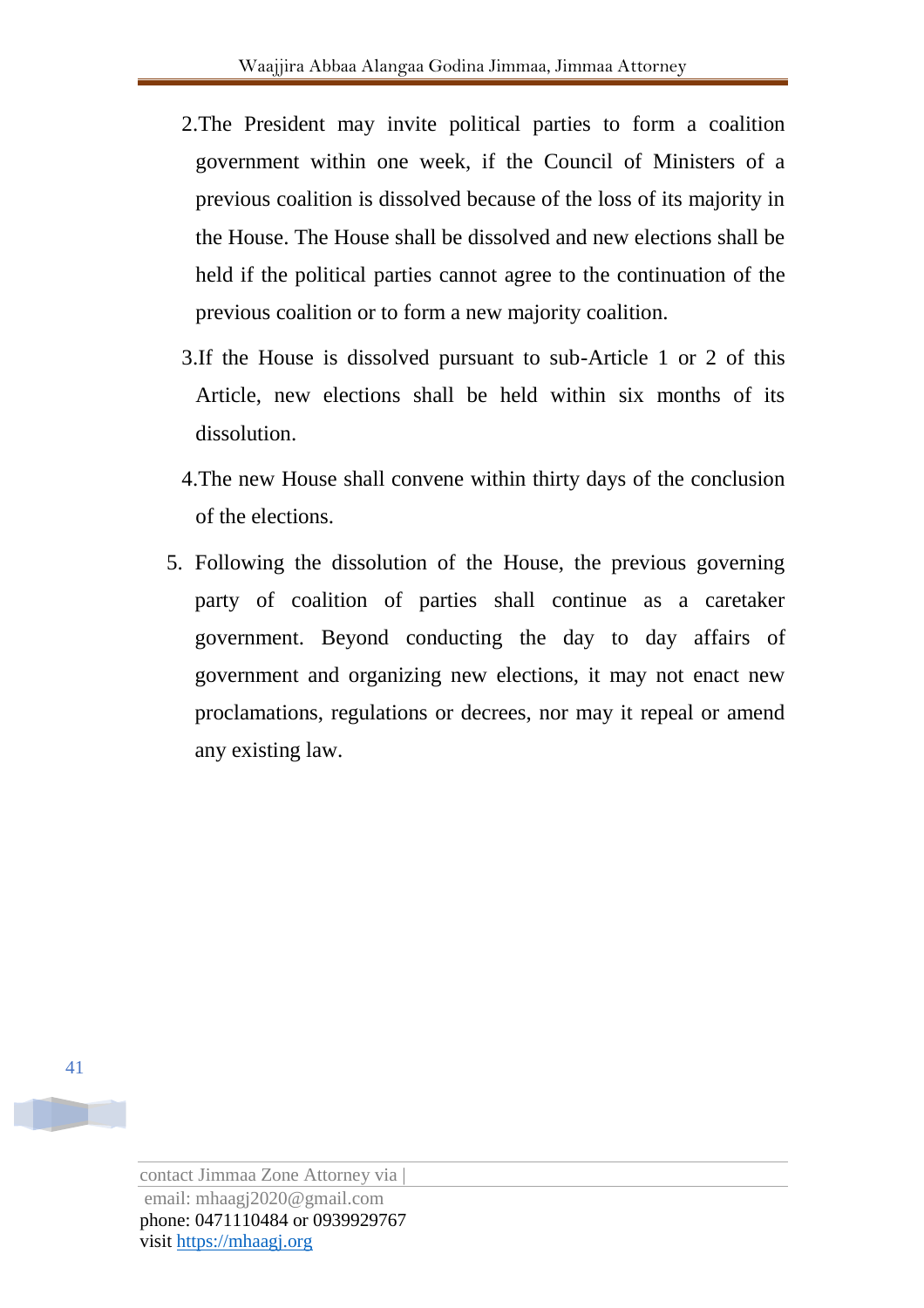2. The President may invite political parties to form a coalition government within one week, if the Council of Ministers of a previous coalition is dissolved because of the loss of its majority in the House. The House shall be dissolved and new elections shall be held if the political parties cannot agree to the continuation of the previous coalition or to form a new majority coalition.

3. If the House is dissolved pursuant to sub-Article 1 or 2 of this Article, new elections shall be held within six months of its dissolution.

4. The new House shall convene within thirty days of the conclusion of the elections.

5. Following the dissolution of the House, the previous governing party of coalition of parties shall continue as a caretaker government. Beyond conducting the day to day affairs of government and organizing new elections, it may not enact new proclamations, regulations or decrees, nor may it repeal or amend any existing law.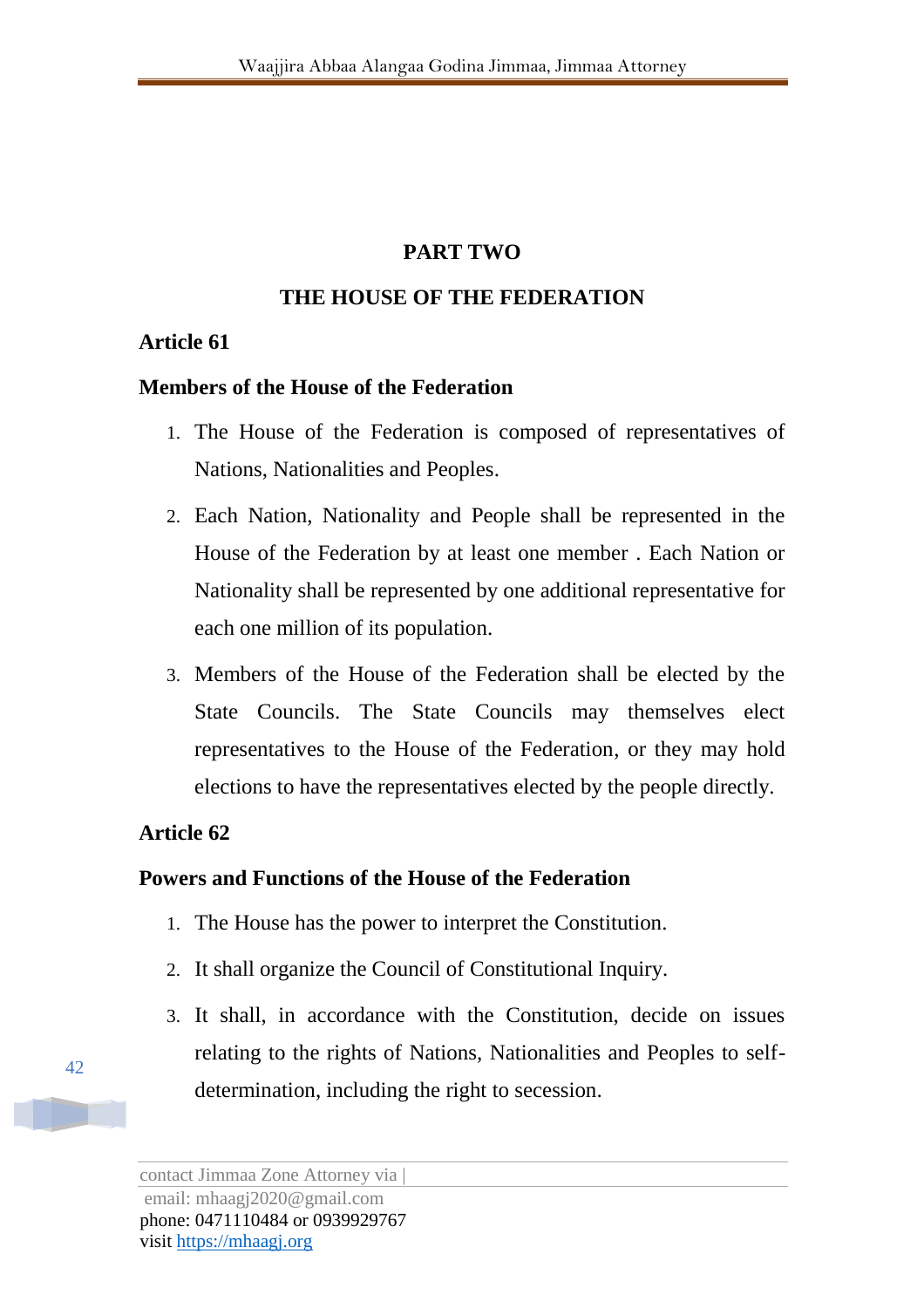## PART TWO

## THE HOUSE OF THE FEDERATION

### Article 61

### Members of the House of the Federation

1. The House of the Federation is composed of representatives of Nations, Nationalities and Peoples.
2. Each Nation, Nationality and People shall be represented in the House of the Federation by at least one member . Each Nation or Nationality shall be represented by one additional representative for each one million of its population.
3. Members of the House of the Federation shall be elected by the State Councils. The State Councils may themselves elect representatives to the House of the Federation, or they may hold elections to have the representatives elected by the people directly.

### Article 62

### Powers and Functions of the House of the Federation

1. The House has the power to interpret the Constitution.
2. It shall organize the Council of Constitutional Inquiry.
3. It shall, in accordance with the Constitution, decide on issues relating to the rights of Nations, Nationalities and Peoples to self-determination, including the right to secession.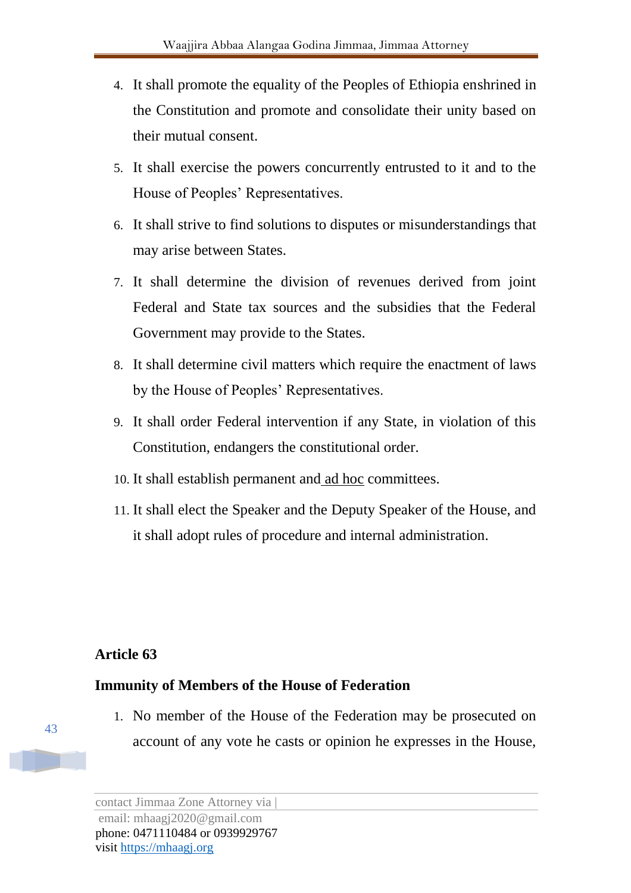4. It shall promote the equality of the Peoples of Ethiopia enshrined in the Constitution and promote and consolidate their unity based on their mutual consent.
5. It shall exercise the powers concurrently entrusted to it and to the House of Peoples' Representatives.
6. It shall strive to find solutions to disputes or misunderstandings that may arise between States.
7. It shall determine the division of revenues derived from joint Federal and State tax sources and the subsidies that the Federal Government may provide to the States.
8. It shall determine civil matters which require the enactment of laws by the House of Peoples' Representatives.
9. It shall order Federal intervention if any State, in violation of this Constitution, endangers the constitutional order.
10. It shall establish permanent and ad hoc committees.
11. It shall elect the Speaker and the Deputy Speaker of the House, and it shall adopt rules of procedure and internal administration.

**Article 63**

**Immunity of Members of the House of Federation**

1. No member of the House of the Federation may be prosecuted on account of any vote he casts or opinion he expresses in the House,

contact Jimmaa Zone Attorney via |
email: mhaagj2020@gmail.com
phone: 0471110484 or 0939929767
visit https://mhaagj.org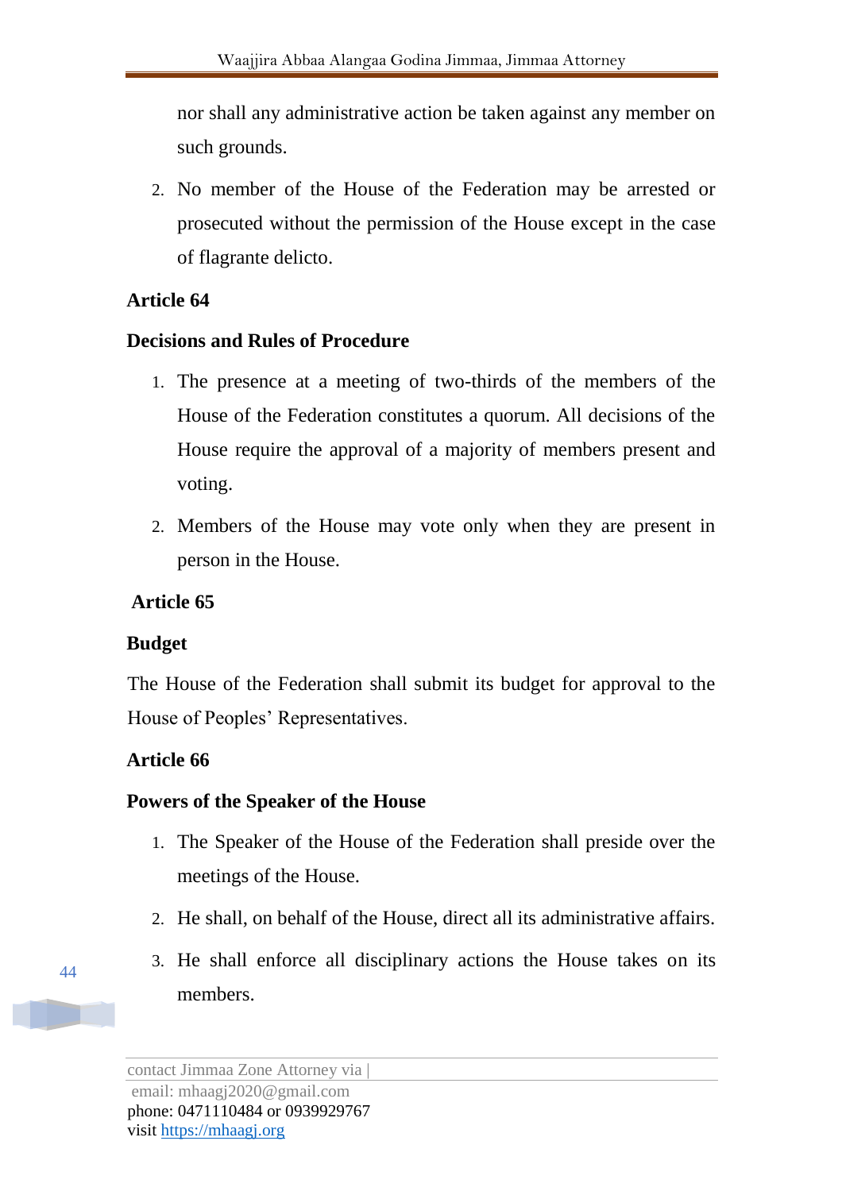nor shall any administrative action be taken against any member on such grounds.

2. No member of the House of the Federation may be arrested or prosecuted without the permission of the House except in the case of flagrante delicto.

**Article 64**

**Decisions and Rules of Procedure**

1. The presence at a meeting of two-thirds of the members of the House of the Federation constitutes a quorum. All decisions of the House require the approval of a majority of members present and voting.
2. Members of the House may vote only when they are present in person in the House.

**Article 65**

**Budget**

The House of the Federation shall submit its budget for approval to the House of Peoples' Representatives.

**Article 66**

**Powers of the Speaker of the House**

1. The Speaker of the House of the Federation shall preside over the meetings of the House.
2. He shall, on behalf of the House, direct all its administrative affairs.
3. He shall enforce all disciplinary actions the House takes on its members.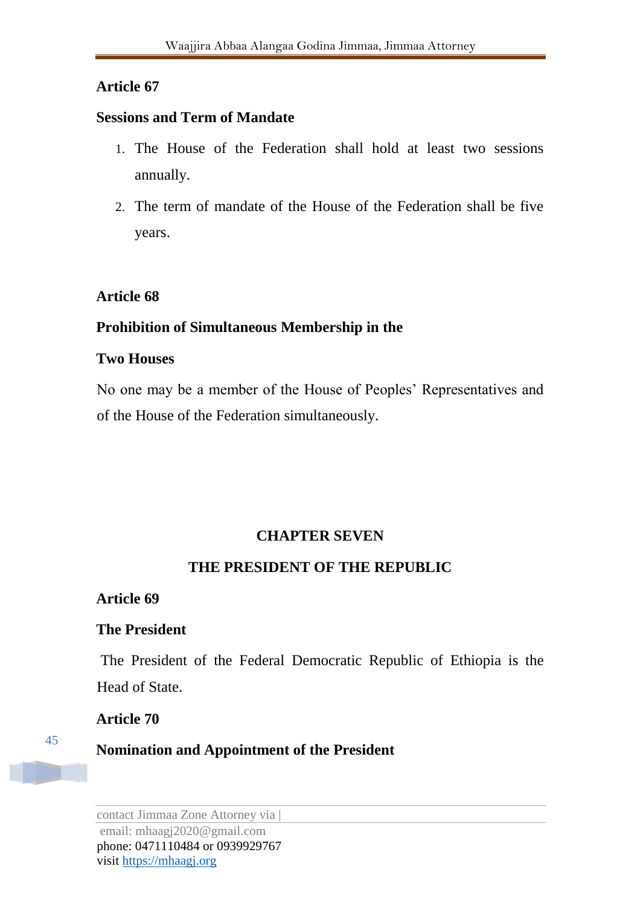**Article 67**

**Sessions and Term of Mandate**

1. The House of the Federation shall hold at least two sessions annually.
2. The term of mandate of the House of the Federation shall be five years.

**Article 68**

**Prohibition of Simultaneous Membership in the Two Houses**

No one may be a member of the House of Peoples' Representatives and of the House of the Federation simultaneously.

## CHAPTER SEVEN

## THE PRESIDENT OF THE REPUBLIC

**Article 69**

**The President**

The President of the Federal Democratic Republic of Ethiopia is the Head of State.

**Article 70**

**Nomination and Appointment of the President**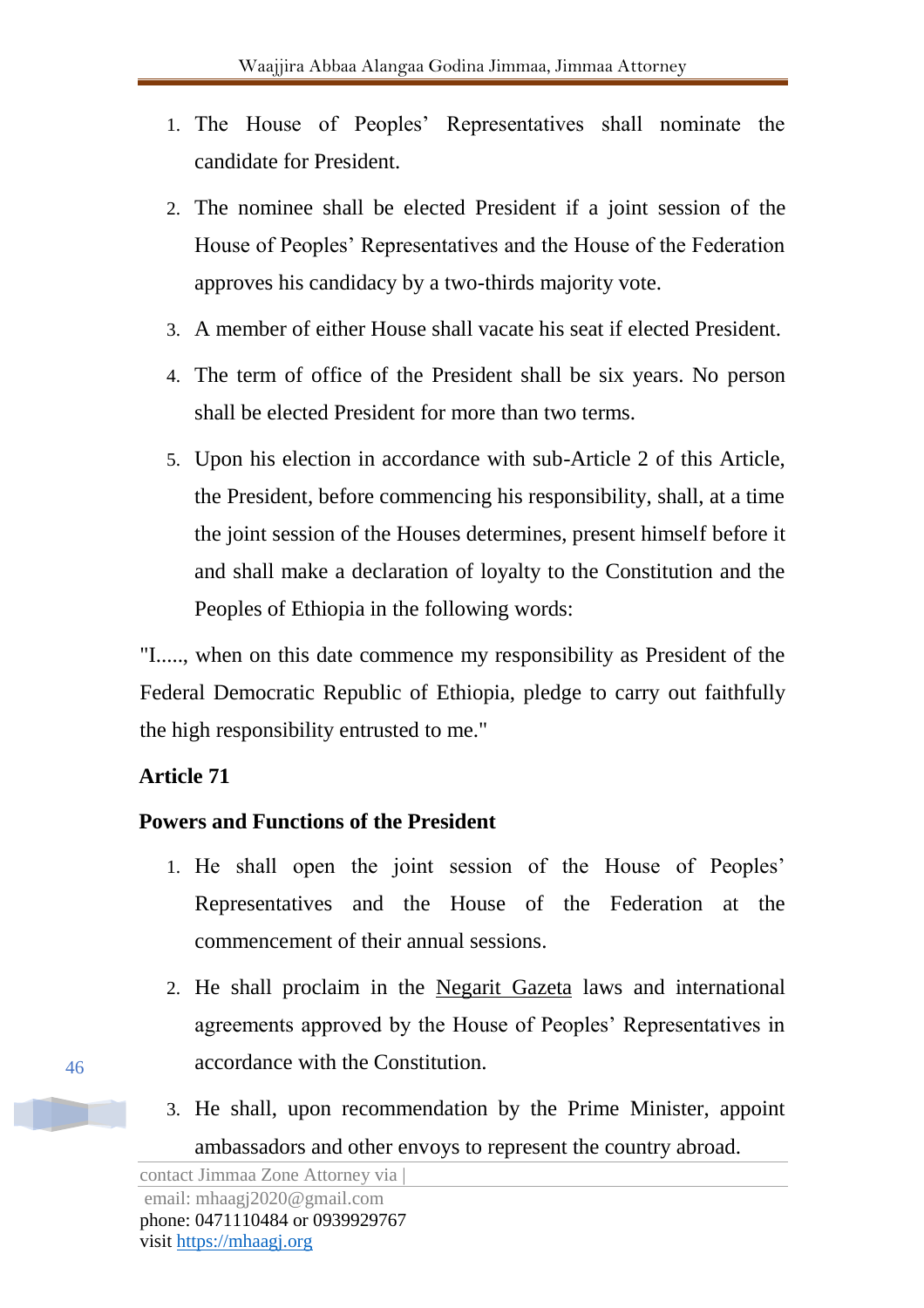1. The House of Peoples' Representatives shall nominate the candidate for President.
2. The nominee shall be elected President if a joint session of the House of Peoples' Representatives and the House of the Federation approves his candidacy by a two-thirds majority vote.
3. A member of either House shall vacate his seat if elected President.
4. The term of office of the President shall be six years. No person shall be elected President for more than two terms.
5. Upon his election in accordance with sub-Article 2 of this Article, the President, before commencing his responsibility, shall, at a time the joint session of the Houses determines, present himself before it and shall make a declaration of loyalty to the Constitution and the Peoples of Ethiopia in the following words:

"I....., when on this date commence my responsibility as President of the Federal Democratic Republic of Ethiopia, pledge to carry out faithfully the high responsibility entrusted to me."

**Article 71**

**Powers and Functions of the President**

1. He shall open the joint session of the House of Peoples' Representatives and the House of the Federation at the commencement of their annual sessions.
2. He shall proclaim in the Negarit Gazeta laws and international agreements approved by the House of Peoples' Representatives in accordance with the Constitution.
3. He shall, upon recommendation by the Prime Minister, appoint ambassadors and other envoys to represent the country abroad.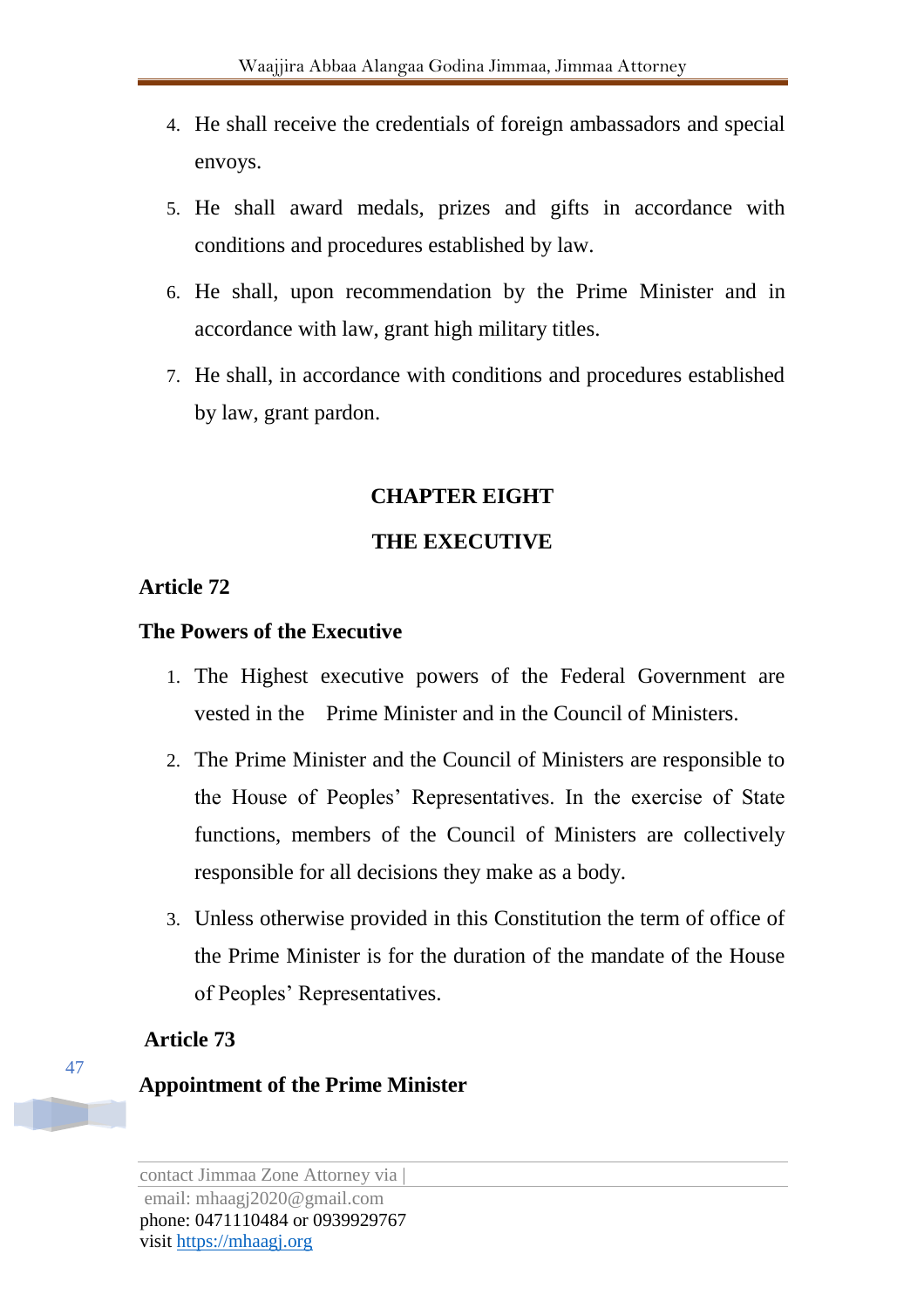4. He shall receive the credentials of foreign ambassadors and special envoys.
5. He shall award medals, prizes and gifts in accordance with conditions and procedures established by law.
6. He shall, upon recommendation by the Prime Minister and in accordance with law, grant high military titles.
7. He shall, in accordance with conditions and procedures established by law, grant pardon.

## CHAPTER EIGHT

## THE EXECUTIVE

### Article 72

### The Powers of the Executive

1. The Highest executive powers of the Federal Government are vested in the Prime Minister and in the Council of Ministers.
2. The Prime Minister and the Council of Ministers are responsible to the House of Peoples' Representatives. In the exercise of State functions, members of the Council of Ministers are collectively responsible for all decisions they make as a body.
3. Unless otherwise provided in this Constitution the term of office of the Prime Minister is for the duration of the mandate of the House of Peoples' Representatives.

### Article 73

### Appointment of the Prime Minister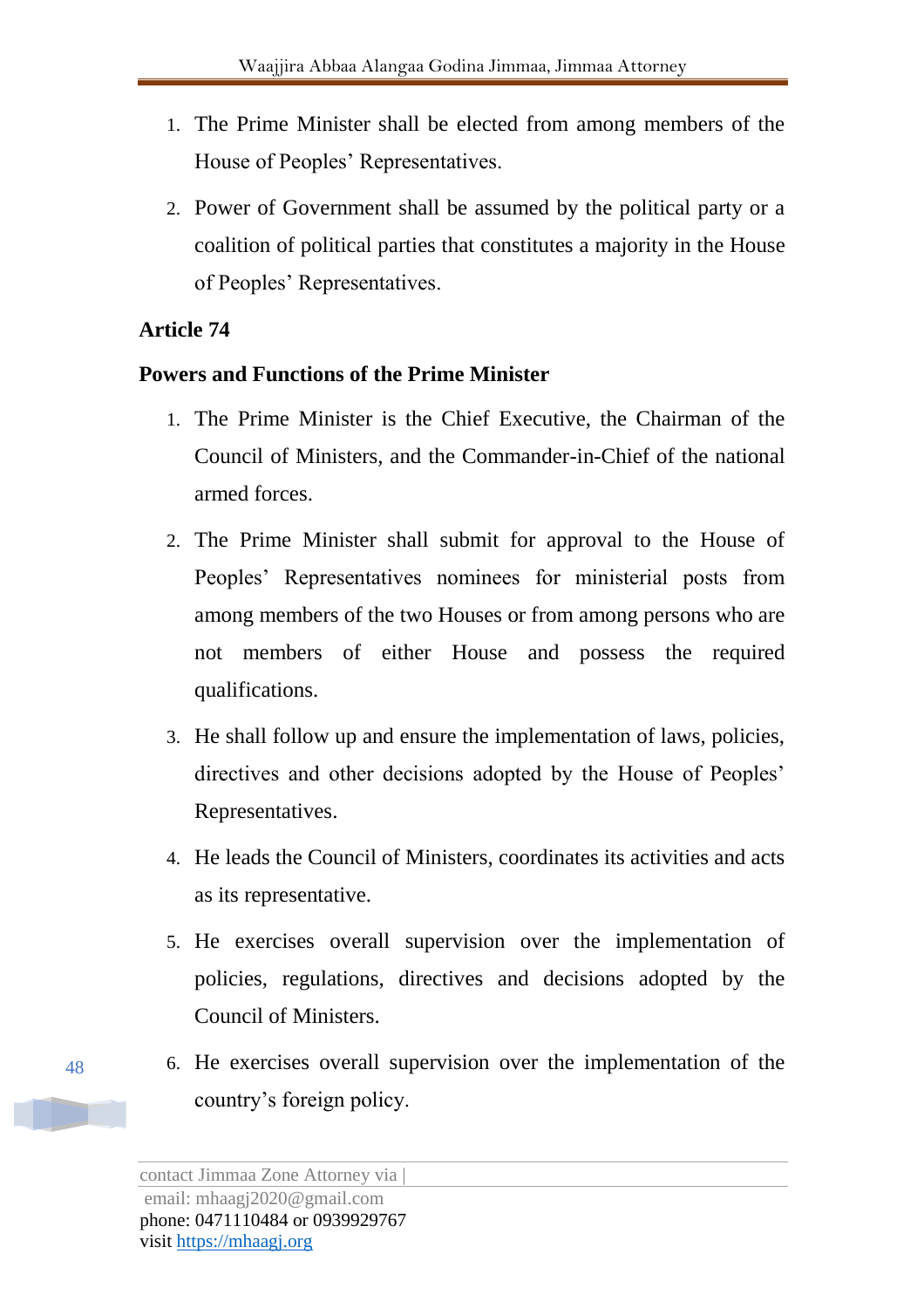1. The Prime Minister shall be elected from among members of the House of Peoples' Representatives.
2. Power of Government shall be assumed by the political party or a coalition of political parties that constitutes a majority in the House of Peoples' Representatives.

**Article 74**

**Powers and Functions of the Prime Minister**

1. The Prime Minister is the Chief Executive, the Chairman of the Council of Ministers, and the Commander-in-Chief of the national armed forces.
2. The Prime Minister shall submit for approval to the House of Peoples' Representatives nominees for ministerial posts from among members of the two Houses or from among persons who are not members of either House and possess the required qualifications.
3. He shall follow up and ensure the implementation of laws, policies, directives and other decisions adopted by the House of Peoples' Representatives.
4. He leads the Council of Ministers, coordinates its activities and acts as its representative.
5. He exercises overall supervision over the implementation of policies, regulations, directives and decisions adopted by the Council of Ministers.
6. He exercises overall supervision over the implementation of the country's foreign policy.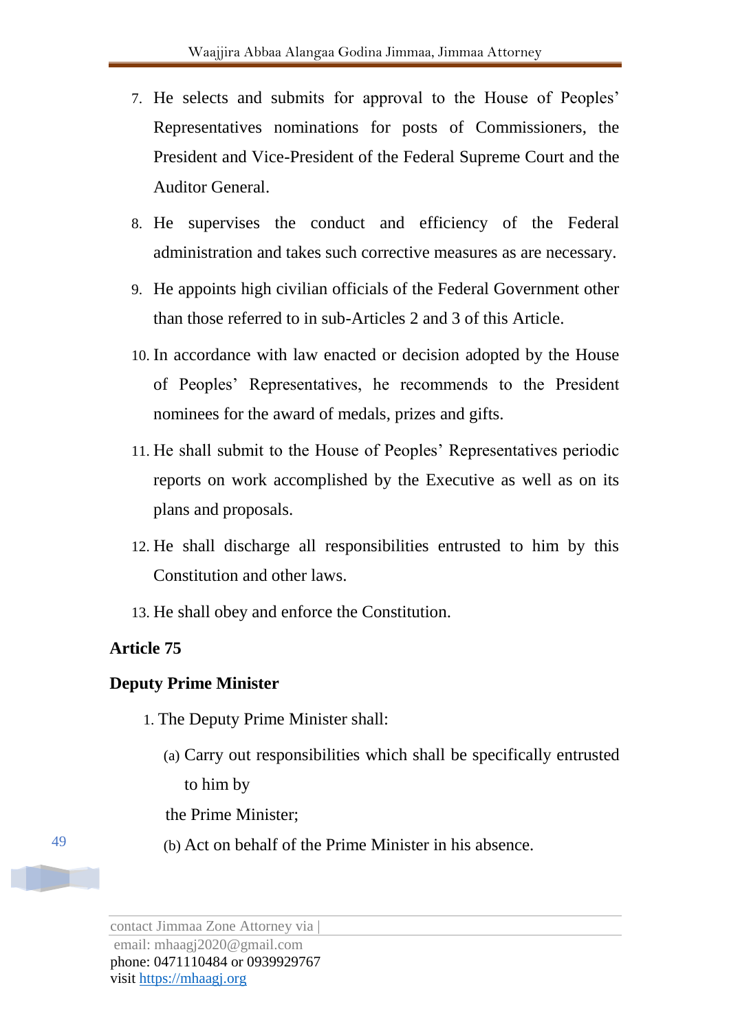7. He selects and submits for approval to the House of Peoples' Representatives nominations for posts of Commissioners, the President and Vice-President of the Federal Supreme Court and the Auditor General.
8. He supervises the conduct and efficiency of the Federal administration and takes such corrective measures as are necessary.
9. He appoints high civilian officials of the Federal Government other than those referred to in sub-Articles 2 and 3 of this Article.
10. In accordance with law enacted or decision adopted by the House of Peoples' Representatives, he recommends to the President nominees for the award of medals, prizes and gifts.
11. He shall submit to the House of Peoples' Representatives periodic reports on work accomplished by the Executive as well as on its plans and proposals.
12. He shall discharge all responsibilities entrusted to him by this Constitution and other laws.
13. He shall obey and enforce the Constitution.

**Article 75**

**Deputy Prime Minister**

1. The Deputy Prime Minister shall:
   (a) Carry out responsibilities which shall be specifically entrusted to him by the Prime Minister;
   (b) Act on behalf of the Prime Minister in his absence.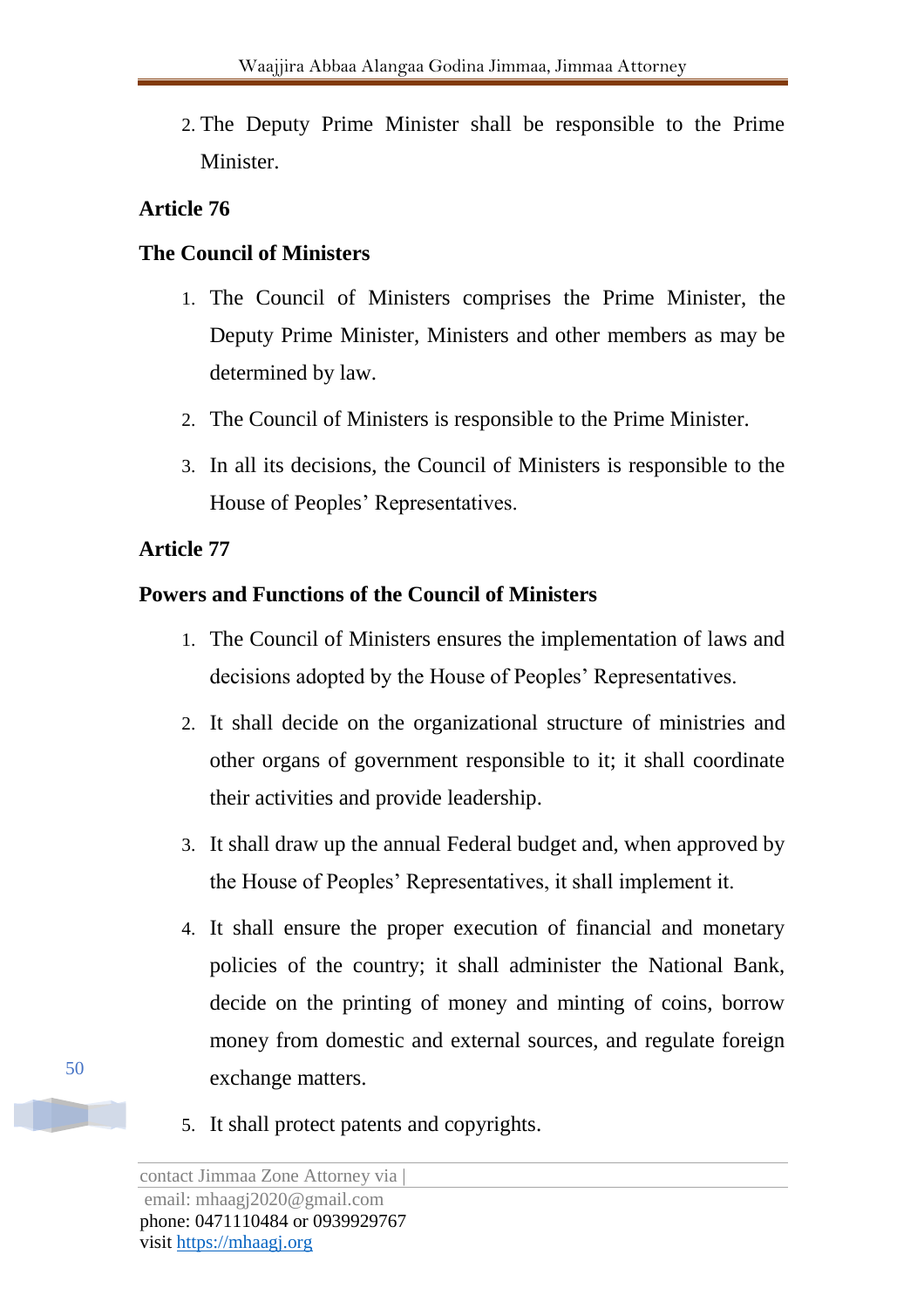2. The Deputy Prime Minister shall be responsible to the Prime Minister.

**Article 76**

**The Council of Ministers**

1. The Council of Ministers comprises the Prime Minister, the Deputy Prime Minister, Ministers and other members as may be determined by law.
2. The Council of Ministers is responsible to the Prime Minister.
3. In all its decisions, the Council of Ministers is responsible to the House of Peoples' Representatives.

**Article 77**

**Powers and Functions of the Council of Ministers**

1. The Council of Ministers ensures the implementation of laws and decisions adopted by the House of Peoples' Representatives.
2. It shall decide on the organizational structure of ministries and other organs of government responsible to it; it shall coordinate their activities and provide leadership.
3. It shall draw up the annual Federal budget and, when approved by the House of Peoples' Representatives, it shall implement it.
4. It shall ensure the proper execution of financial and monetary policies of the country; it shall administer the National Bank, decide on the printing of money and minting of coins, borrow money from domestic and external sources, and regulate foreign exchange matters.
5. It shall protect patents and copyrights.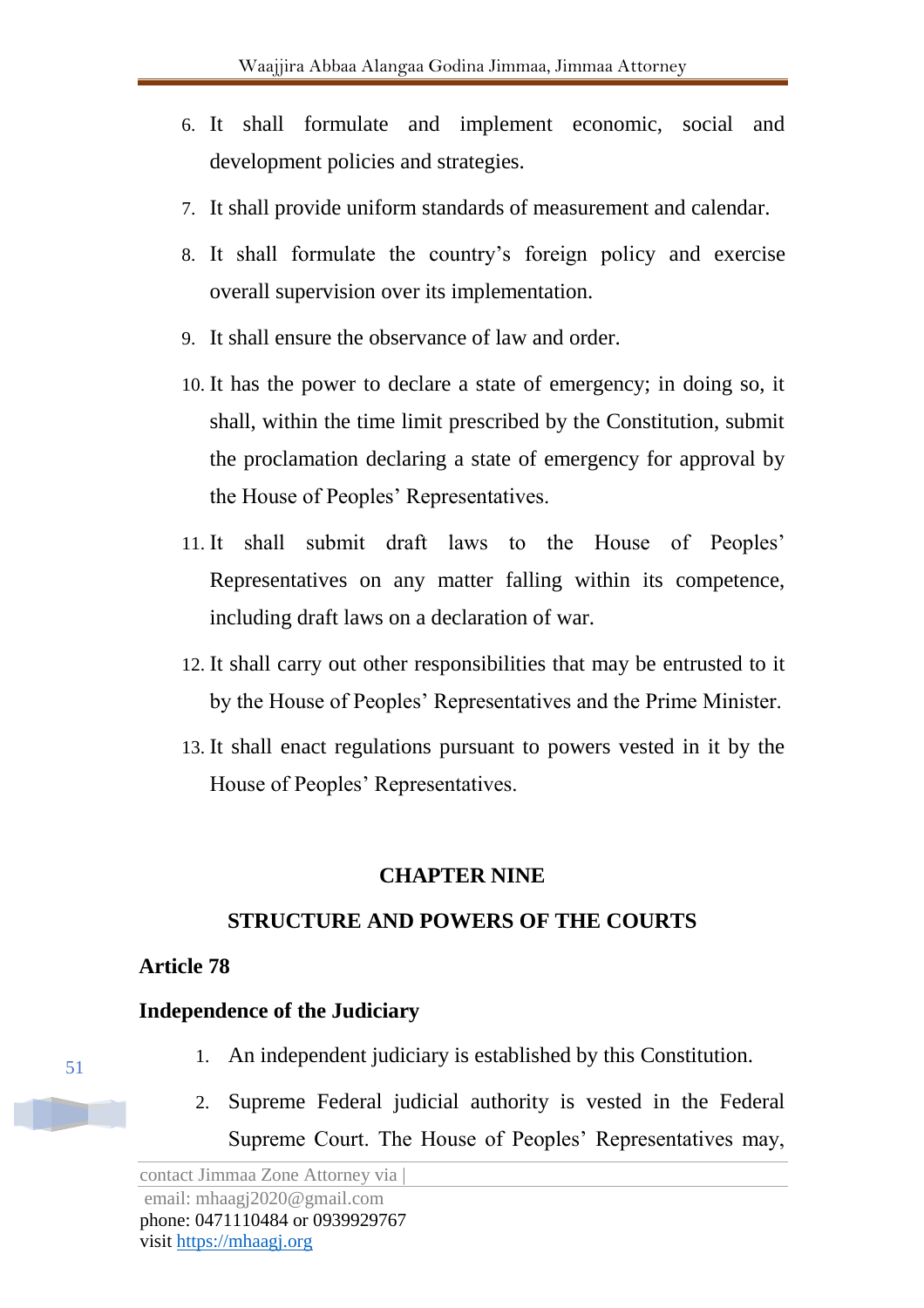6. It shall formulate and implement economic, social and development policies and strategies.
7. It shall provide uniform standards of measurement and calendar.
8. It shall formulate the country's foreign policy and exercise overall supervision over its implementation.
9. It shall ensure the observance of law and order.
10. It has the power to declare a state of emergency; in doing so, it shall, within the time limit prescribed by the Constitution, submit the proclamation declaring a state of emergency for approval by the House of Peoples' Representatives.
11. It shall submit draft laws to the House of Peoples' Representatives on any matter falling within its competence, including draft laws on a declaration of war.
12. It shall carry out other responsibilities that may be entrusted to it by the House of Peoples' Representatives and the Prime Minister.
13. It shall enact regulations pursuant to powers vested in it by the House of Peoples' Representatives.

## CHAPTER NINE

## STRUCTURE AND POWERS OF THE COURTS

### Article 78

### Independence of the Judiciary

1. An independent judiciary is established by this Constitution.
2. Supreme Federal judicial authority is vested in the Federal Supreme Court. The House of Peoples' Representatives may,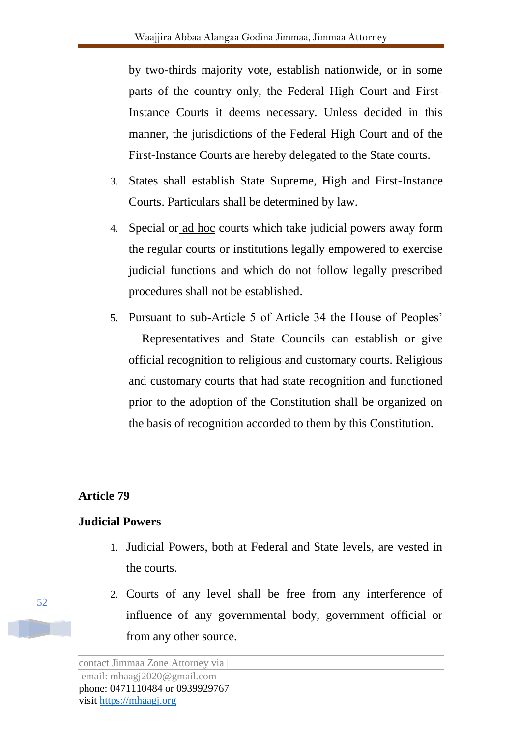by two-thirds majority vote, establish nationwide, or in some parts of the country only, the Federal High Court and First-Instance Courts it deems necessary. Unless decided in this manner, the jurisdictions of the Federal High Court and of the First-Instance Courts are hereby delegated to the State courts.

3. States shall establish State Supreme, High and First-Instance Courts. Particulars shall be determined by law.

4. Special or ad hoc courts which take judicial powers away form the regular courts or institutions legally empowered to exercise judicial functions and which do not follow legally prescribed procedures shall not be established.

5. Pursuant to sub-Article 5 of Article 34 the House of Peoples' Representatives and State Councils can establish or give official recognition to religious and customary courts. Religious and customary courts that had state recognition and functioned prior to the adoption of the Constitution shall be organized on the basis of recognition accorded to them by this Constitution.

## Article 79

### Judicial Powers

1. Judicial Powers, both at Federal and State levels, are vested in the courts.

2. Courts of any level shall be free from any interference of influence of any governmental body, government official or from any other source.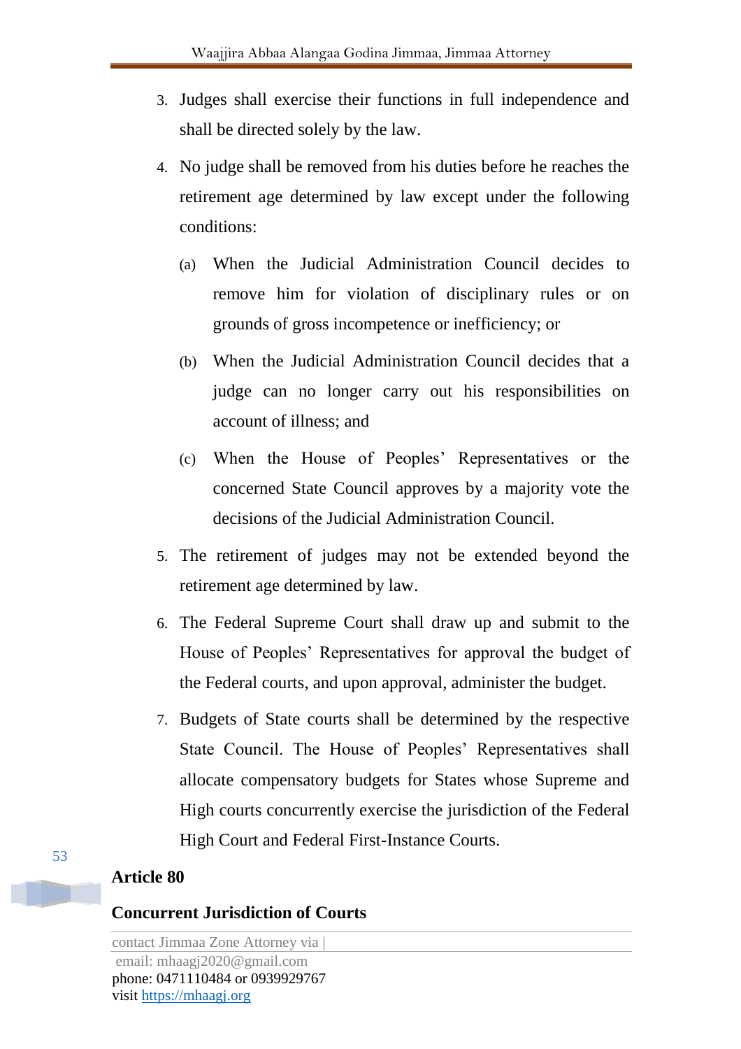3. Judges shall exercise their functions in full independence and shall be directed solely by the law.
4. No judge shall be removed from his duties before he reaches the retirement age determined by law except under the following conditions:
   (a) When the Judicial Administration Council decides to remove him for violation of disciplinary rules or on grounds of gross incompetence or inefficiency; or
   (b) When the Judicial Administration Council decides that a judge can no longer carry out his responsibilities on account of illness; and
   (c) When the House of Peoples' Representatives or the concerned State Council approves by a majority vote the decisions of the Judicial Administration Council.
5. The retirement of judges may not be extended beyond the retirement age determined by law.
6. The Federal Supreme Court shall draw up and submit to the House of Peoples' Representatives for approval the budget of the Federal courts, and upon approval, administer the budget.
7. Budgets of State courts shall be determined by the respective State Council. The House of Peoples' Representatives shall allocate compensatory budgets for States whose Supreme and High courts concurrently exercise the jurisdiction of the Federal High Court and Federal First-Instance Courts.

## Article 80

## Concurrent Jurisdiction of Courts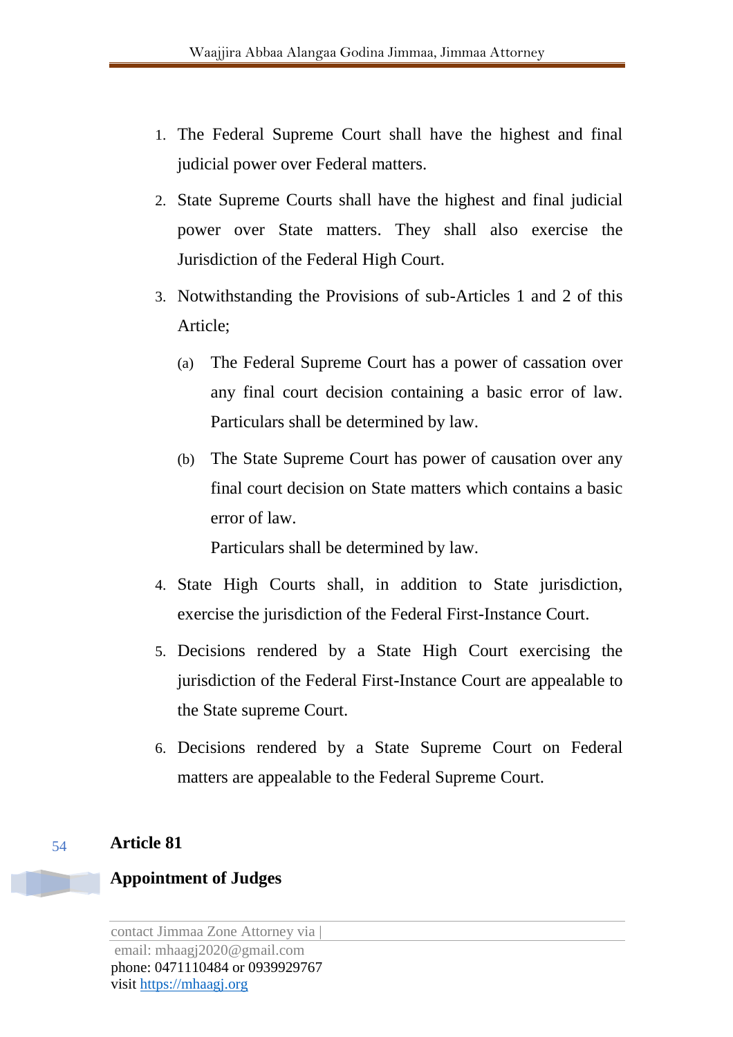1. The Federal Supreme Court shall have the highest and final judicial power over Federal matters.
2. State Supreme Courts shall have the highest and final judicial power over State matters. They shall also exercise the Jurisdiction of the Federal High Court.
3. Notwithstanding the Provisions of sub-Articles 1 and 2 of this Article;
   (a) The Federal Supreme Court has a power of cassation over any final court decision containing a basic error of law. Particulars shall be determined by law.
   (b) The State Supreme Court has power of causation over any final court decision on State matters which contains a basic error of law.
   Particulars shall be determined by law.
4. State High Courts shall, in addition to State jurisdiction, exercise the jurisdiction of the Federal First-Instance Court.
5. Decisions rendered by a State High Court exercising the jurisdiction of the Federal First-Instance Court are appealable to the State supreme Court.
6. Decisions rendered by a State Supreme Court on Federal matters are appealable to the Federal Supreme Court.

**Article 81**

**Appointment of Judges**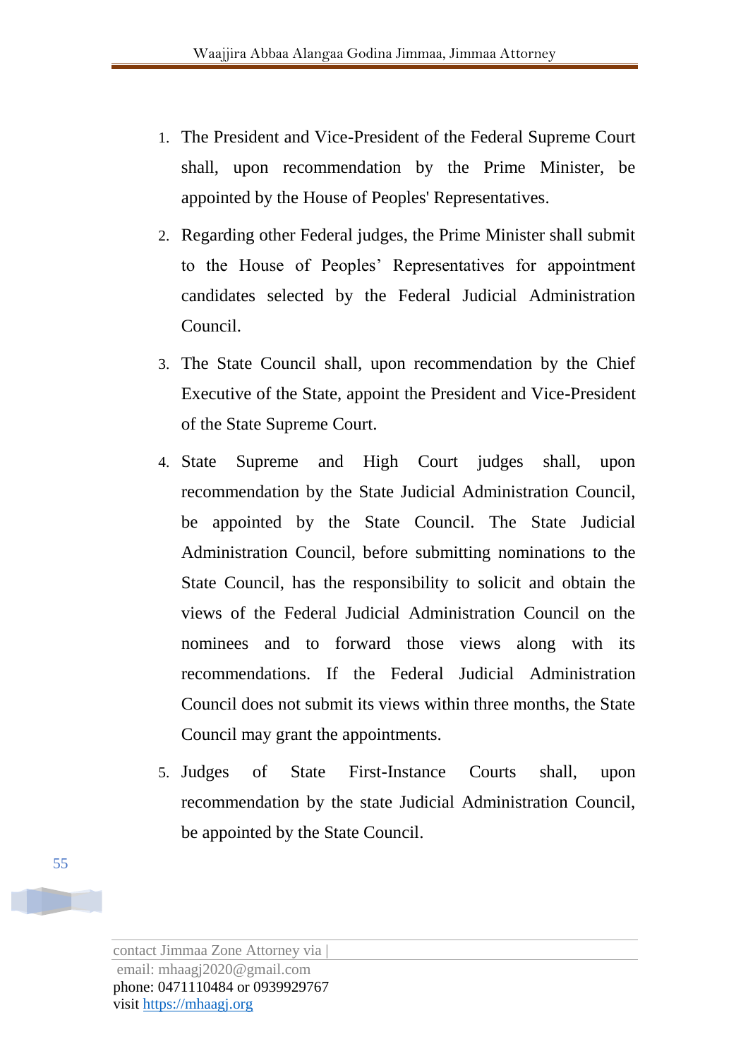1. The President and Vice-President of the Federal Supreme Court shall, upon recommendation by the Prime Minister, be appointed by the House of Peoples' Representatives.
2. Regarding other Federal judges, the Prime Minister shall submit to the House of Peoples' Representatives for appointment candidates selected by the Federal Judicial Administration Council.
3. The State Council shall, upon recommendation by the Chief Executive of the State, appoint the President and Vice-President of the State Supreme Court.
4. State Supreme and High Court judges shall, upon recommendation by the State Judicial Administration Council, be appointed by the State Council. The State Judicial Administration Council, before submitting nominations to the State Council, has the responsibility to solicit and obtain the views of the Federal Judicial Administration Council on the nominees and to forward those views along with its recommendations. If the Federal Judicial Administration Council does not submit its views within three months, the State Council may grant the appointments.
5. Judges of State First-Instance Courts shall, upon recommendation by the state Judicial Administration Council, be appointed by the State Council.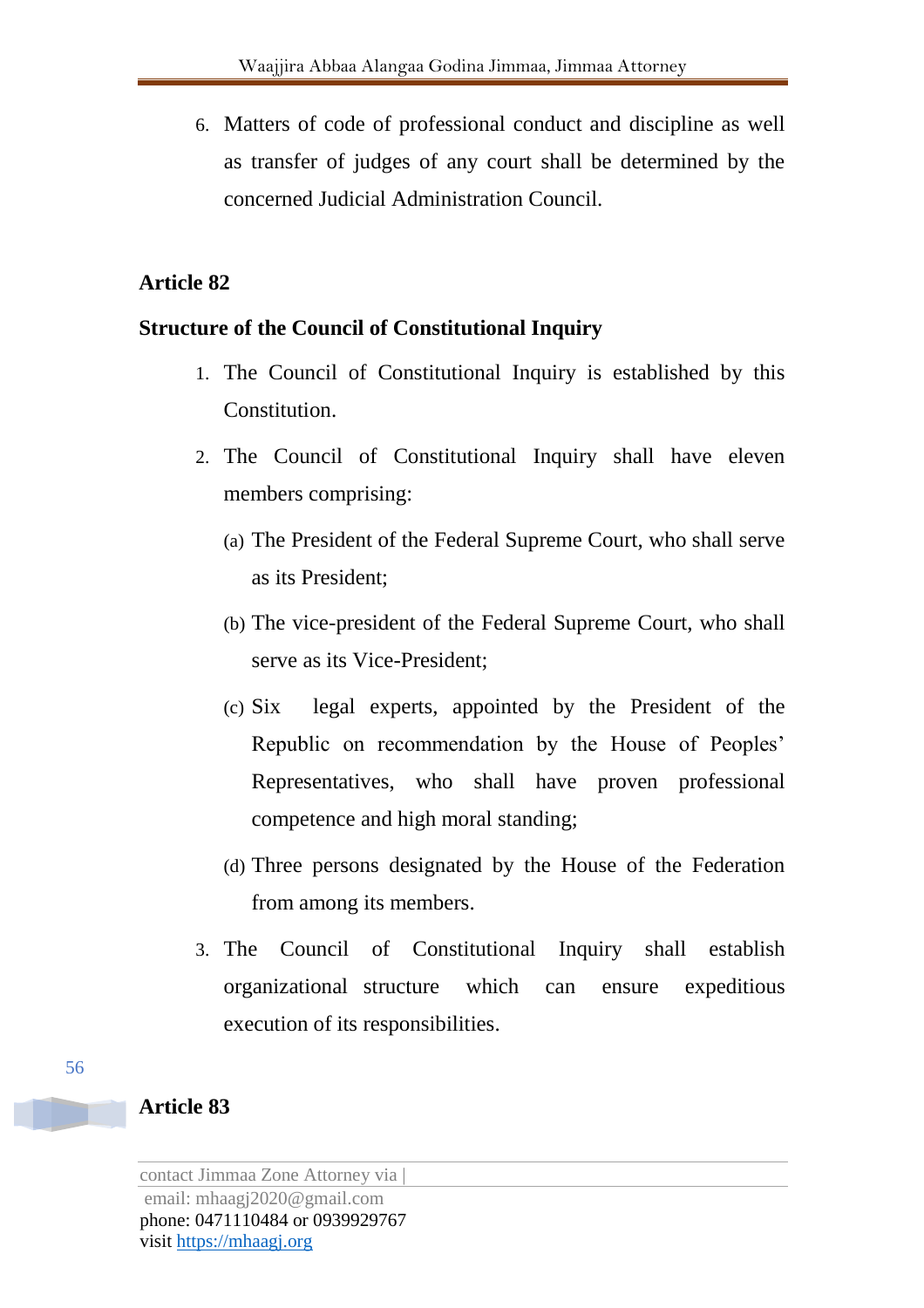6. Matters of code of professional conduct and discipline as well as transfer of judges of any court shall be determined by the concerned Judicial Administration Council.

**Article 82**

**Structure of the Council of Constitutional Inquiry**

1. The Council of Constitutional Inquiry is established by this Constitution.
2. The Council of Constitutional Inquiry shall have eleven members comprising:
   (a) The President of the Federal Supreme Court, who shall serve as its President;
   (b) The vice-president of the Federal Supreme Court, who shall serve as its Vice-President;
   (c) Six legal experts, appointed by the President of the Republic on recommendation by the House of Peoples' Representatives, who shall have proven professional competence and high moral standing;
   (d) Three persons designated by the House of the Federation from among its members.
3. The Council of Constitutional Inquiry shall establish organizational structure which can ensure expeditious execution of its responsibilities.

**Article 83**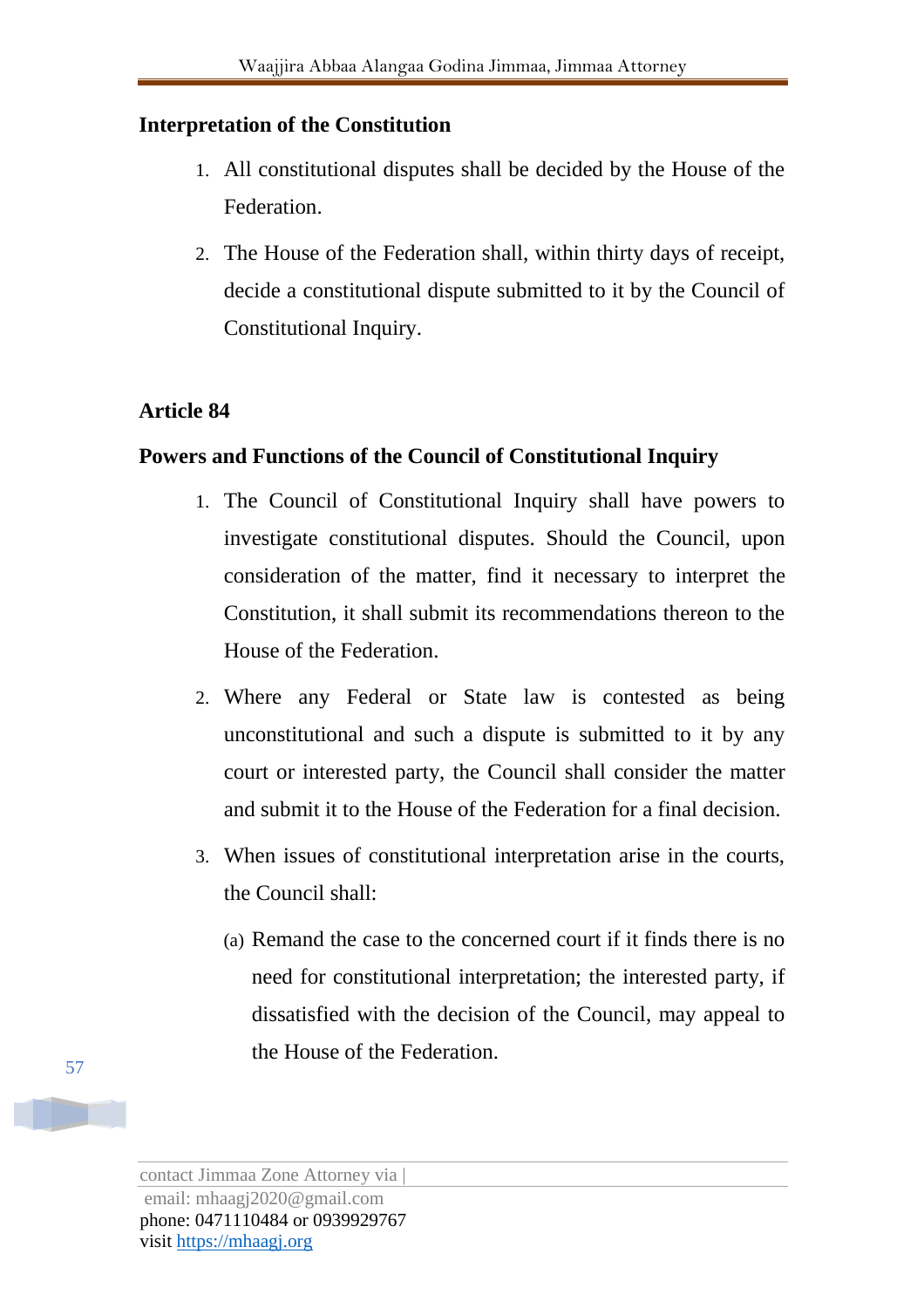**Interpretation of the Constitution**

1. All constitutional disputes shall be decided by the House of the Federation.
2. The House of the Federation shall, within thirty days of receipt, decide a constitutional dispute submitted to it by the Council of Constitutional Inquiry.

**Article 84**

**Powers and Functions of the Council of Constitutional Inquiry**

1. The Council of Constitutional Inquiry shall have powers to investigate constitutional disputes. Should the Council, upon consideration of the matter, find it necessary to interpret the Constitution, it shall submit its recommendations thereon to the House of the Federation.
2. Where any Federal or State law is contested as being unconstitutional and such a dispute is submitted to it by any court or interested party, the Council shall consider the matter and submit it to the House of the Federation for a final decision.
3. When issues of constitutional interpretation arise in the courts, the Council shall:

   (a) Remand the case to the concerned court if it finds there is no need for constitutional interpretation; the interested party, if dissatisfied with the decision of the Council, may appeal to the House of the Federation.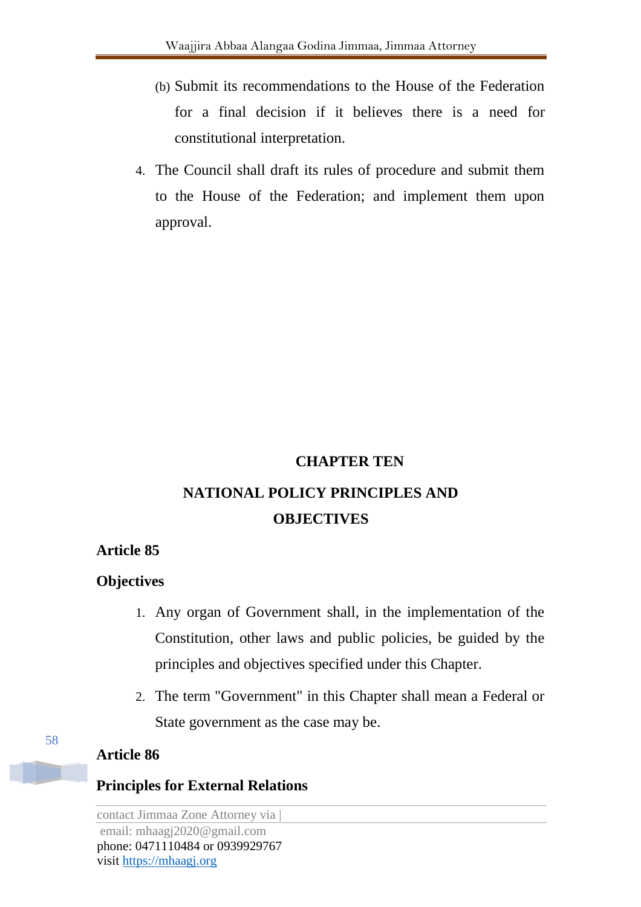(b) Submit its recommendations to the House of the Federation for a final decision if it believes there is a need for constitutional interpretation.

4. The Council shall draft its rules of procedure and submit them to the House of the Federation; and implement them upon approval.

## CHAPTER TEN

## NATIONAL POLICY PRINCIPLES AND OBJECTIVES

### Article 85

### Objectives

1. Any organ of Government shall, in the implementation of the Constitution, other laws and public policies, be guided by the principles and objectives specified under this Chapter.
2. The term "Government" in this Chapter shall mean a Federal or State government as the case may be.

### Article 86

### Principles for External Relations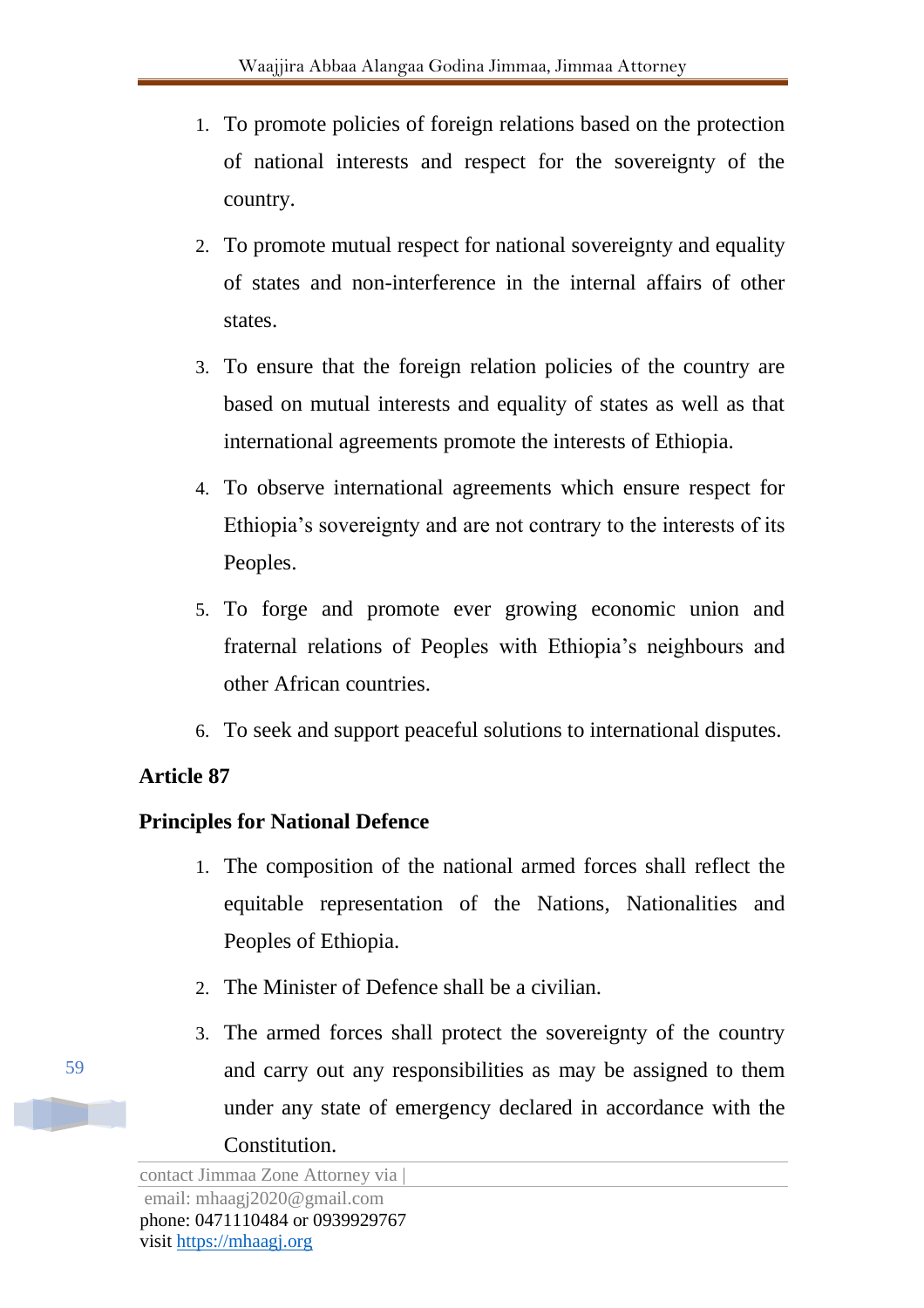1. To promote policies of foreign relations based on the protection of national interests and respect for the sovereignty of the country.
2. To promote mutual respect for national sovereignty and equality of states and non-interference in the internal affairs of other states.
3. To ensure that the foreign relation policies of the country are based on mutual interests and equality of states as well as that international agreements promote the interests of Ethiopia.
4. To observe international agreements which ensure respect for Ethiopia's sovereignty and are not contrary to the interests of its Peoples.
5. To forge and promote ever growing economic union and fraternal relations of Peoples with Ethiopia's neighbours and other African countries.
6. To seek and support peaceful solutions to international disputes.

**Article 87**

**Principles for National Defence**

1. The composition of the national armed forces shall reflect the equitable representation of the Nations, Nationalities and Peoples of Ethiopia.
2. The Minister of Defence shall be a civilian.
3. The armed forces shall protect the sovereignty of the country and carry out any responsibilities as may be assigned to them under any state of emergency declared in accordance with the Constitution.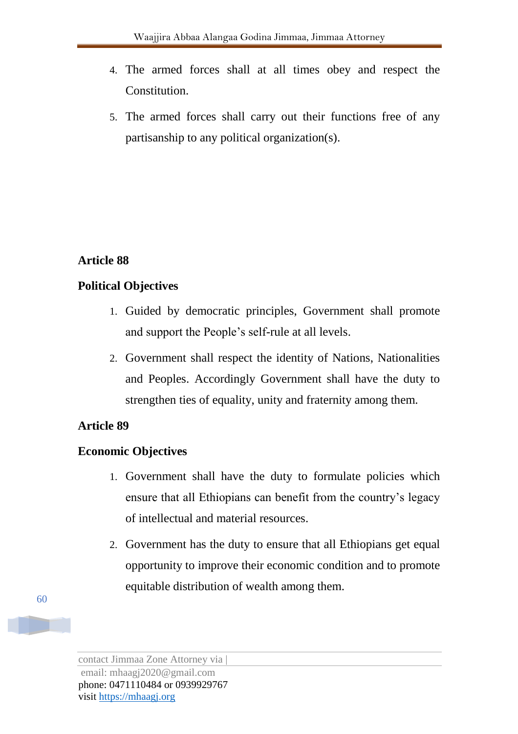4. The armed forces shall at all times obey and respect the Constitution.
5. The armed forces shall carry out their functions free of any partisanship to any political organization(s).

**Article 88**

**Political Objectives**

1. Guided by democratic principles, Government shall promote and support the People's self-rule at all levels.
2. Government shall respect the identity of Nations, Nationalities and Peoples. Accordingly Government shall have the duty to strengthen ties of equality, unity and fraternity among them.

**Article 89**

**Economic Objectives**

1. Government shall have the duty to formulate policies which ensure that all Ethiopians can benefit from the country's legacy of intellectual and material resources.
2. Government has the duty to ensure that all Ethiopians get equal opportunity to improve their economic condition and to promote equitable distribution of wealth among them.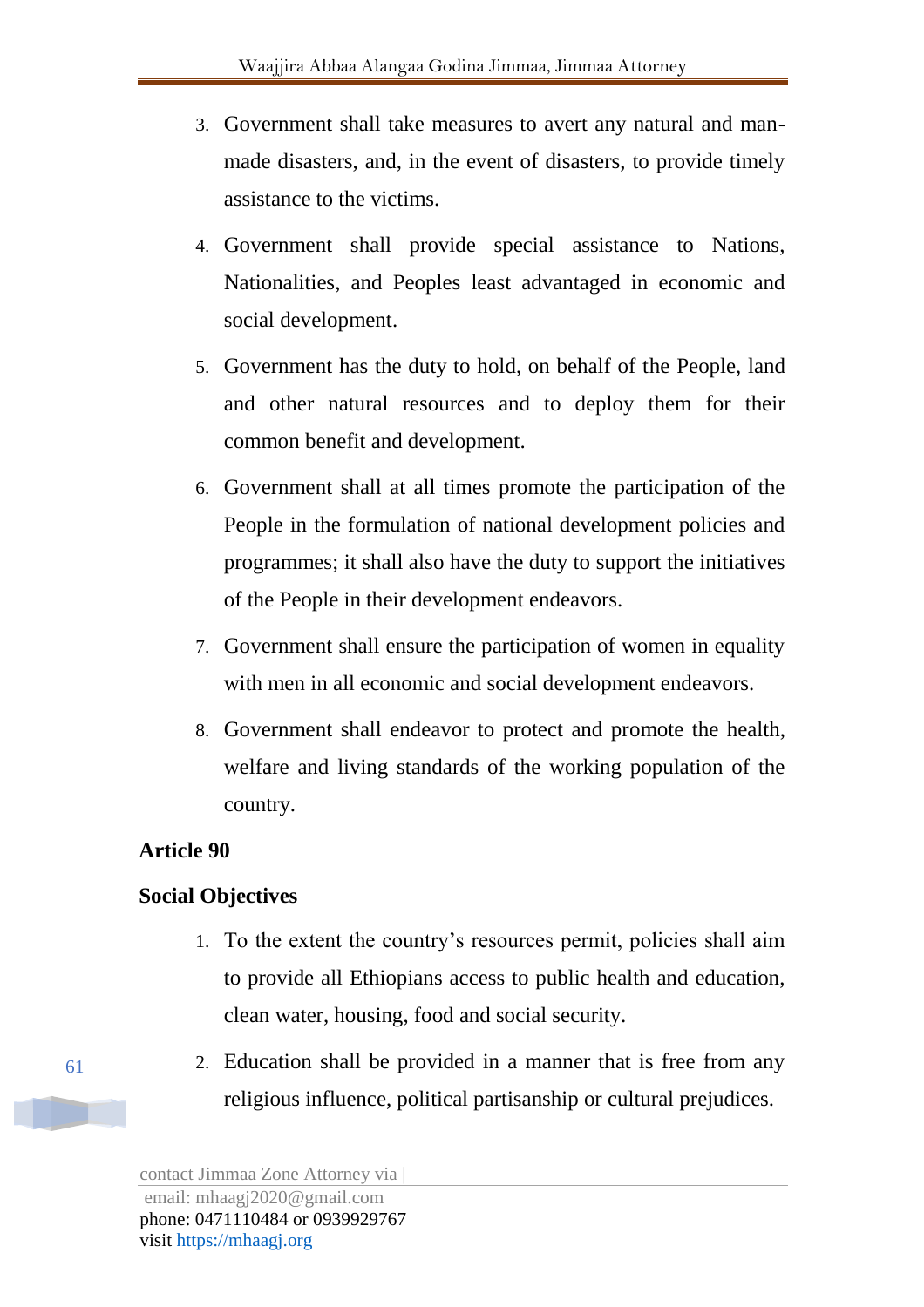3. Government shall take measures to avert any natural and man-made disasters, and, in the event of disasters, to provide timely assistance to the victims.
4. Government shall provide special assistance to Nations, Nationalities, and Peoples least advantaged in economic and social development.
5. Government has the duty to hold, on behalf of the People, land and other natural resources and to deploy them for their common benefit and development.
6. Government shall at all times promote the participation of the People in the formulation of national development policies and programmes; it shall also have the duty to support the initiatives of the People in their development endeavors.
7. Government shall ensure the participation of women in equality with men in all economic and social development endeavors.
8. Government shall endeavor to protect and promote the health, welfare and living standards of the working population of the country.

**Article 90**

**Social Objectives**

1. To the extent the country's resources permit, policies shall aim to provide all Ethiopians access to public health and education, clean water, housing, food and social security.
2. Education shall be provided in a manner that is free from any religious influence, political partisanship or cultural prejudices.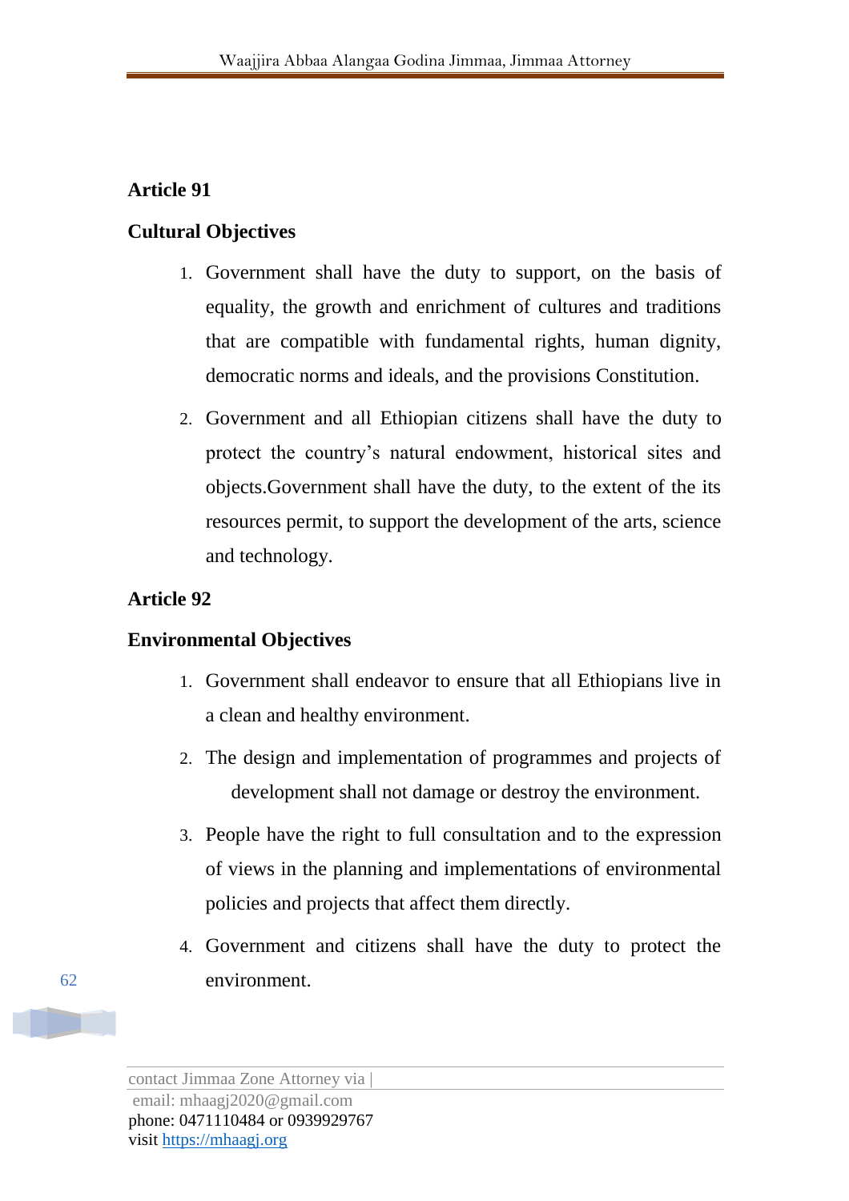**Article 91**

**Cultural Objectives**

1. Government shall have the duty to support, on the basis of equality, the growth and enrichment of cultures and traditions that are compatible with fundamental rights, human dignity, democratic norms and ideals, and the provisions Constitution.
2. Government and all Ethiopian citizens shall have the duty to protect the country's natural endowment, historical sites and objects.Government shall have the duty, to the extent of the its resources permit, to support the development of the arts, science and technology.

**Article 92**

**Environmental Objectives**

1. Government shall endeavor to ensure that all Ethiopians live in a clean and healthy environment.
2. The design and implementation of programmes and projects of development shall not damage or destroy the environment.
3. People have the right to full consultation and to the expression of views in the planning and implementations of environmental policies and projects that affect them directly.
4. Government and citizens shall have the duty to protect the environment.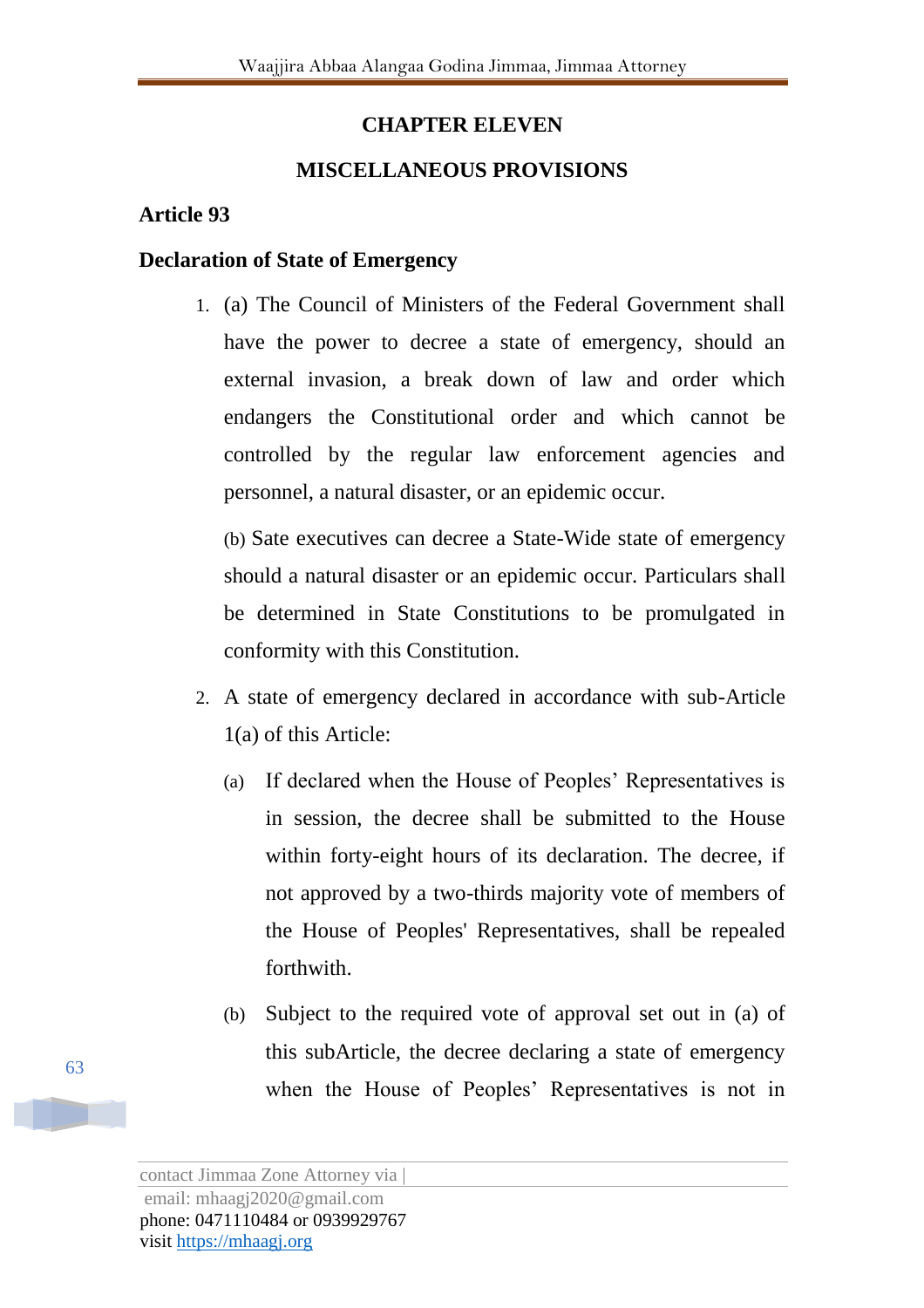# CHAPTER ELEVEN

## MISCELLANEOUS PROVISIONS

### Article 93

### Declaration of State of Emergency

1. (a) The Council of Ministers of the Federal Government shall have the power to decree a state of emergency, should an external invasion, a break down of law and order which endangers the Constitutional order and which cannot be controlled by the regular law enforcement agencies and personnel, a natural disaster, or an epidemic occur.

   (b) Sate executives can decree a State-Wide state of emergency should a natural disaster or an epidemic occur. Particulars shall be determined in State Constitutions to be promulgated in conformity with this Constitution.

2. A state of emergency declared in accordance with sub-Article 1(a) of this Article:

   (a) If declared when the House of Peoples' Representatives is in session, the decree shall be submitted to the House within forty-eight hours of its declaration. The decree, if not approved by a two-thirds majority vote of members of the House of Peoples' Representatives, shall be repealed forthwith.

   (b) Subject to the required vote of approval set out in (a) of this subArticle, the decree declaring a state of emergency when the House of Peoples' Representatives is not in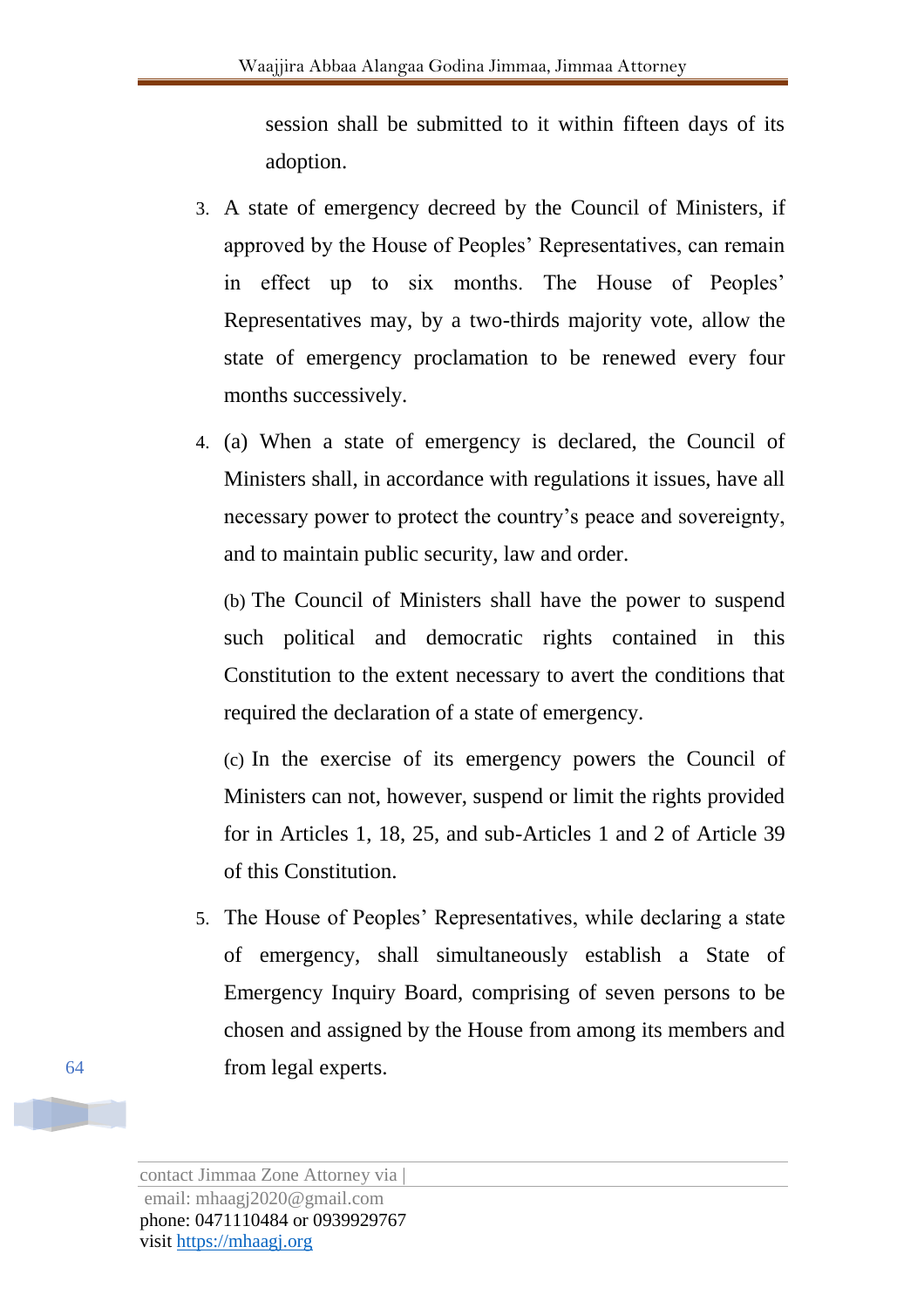session shall be submitted to it within fifteen days of its adoption.

3. A state of emergency decreed by the Council of Ministers, if approved by the House of Peoples' Representatives, can remain in effect up to six months. The House of Peoples' Representatives may, by a two-thirds majority vote, allow the state of emergency proclamation to be renewed every four months successively.

4. (a) When a state of emergency is declared, the Council of Ministers shall, in accordance with regulations it issues, have all necessary power to protect the country's peace and sovereignty, and to maintain public security, law and order.

   (b) The Council of Ministers shall have the power to suspend such political and democratic rights contained in this Constitution to the extent necessary to avert the conditions that required the declaration of a state of emergency.

   (c) In the exercise of its emergency powers the Council of Ministers can not, however, suspend or limit the rights provided for in Articles 1, 18, 25, and sub-Articles 1 and 2 of Article 39 of this Constitution.

5. The House of Peoples' Representatives, while declaring a state of emergency, shall simultaneously establish a State of Emergency Inquiry Board, comprising of seven persons to be chosen and assigned by the House from among its members and from legal experts.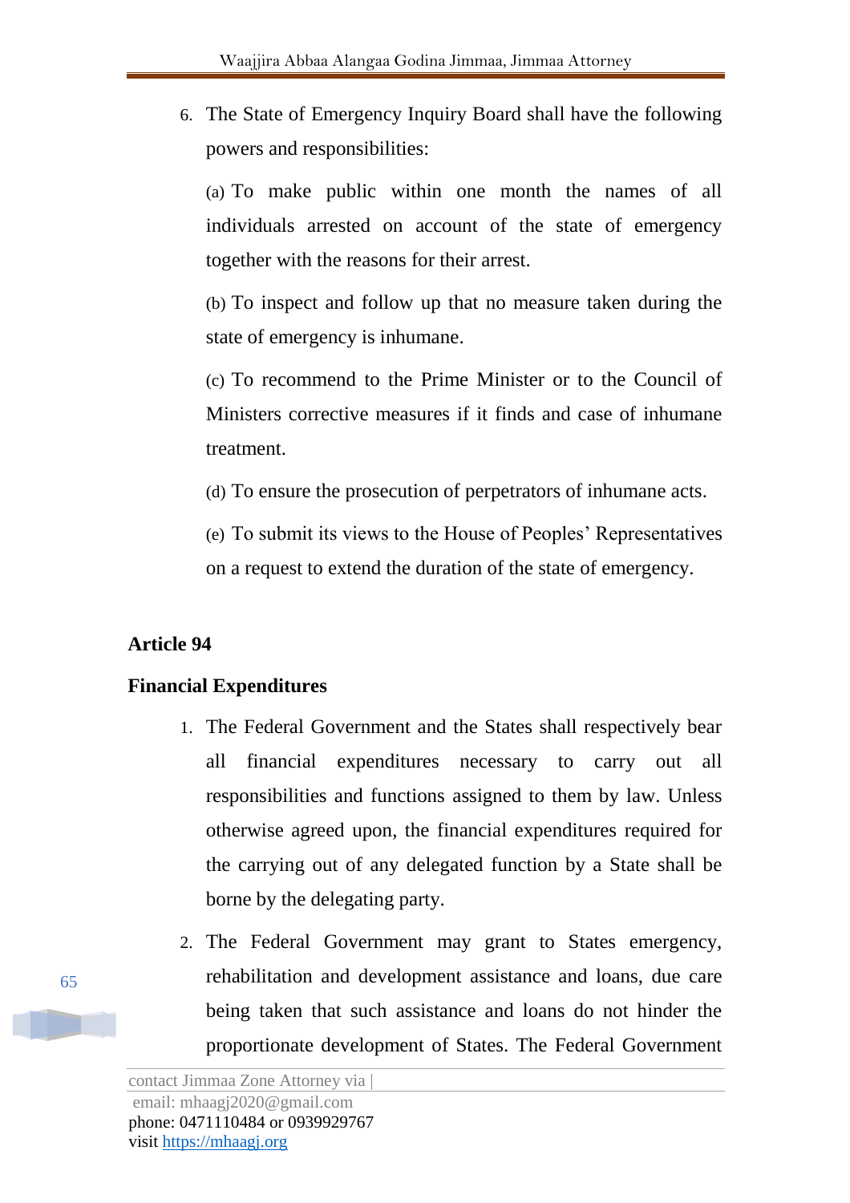6. The State of Emergency Inquiry Board shall have the following powers and responsibilities:

   (a) To make public within one month the names of all individuals arrested on account of the state of emergency together with the reasons for their arrest.

   (b) To inspect and follow up that no measure taken during the state of emergency is inhumane.

   (c) To recommend to the Prime Minister or to the Council of Ministers corrective measures if it finds and case of inhumane treatment.

   (d) To ensure the prosecution of perpetrators of inhumane acts.

   (e) To submit its views to the House of Peoples' Representatives on a request to extend the duration of the state of emergency.

**Article 94**

**Financial Expenditures**

1. The Federal Government and the States shall respectively bear all financial expenditures necessary to carry out all responsibilities and functions assigned to them by law. Unless otherwise agreed upon, the financial expenditures required for the carrying out of any delegated function by a State shall be borne by the delegating party.

2. The Federal Government may grant to States emergency, rehabilitation and development assistance and loans, due care being taken that such assistance and loans do not hinder the proportionate development of States. The Federal Government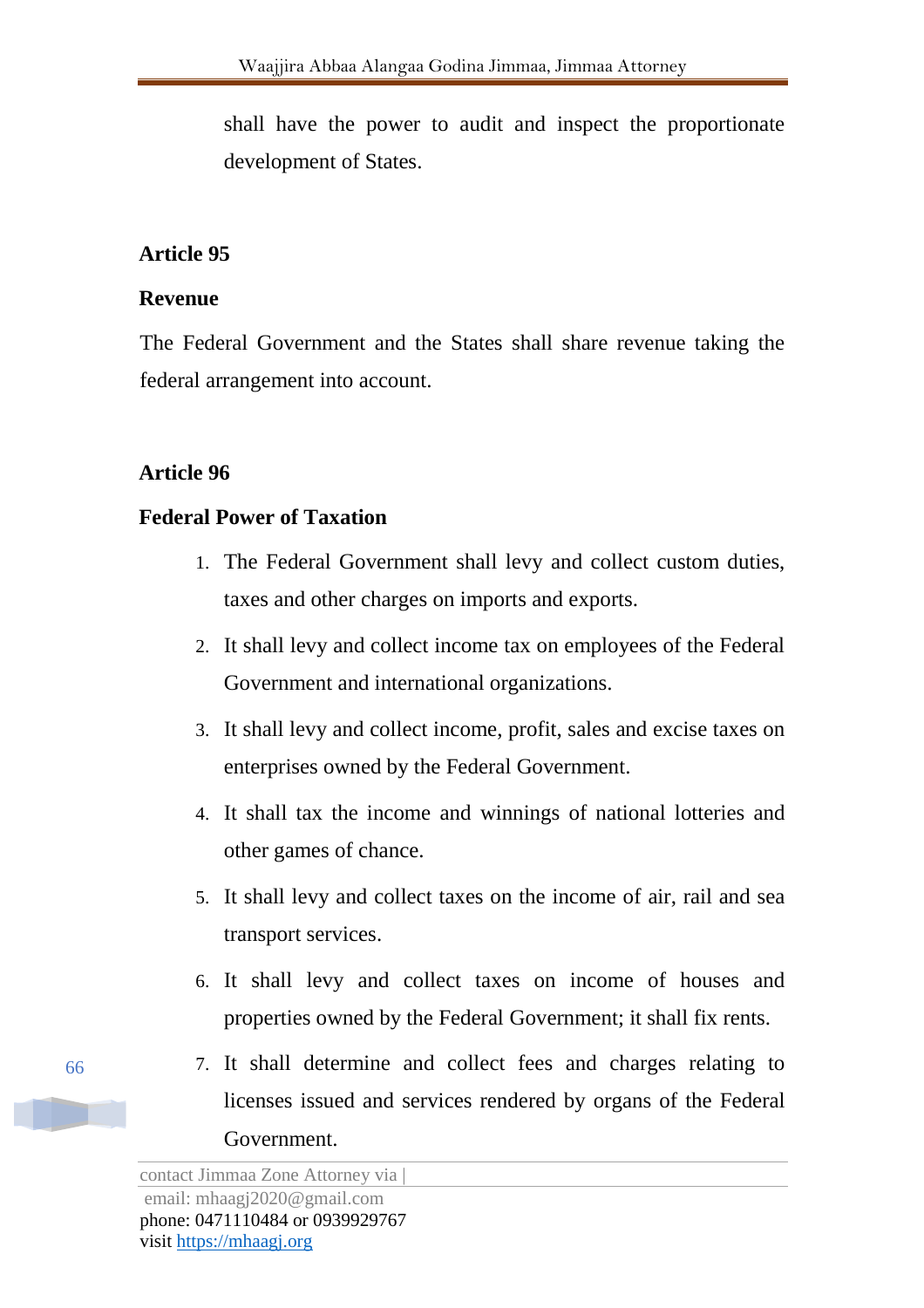shall have the power to audit and inspect the proportionate development of States.

**Article 95**

**Revenue**

The Federal Government and the States shall share revenue taking the federal arrangement into account.

**Article 96**

**Federal Power of Taxation**

1. The Federal Government shall levy and collect custom duties, taxes and other charges on imports and exports.
2. It shall levy and collect income tax on employees of the Federal Government and international organizations.
3. It shall levy and collect income, profit, sales and excise taxes on enterprises owned by the Federal Government.
4. It shall tax the income and winnings of national lotteries and other games of chance.
5. It shall levy and collect taxes on the income of air, rail and sea transport services.
6. It shall levy and collect taxes on income of houses and properties owned by the Federal Government; it shall fix rents.
7. It shall determine and collect fees and charges relating to licenses issued and services rendered by organs of the Federal Government.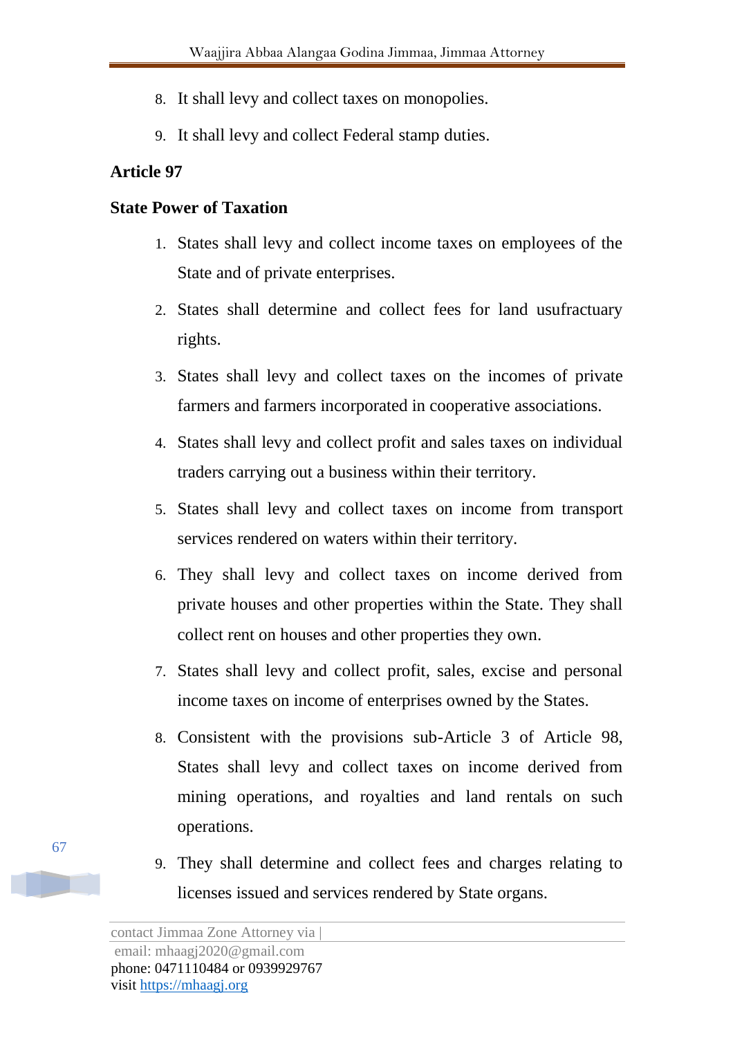8. It shall levy and collect taxes on monopolies.
9. It shall levy and collect Federal stamp duties.

**Article 97**

**State Power of Taxation**

1. States shall levy and collect income taxes on employees of the State and of private enterprises.
2. States shall determine and collect fees for land usufractuary rights.
3. States shall levy and collect taxes on the incomes of private farmers and farmers incorporated in cooperative associations.
4. States shall levy and collect profit and sales taxes on individual traders carrying out a business within their territory.
5. States shall levy and collect taxes on income from transport services rendered on waters within their territory.
6. They shall levy and collect taxes on income derived from private houses and other properties within the State. They shall collect rent on houses and other properties they own.
7. States shall levy and collect profit, sales, excise and personal income taxes on income of enterprises owned by the States.
8. Consistent with the provisions sub-Article 3 of Article 98, States shall levy and collect taxes on income derived from mining operations, and royalties and land rentals on such operations.
9. They shall determine and collect fees and charges relating to licenses issued and services rendered by State organs.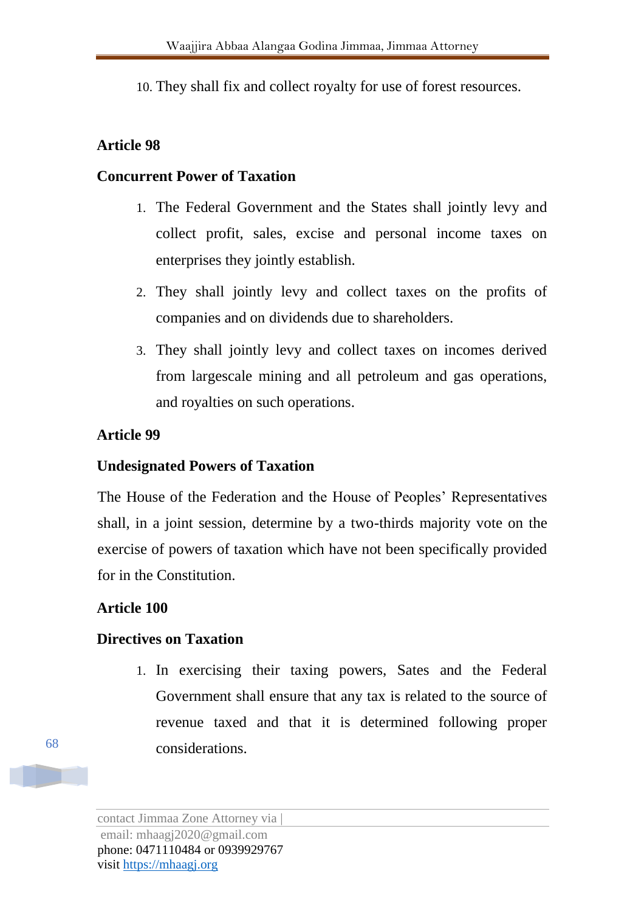10. They shall fix and collect royalty for use of forest resources.

**Article 98**

**Concurrent Power of Taxation**

1. The Federal Government and the States shall jointly levy and collect profit, sales, excise and personal income taxes on enterprises they jointly establish.
2. They shall jointly levy and collect taxes on the profits of companies and on dividends due to shareholders.
3. They shall jointly levy and collect taxes on incomes derived from largescale mining and all petroleum and gas operations, and royalties on such operations.

**Article 99**

**Undesignated Powers of Taxation**

The House of the Federation and the House of Peoples' Representatives shall, in a joint session, determine by a two-thirds majority vote on the exercise of powers of taxation which have not been specifically provided for in the Constitution.

**Article 100**

**Directives on Taxation**

1. In exercising their taxing powers, Sates and the Federal Government shall ensure that any tax is related to the source of revenue taxed and that it is determined following proper considerations.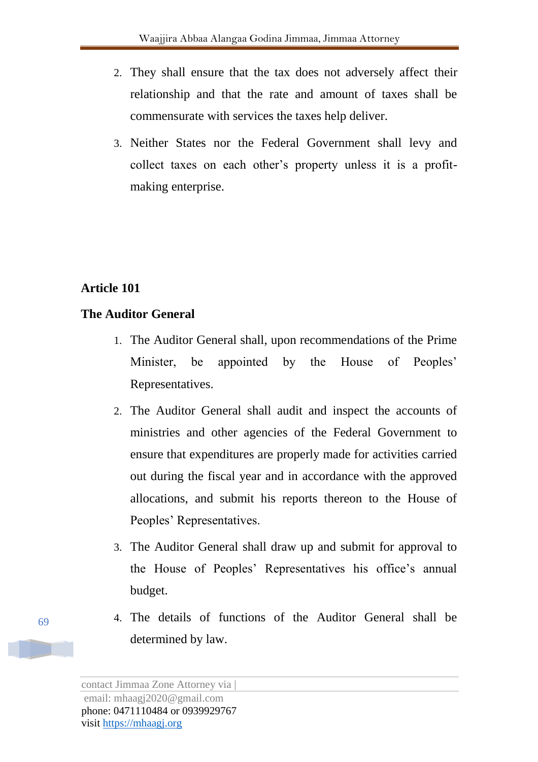2. They shall ensure that the tax does not adversely affect their relationship and that the rate and amount of taxes shall be commensurate with services the taxes help deliver.
3. Neither States nor the Federal Government shall levy and collect taxes on each other's property unless it is a profit-making enterprise.

**Article 101**

**The Auditor General**

1. The Auditor General shall, upon recommendations of the Prime Minister, be appointed by the House of Peoples' Representatives.
2. The Auditor General shall audit and inspect the accounts of ministries and other agencies of the Federal Government to ensure that expenditures are properly made for activities carried out during the fiscal year and in accordance with the approved allocations, and submit his reports thereon to the House of Peoples' Representatives.
3. The Auditor General shall draw up and submit for approval to the House of Peoples' Representatives his office's annual budget.
4. The details of functions of the Auditor General shall be determined by law.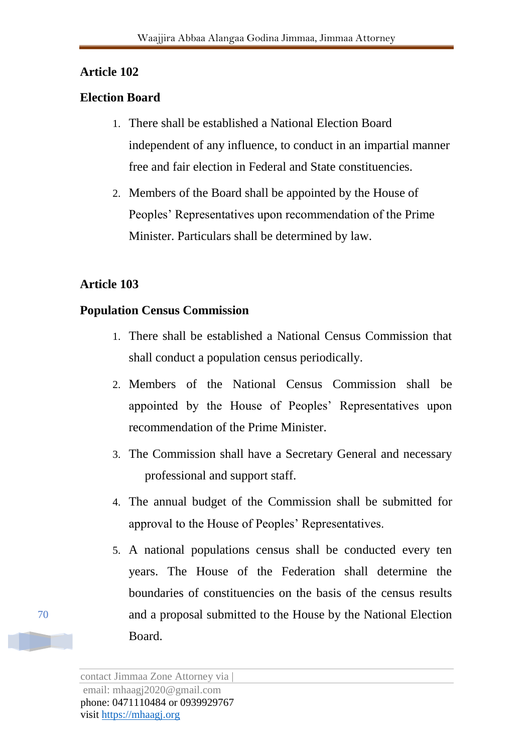## Article 102

## Election Board

1. There shall be established a National Election Board independent of any influence, to conduct in an impartial manner free and fair election in Federal and State constituencies.
2. Members of the Board shall be appointed by the House of Peoples' Representatives upon recommendation of the Prime Minister. Particulars shall be determined by law.

## Article 103

## Population Census Commission

1. There shall be established a National Census Commission that shall conduct a population census periodically.
2. Members of the National Census Commission shall be appointed by the House of Peoples' Representatives upon recommendation of the Prime Minister.
3. The Commission shall have a Secretary General and necessary professional and support staff.
4. The annual budget of the Commission shall be submitted for approval to the House of Peoples' Representatives.
5. A national populations census shall be conducted every ten years. The House of the Federation shall determine the boundaries of constituencies on the basis of the census results and a proposal submitted to the House by the National Election Board.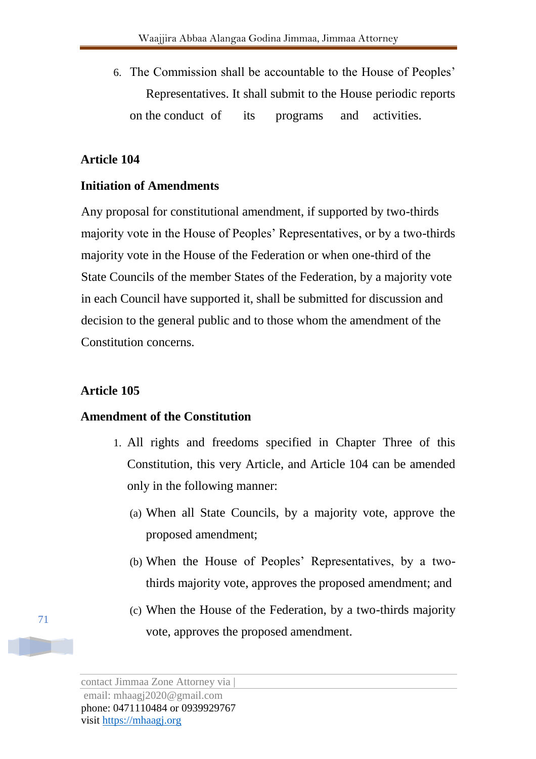6. The Commission shall be accountable to the House of Peoples' Representatives. It shall submit to the House periodic reports on the conduct of its programs and activities.

**Article 104**

**Initiation of Amendments**

Any proposal for constitutional amendment, if supported by two-thirds majority vote in the House of Peoples' Representatives, or by a two-thirds majority vote in the House of the Federation or when one-third of the State Councils of the member States of the Federation, by a majority vote in each Council have supported it, shall be submitted for discussion and decision to the general public and to those whom the amendment of the Constitution concerns.

**Article 105**

**Amendment of the Constitution**

1. All rights and freedoms specified in Chapter Three of this Constitution, this very Article, and Article 104 can be amended only in the following manner:
   (a) When all State Councils, by a majority vote, approve the proposed amendment;
   (b) When the House of Peoples' Representatives, by a two-thirds majority vote, approves the proposed amendment; and
   (c) When the House of the Federation, by a two-thirds majority vote, approves the proposed amendment.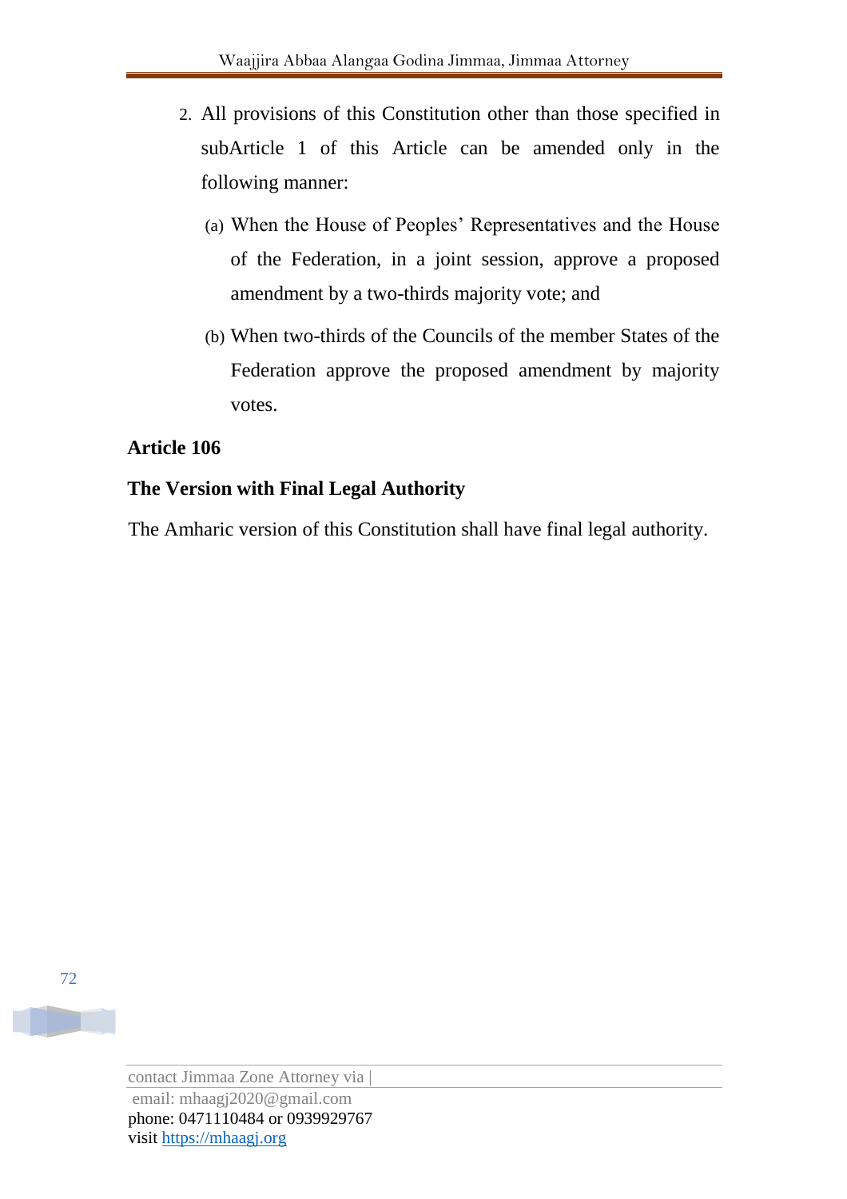2. All provisions of this Constitution other than those specified in subArticle 1 of this Article can be amended only in the following manner:

   (a) When the House of Peoples' Representatives and the House of the Federation, in a joint session, approve a proposed amendment by a two-thirds majority vote; and

   (b) When two-thirds of the Councils of the member States of the Federation approve the proposed amendment by majority votes.

**Article 106**

**The Version with Final Legal Authority**

The Amharic version of this Constitution shall have final legal authority.